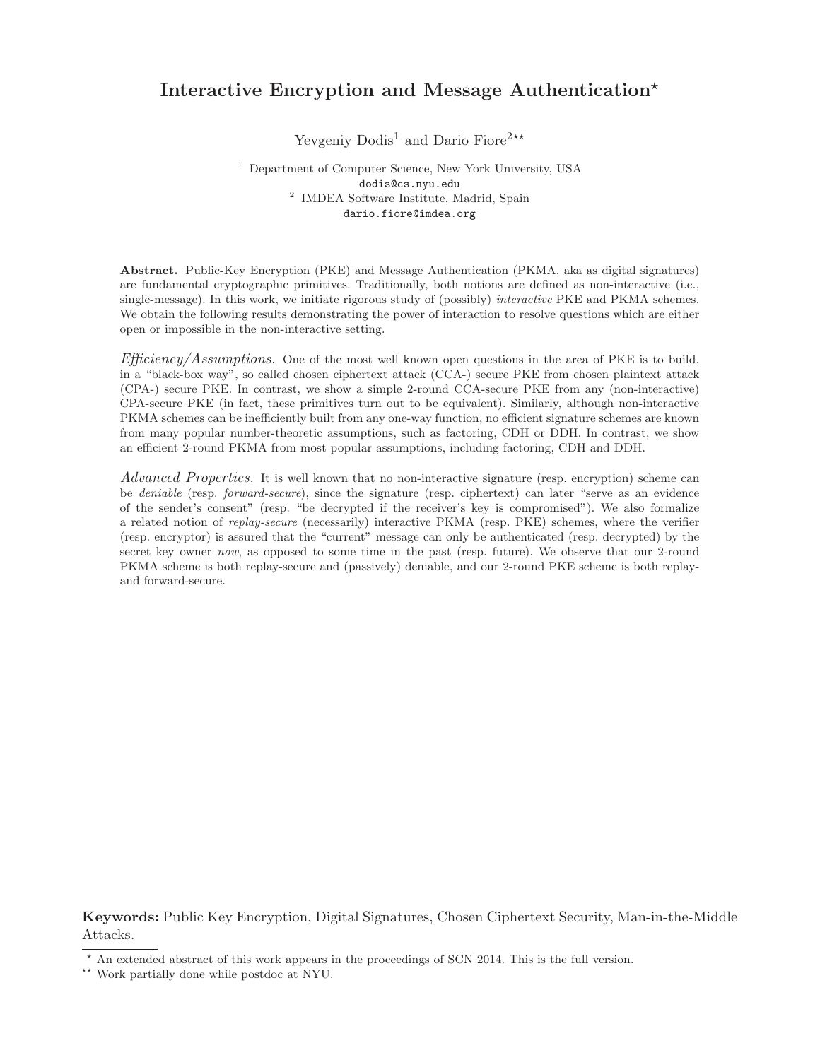# Interactive Encryption and Message Authentication*

Yevgeniy Dodis[1] and Dario Fiore[2**]

[1] Department of Computer Science, New York University, USA
dodis@cs.nyu.edu

[2] IMDEA Software Institute, Madrid, Spain
dario.fiore@imdea.org

**Abstract.** Public-Key Encryption (PKE) and Message Authentication (PKMA, aka as digital signatures) are fundamental cryptographic primitives. Traditionally, both notions are defined as non-interactive (i.e., single-message). In this work, we initiate rigorous study of (possibly) *interactive* PKE and PKMA schemes. We obtain the following results demonstrating the power of interaction to resolve questions which are either open or impossible in the non-interactive setting.

*Efficiency/Assumptions.* One of the most well known open questions in the area of PKE is to build, in a "black-box way", so called chosen ciphertext attack (CCA-) secure PKE from chosen plaintext attack (CPA-) secure PKE. In contrast, we show a simple 2-round CCA-secure PKE from any (non-interactive) CPA-secure PKE (in fact, these primitives turn out to be equivalent). Similarly, although non-interactive PKMA schemes can be inefficiently built from any one-way function, no efficient signature schemes are known from many popular number-theoretic assumptions, such as factoring, CDH or DDH. In contrast, we show an efficient 2-round PKMA from most popular assumptions, including factoring, CDH and DDH.

*Advanced Properties.* It is well known that no non-interactive signature (resp. encryption) scheme can be *deniable* (resp. *forward-secure*), since the signature (resp. ciphertext) can later "serve as an evidence of the sender's consent" (resp. "be decrypted if the receiver's key is compromised"). We also formalize a related notion of *replay-secure* (necessarily) interactive PKMA (resp. PKE) schemes, where the verifier (resp. encryptor) is assured that the "current" message can only be authenticated (resp. decrypted) by the secret key owner *now*, as opposed to some time in the past (resp. future). We observe that our 2-round PKMA scheme is both replay-secure and (passively) deniable, and our 2-round PKE scheme is both replay- and forward-secure.

**Keywords:** Public Key Encryption, Digital Signatures, Chosen Ciphertext Security, Man-in-the-Middle Attacks.

---

* An extended abstract of this work appears in the proceedings of SCN 2014. This is the full version.

** Work partially done while postdoc at NYU.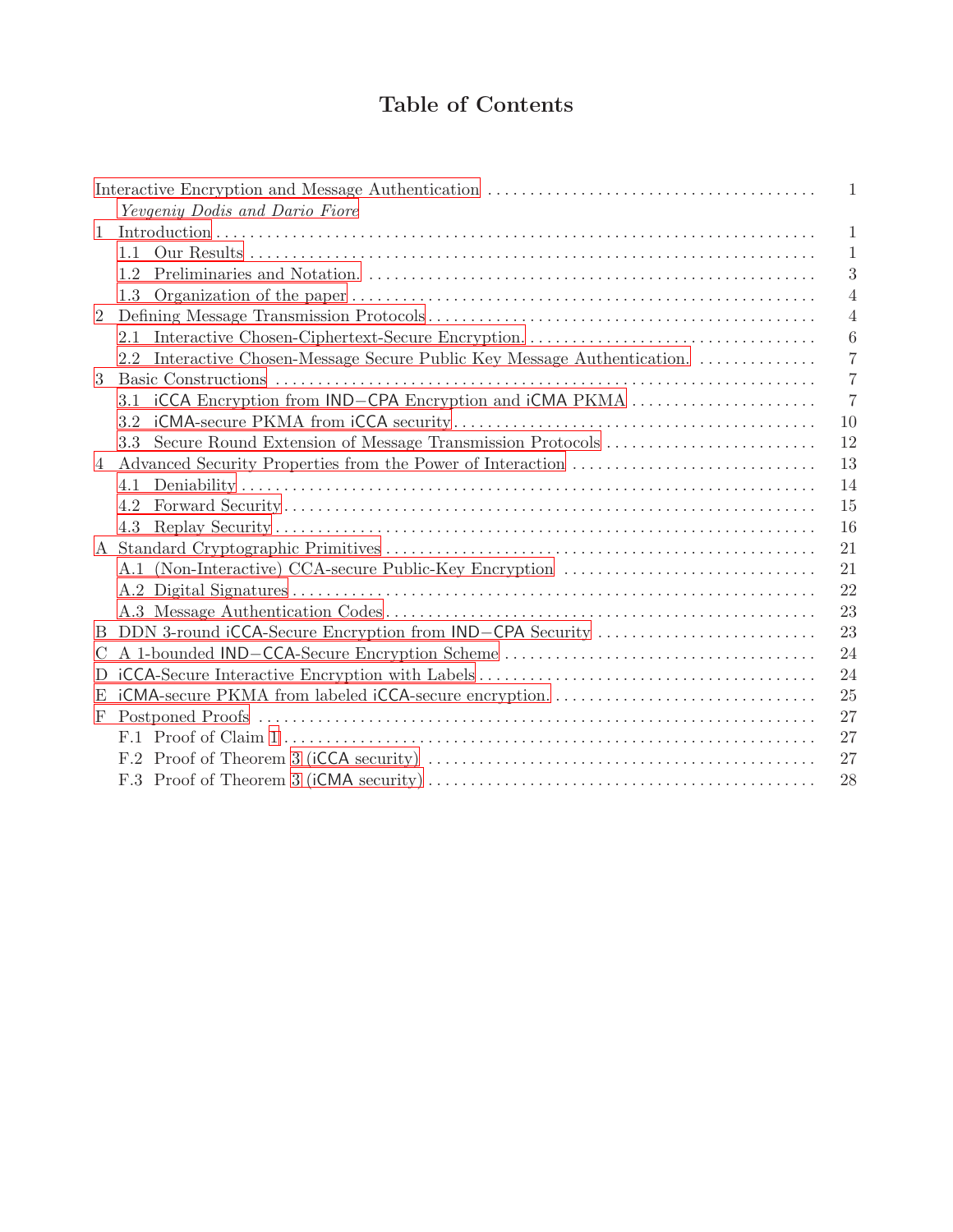# Table of Contents

- Interactive Encryption and Message Authentication ..... 1
  *Yevgeniy Dodis and Dario Fiore*
- 1 Introduction ..... 1
  - 1.1 Our Results ..... 1
  - 1.2 Preliminaries and Notation. ..... 3
  - 1.3 Organization of the paper ..... 4
- 2 Defining Message Transmission Protocols ..... 4
  - 2.1 Interactive Chosen-Ciphertext-Secure Encryption. ..... 6
  - 2.2 Interactive Chosen-Message Secure Public Key Message Authentication. ..... 7
- 3 Basic Constructions ..... 7
  - 3.1 iCCA Encryption from IND−CPA Encryption and iCMA PKMA ..... 7
  - 3.2 iCMA-secure PKMA from iCCA security ..... 10
  - 3.3 Secure Round Extension of Message Transmission Protocols ..... 12
- 4 Advanced Security Properties from the Power of Interaction ..... 13
  - 4.1 Deniability ..... 14
  - 4.2 Forward Security ..... 15
  - 4.3 Replay Security ..... 16
- A Standard Cryptographic Primitives ..... 21
  - A.1 (Non-Interactive) CCA-secure Public-Key Encryption ..... 21
  - A.2 Digital Signatures ..... 22
  - A.3 Message Authentication Codes ..... 23
- B DDN 3-round iCCA-Secure Encryption from IND−CPA Security ..... 23
- C A 1-bounded IND−CCA-Secure Encryption Scheme ..... 24
- D iCCA-Secure Interactive Encryption with Labels ..... 24
- E iCMA-secure PKMA from labeled iCCA-secure encryption. ..... 25
- F Postponed Proofs ..... 27
  - F.1 Proof of Claim 1 ..... 27
  - F.2 Proof of Theorem 3 (iCCA security) ..... 27
  - F.3 Proof of Theorem 3 (iCMA security) ..... 28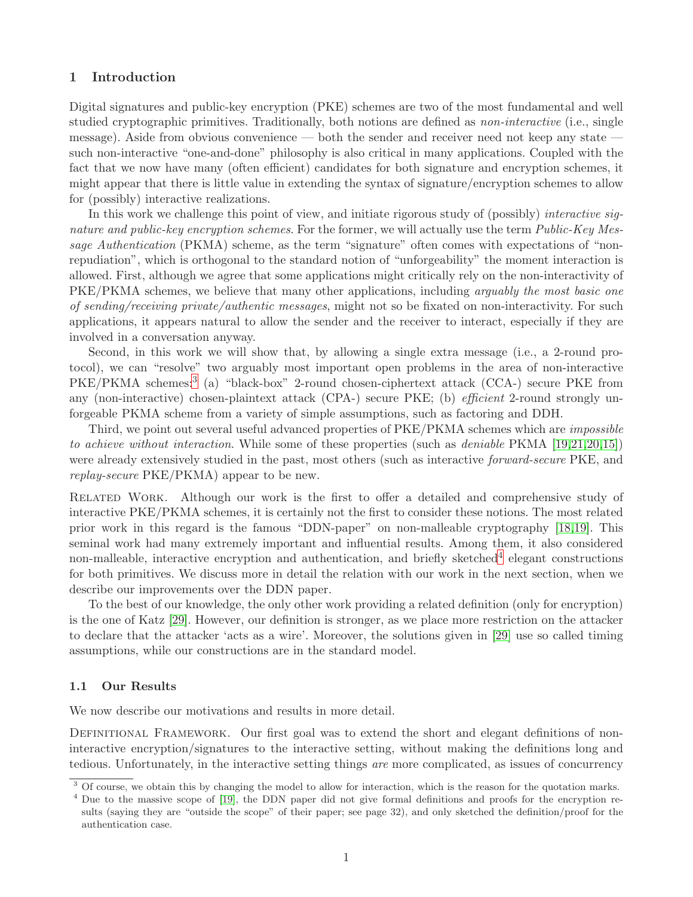## 1 Introduction

Digital signatures and public-key encryption (PKE) schemes are two of the most fundamental and well studied cryptographic primitives. Traditionally, both notions are defined as *non-interactive* (i.e., single message). Aside from obvious convenience — both the sender and receiver need not keep any state — such non-interactive "one-and-done" philosophy is also critical in many applications. Coupled with the fact that we now have many (often efficient) candidates for both signature and encryption schemes, it might appear that there is little value in extending the syntax of signature/encryption schemes to allow for (possibly) interactive realizations.

In this work we challenge this point of view, and initiate rigorous study of (possibly) *interactive signature and public-key encryption schemes*. For the former, we will actually use the term *Public-Key Message Authentication* (PKMA) scheme, as the term "signature" often comes with expectations of "non-repudiation", which is orthogonal to the standard notion of "unforgeability" the moment interaction is allowed. First, although we agree that some applications might critically rely on the non-interactivity of PKE/PKMA schemes, we believe that many other applications, including *arguably the most basic one of sending/receiving private/authentic messages*, might not so be fixated on non-interactivity. For such applications, it appears natural to allow the sender and the receiver to interact, especially if they are involved in a conversation anyway.

Second, in this work we will show that, by allowing a single extra message (i.e., a 2-round protocol), we can "resolve" two arguably most important open problems in the area of non-interactive PKE/PKMA schemes:[3] (a) "black-box" 2-round chosen-ciphertext attack (CCA-) secure PKE from any (non-interactive) chosen-plaintext attack (CPA-) secure PKE; (b) *efficient* 2-round strongly unforgeable PKMA scheme from a variety of simple assumptions, such as factoring and DDH.

Third, we point out several useful advanced properties of PKE/PKMA schemes which are *impossible to achieve without interaction*. While some of these properties (such as *deniable* PKMA [19,21,20,15]) were already extensively studied in the past, most others (such as interactive *forward-secure* PKE, and *replay-secure* PKE/PKMA) appear to be new.

Related Work. Although our work is the first to offer a detailed and comprehensive study of interactive PKE/PKMA schemes, it is certainly not the first to consider these notions. The most related prior work in this regard is the famous "DDN-paper" on non-malleable cryptography [18,19]. This seminal work had many extremely important and influential results. Among them, it also considered non-malleable, interactive encryption and authentication, and briefly sketched[4] elegant constructions for both primitives. We discuss more in detail the relation with our work in the next section, when we describe our improvements over the DDN paper.

To the best of our knowledge, the only other work providing a related definition (only for encryption) is the one of Katz [29]. However, our definition is stronger, as we place more restriction on the attacker to declare that the attacker 'acts as a wire'. Moreover, the solutions given in [29] use so called timing assumptions, while our constructions are in the standard model.

### 1.1 Our Results

We now describe our motivations and results in more detail.

Definitional Framework. Our first goal was to extend the short and elegant definitions of non-interactive encryption/signatures to the interactive setting, without making the definitions long and tedious. Unfortunately, in the interactive setting things *are* more complicated, as issues of concurrency

[3] Of course, we obtain this by changing the model to allow for interaction, which is the reason for the quotation marks.

[4] Due to the massive scope of [19], the DDN paper did not give formal definitions and proofs for the encryption results (saying they are "outside the scope" of their paper; see page 32), and only sketched the definition/proof for the authentication case.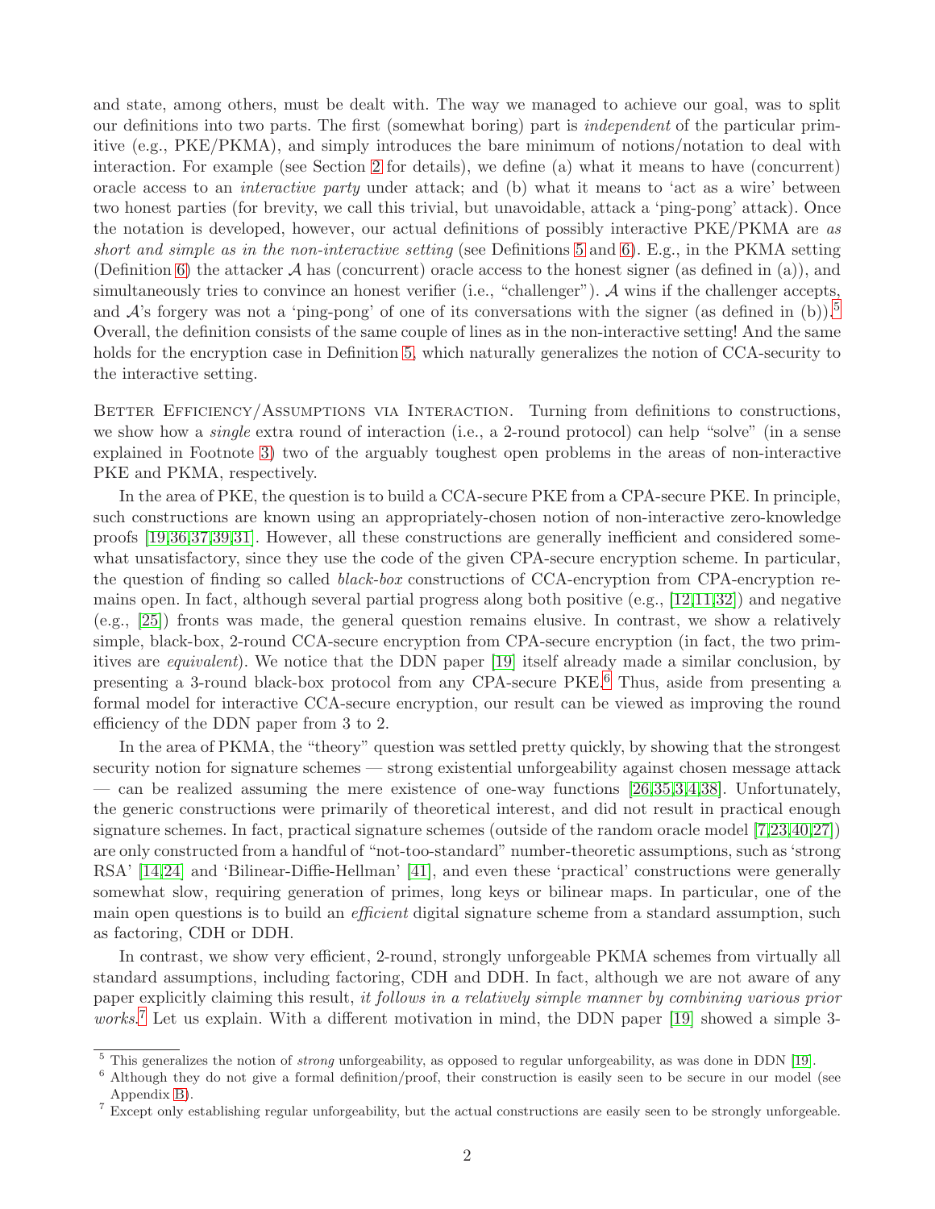and state, among others, must be dealt with. The way we managed to achieve our goal, was to split our definitions into two parts. The first (somewhat boring) part is *independent* of the particular primitive (e.g., PKE/PKMA), and simply introduces the bare minimum of notions/notation to deal with interaction. For example (see Section 2 for details), we define (a) what it means to have (concurrent) oracle access to an *interactive party* under attack; and (b) what it means to 'act as a wire' between two honest parties (for brevity, we call this trivial, but unavoidable, attack a 'ping-pong' attack). Once the notation is developed, however, our actual definitions of possibly interactive PKE/PKMA are *as short and simple as in the non-interactive setting* (see Definitions 5 and 6). E.g., in the PKMA setting (Definition 6) the attacker $\mathcal{A}$ has (concurrent) oracle access to the honest signer (as defined in (a)), and simultaneously tries to convince an honest verifier (i.e., "challenger"). $\mathcal{A}$ wins if the challenger accepts, and $\mathcal{A}$'s forgery was not a 'ping-pong' of one of its conversations with the signer (as defined in (b)).[5] Overall, the definition consists of the same couple of lines as in the non-interactive setting! And the same holds for the encryption case in Definition 5, which naturally generalizes the notion of CCA-security to the interactive setting.

Better Efficiency/Assumptions via Interaction. Turning from definitions to constructions, we show how a *single* extra round of interaction (i.e., a 2-round protocol) can help "solve" (in a sense explained in Footnote 3) two of the arguably toughest open problems in the areas of non-interactive PKE and PKMA, respectively.

In the area of PKE, the question is to build a CCA-secure PKE from a CPA-secure PKE. In principle, such constructions are known using an appropriately-chosen notion of non-interactive zero-knowledge proofs [19,36,37,39,31]. However, all these constructions are generally inefficient and considered somewhat unsatisfactory, since they use the code of the given CPA-secure encryption scheme. In particular, the question of finding so called *black-box* constructions of CCA-encryption from CPA-encryption remains open. In fact, although several partial progress along both positive (e.g., [12,11,32]) and negative (e.g., [25]) fronts was made, the general question remains elusive. In contrast, we show a relatively simple, black-box, 2-round CCA-secure encryption from CPA-secure encryption (in fact, the two primitives are *equivalent*). We notice that the DDN paper [19] itself already made a similar conclusion, by presenting a 3-round black-box protocol from any CPA-secure PKE.[6] Thus, aside from presenting a formal model for interactive CCA-secure encryption, our result can be viewed as improving the round efficiency of the DDN paper from 3 to 2.

In the area of PKMA, the "theory" question was settled pretty quickly, by showing that the strongest security notion for signature schemes — strong existential unforgeability against chosen message attack — can be realized assuming the mere existence of one-way functions [26,35,3,4,38]. Unfortunately, the generic constructions were primarily of theoretical interest, and did not result in practical enough signature schemes. In fact, practical signature schemes (outside of the random oracle model [7,23,40,27]) are only constructed from a handful of "not-too-standard" number-theoretic assumptions, such as 'strong RSA' [14,24] and 'Bilinear-Diffie-Hellman' [41], and even these 'practical' constructions were generally somewhat slow, requiring generation of primes, long keys or bilinear maps. In particular, one of the main open questions is to build an *efficient* digital signature scheme from a standard assumption, such as factoring, CDH or DDH.

In contrast, we show very efficient, 2-round, strongly unforgeable PKMA schemes from virtually all standard assumptions, including factoring, CDH and DDH. In fact, although we are not aware of any paper explicitly claiming this result, *it follows in a relatively simple manner by combining various prior works*.[7] Let us explain. With a different motivation in mind, the DDN paper [19] showed a simple 3-

---

[5] This generalizes the notion of *strong* unforgeability, as opposed to regular unforgeability, as was done in DDN [19].

[6] Although they do not give a formal definition/proof, their construction is easily seen to be secure in our model (see Appendix B).

[7] Except only establishing regular unforgeability, but the actual constructions are easily seen to be strongly unforgeable.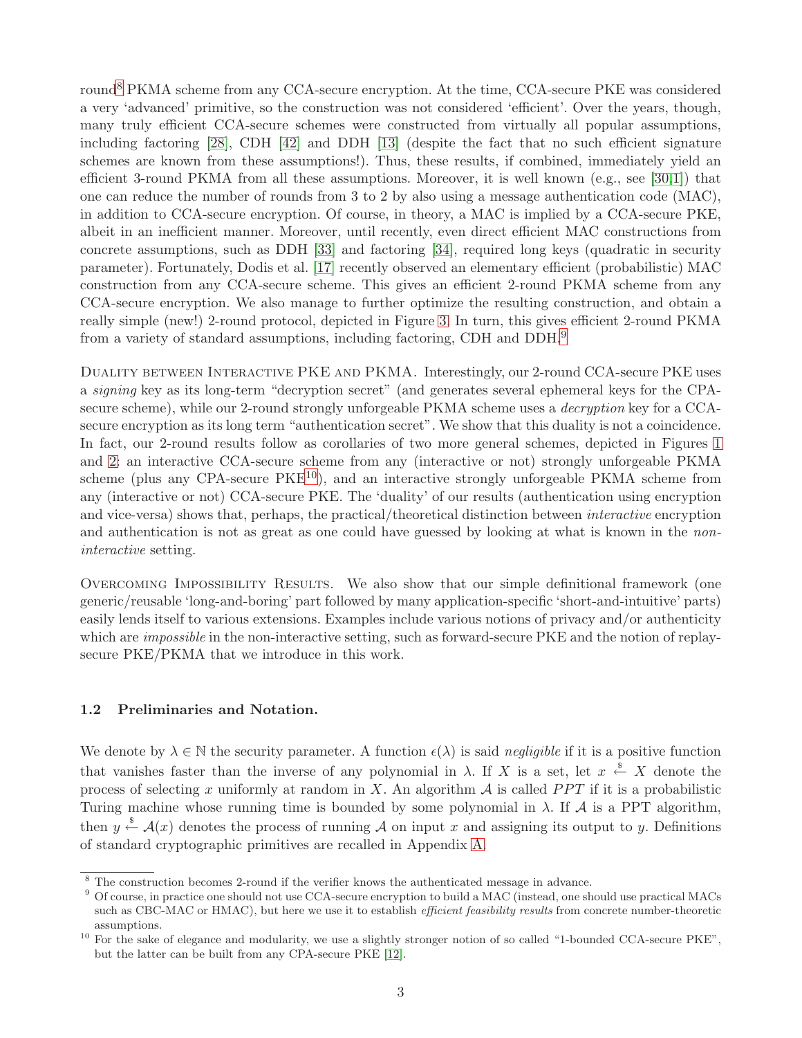round[8] PKMA scheme from any CCA-secure encryption. At the time, CCA-secure PKE was considered a very 'advanced' primitive, so the construction was not considered 'efficient'. Over the years, though, many truly efficient CCA-secure schemes were constructed from virtually all popular assumptions, including factoring [28], CDH [42] and DDH [13] (despite the fact that no such efficient signature schemes are known from these assumptions!). Thus, these results, if combined, immediately yield an efficient 3-round PKMA from all these assumptions. Moreover, it is well known (e.g., see [30,1]) that one can reduce the number of rounds from 3 to 2 by also using a message authentication code (MAC), in addition to CCA-secure encryption. Of course, in theory, a MAC is implied by a CCA-secure PKE, albeit in an inefficient manner. Moreover, until recently, even direct efficient MAC constructions from concrete assumptions, such as DDH [33] and factoring [34], required long keys (quadratic in security parameter). Fortunately, Dodis et al. [17] recently observed an elementary efficient (probabilistic) MAC construction from any CCA-secure scheme. This gives an efficient 2-round PKMA scheme from any CCA-secure encryption. We also manage to further optimize the resulting construction, and obtain a really simple (new!) 2-round protocol, depicted in Figure 3. In turn, this gives efficient 2-round PKMA from a variety of standard assumptions, including factoring, CDH and DDH.[9]

Duality between Interactive PKE and PKMA. Interestingly, our 2-round CCA-secure PKE uses a *signing* key as its long-term "decryption secret" (and generates several ephemeral keys for the CPA-secure scheme), while our 2-round strongly unforgeable PKMA scheme uses a *decryption* key for a CCA-secure encryption as its long term "authentication secret". We show that this duality is not a coincidence. In fact, our 2-round results follow as corollaries of two more general schemes, depicted in Figures 1 and 2: an interactive CCA-secure scheme from any (interactive or not) strongly unforgeable PKMA scheme (plus any CPA-secure PKE[10]), and an interactive strongly unforgeable PKMA scheme from any (interactive or not) CCA-secure PKE. The 'duality' of our results (authentication using encryption and vice-versa) shows that, perhaps, the practical/theoretical distinction between *interactive* encryption and authentication is not as great as one could have guessed by looking at what is known in the *non-interactive* setting.

Overcoming Impossibility Results. We also show that our simple definitional framework (one generic/reusable 'long-and-boring' part followed by many application-specific 'short-and-intuitive' parts) easily lends itself to various extensions. Examples include various notions of privacy and/or authenticity which are *impossible* in the non-interactive setting, such as forward-secure PKE and the notion of replay-secure PKE/PKMA that we introduce in this work.

### 1.2 Preliminaries and Notation.

We denote by $\lambda \in \mathbb{N}$ the security parameter. A function $\epsilon(\lambda)$ is said *negligible* if it is a positive function that vanishes faster than the inverse of any polynomial in $\lambda$. If $X$ is a set, let $x \overset{\$}{\leftarrow} X$ denote the process of selecting $x$ uniformly at random in $X$. An algorithm $\mathcal{A}$ is called $PPT$ if it is a probabilistic Turing machine whose running time is bounded by some polynomial in $\lambda$. If $\mathcal{A}$ is a PPT algorithm, then $y \overset{\$}{\leftarrow} \mathcal{A}(x)$ denotes the process of running $\mathcal{A}$ on input $x$ and assigning its output to $y$. Definitions of standard cryptographic primitives are recalled in Appendix A.

[8] The construction becomes 2-round if the verifier knows the authenticated message in advance.

[9] Of course, in practice one should not use CCA-secure encryption to build a MAC (instead, one should use practical MACs such as CBC-MAC or HMAC), but here we use it to establish *efficient feasibility results* from concrete number-theoretic assumptions.

[10] For the sake of elegance and modularity, we use a slightly stronger notion of so called "1-bounded CCA-secure PKE", but the latter can be built from any CPA-secure PKE [12].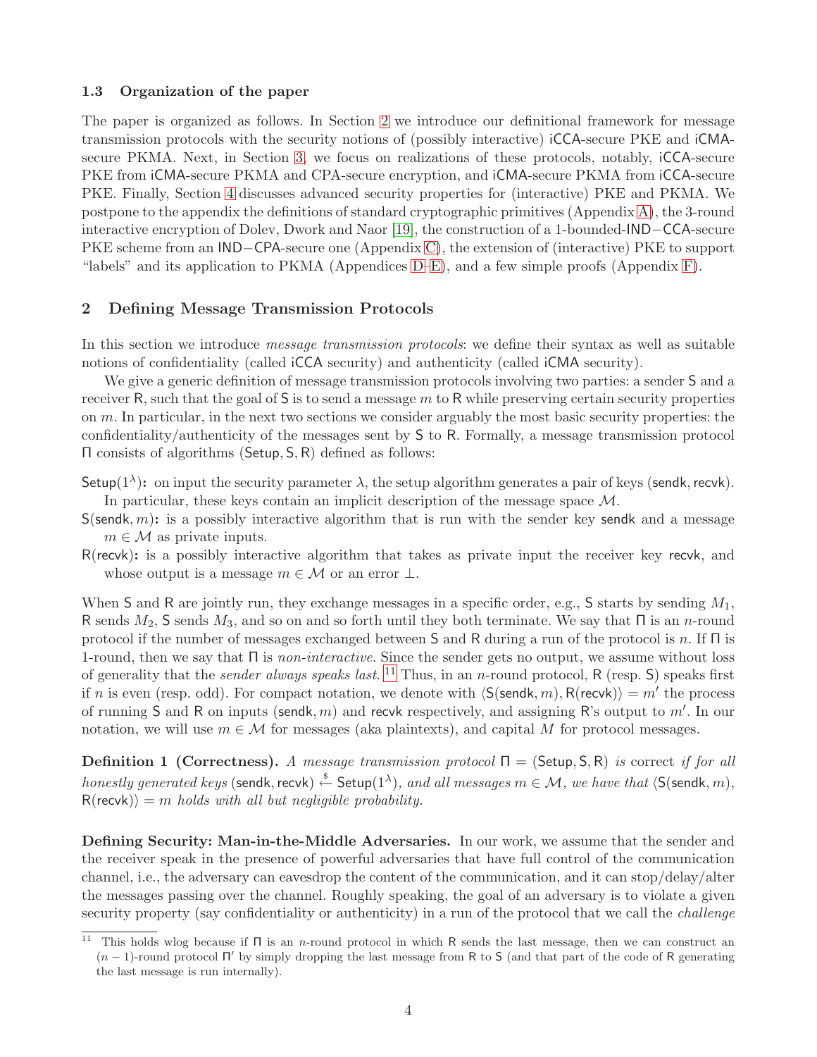### 1.3 Organization of the paper

The paper is organized as follows. In Section 2 we introduce our definitional framework for message transmission protocols with the security notions of (possibly interactive) iCCA-secure PKE and iCMA-secure PKMA. Next, in Section 3, we focus on realizations of these protocols, notably, iCCA-secure PKE from iCMA-secure PKMA and CPA-secure encryption, and iCMA-secure PKMA from iCCA-secure PKE. Finally, Section 4 discusses advanced security properties for (interactive) PKE and PKMA. We postpone to the appendix the definitions of standard cryptographic primitives (Appendix A), the 3-round interactive encryption of Dolev, Dwork and Naor [19], the construction of a 1-bounded-IND−CCA-secure PKE scheme from an IND−CPA-secure one (Appendix C), the extension of (interactive) PKE to support "labels" and its application to PKMA (Appendices D–E), and a few simple proofs (Appendix F).

## 2 Defining Message Transmission Protocols

In this section we introduce *message transmission protocols*: we define their syntax as well as suitable notions of confidentiality (called iCCA security) and authenticity (called iCMA security).

We give a generic definition of message transmission protocols involving two parties: a sender S and a receiver R, such that the goal of S is to send a message $m$ to R while preserving certain security properties on $m$. In particular, in the next two sections we consider arguably the most basic security properties: the confidentiality/authenticity of the messages sent by S to R. Formally, a message transmission protocol $\Pi$ consists of algorithms (Setup, S, R) defined as follows:

**$\mathsf{Setup}(1^\lambda)$:** on input the security parameter $\lambda$, the setup algorithm generates a pair of keys (sendk, recvk). In particular, these keys contain an implicit description of the message space $\mathcal{M}$.

**$\mathsf{S}(\mathsf{sendk}, m)$:** is a possibly interactive algorithm that is run with the sender key sendk and a message $m \in \mathcal{M}$ as private inputs.

**$\mathsf{R}(\mathsf{recvk})$:** is a possibly interactive algorithm that takes as private input the receiver key recvk, and whose output is a message $m \in \mathcal{M}$ or an error $\perp$.

When S and R are jointly run, they exchange messages in a specific order, e.g., S starts by sending $M_1$, R sends $M_2$, S sends $M_3$, and so on and so forth until they both terminate. We say that $\Pi$ is an $n$-round protocol if the number of messages exchanged between S and R during a run of the protocol is $n$. If $\Pi$ is 1-round, then we say that $\Pi$ is *non-interactive*. Since the sender gets no output, we assume without loss of generality that the *sender always speaks last*.[11] Thus, in an $n$-round protocol, R (resp. S) speaks first if $n$ is even (resp. odd). For compact notation, we denote with $\langle \mathsf{S}(\mathsf{sendk}, m), \mathsf{R}(\mathsf{recvk})\rangle = m'$ the process of running S and R on inputs (sendk, $m$) and recvk respectively, and assigning R's output to $m'$. In our notation, we will use $m \in \mathcal{M}$ for messages (aka plaintexts), and capital $M$ for protocol messages.

**Definition 1 (Correctness).** *A message transmission protocol $\Pi = (\mathsf{Setup}, \mathsf{S}, \mathsf{R})$ is* correct *if for all honestly generated keys* $(\mathsf{sendk}, \mathsf{recvk}) \xleftarrow{\$} \mathsf{Setup}(1^\lambda)$*, and all messages $m \in \mathcal{M}$, we have that $\langle \mathsf{S}(\mathsf{sendk}, m), \mathsf{R}(\mathsf{recvk})\rangle = m$ holds with all but negligible probability.*

**Defining Security: Man-in-the-Middle Adversaries.** In our work, we assume that the sender and the receiver speak in the presence of powerful adversaries that have full control of the communication channel, i.e., the adversary can eavesdrop the content of the communication, and it can stop/delay/alter the messages passing over the channel. Roughly speaking, the goal of an adversary is to violate a given security property (say confidentiality or authenticity) in a run of the protocol that we call the *challenge*

[11] This holds wlog because if $\Pi$ is an $n$-round protocol in which R sends the last message, then we can construct an $(n-1)$-round protocol $\Pi'$ by simply dropping the last message from R to S (and that part of the code of R generating the last message is run internally).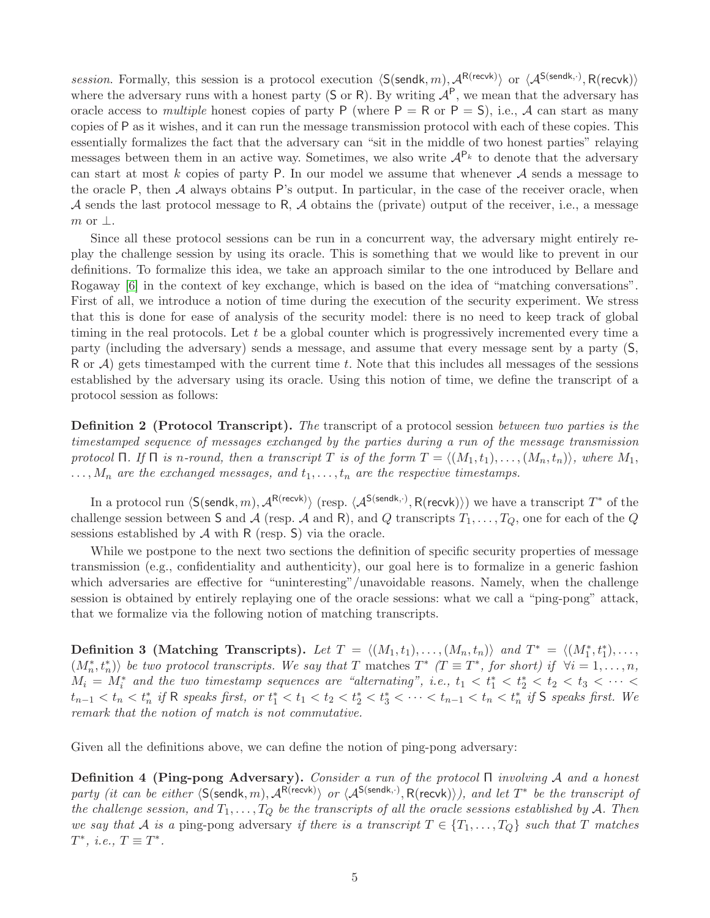*session*. Formally, this session is a protocol execution $\langle \mathsf{S}(\mathsf{sendk}, m), \mathcal{A}^{\mathsf{R}(\mathsf{recvk})} \rangle$ or $\langle \mathcal{A}^{\mathsf{S}(\mathsf{sendk}, \cdot)}, \mathsf{R}(\mathsf{recvk}) \rangle$ where the adversary runs with a honest party ($\mathsf{S}$ or $\mathsf{R}$). By writing $\mathcal{A}^{\mathsf{P}}$, we mean that the adversary has oracle access to *multiple* honest copies of party $\mathsf{P}$ (where $\mathsf{P} = \mathsf{R}$ or $\mathsf{P} = \mathsf{S}$), i.e., $\mathcal{A}$ can start as many copies of $\mathsf{P}$ as it wishes, and it can run the message transmission protocol with each of these copies. This essentially formalizes the fact that the adversary can "sit in the middle of two honest parties" relaying messages between them in an active way. Sometimes, we also write $\mathcal{A}^{\mathsf{P}_k}$ to denote that the adversary can start at most $k$ copies of party $\mathsf{P}$. In our model we assume that whenever $\mathcal{A}$ sends a message to the oracle $\mathsf{P}$, then $\mathcal{A}$ always obtains $\mathsf{P}$'s output. In particular, in the case of the receiver oracle, when $\mathcal{A}$ sends the last protocol message to $\mathsf{R}$, $\mathcal{A}$ obtains the (private) output of the receiver, i.e., a message $m$ or $\perp$.

Since all these protocol sessions can be run in a concurrent way, the adversary might entirely replay the challenge session by using its oracle. This is something that we would like to prevent in our definitions. To formalize this idea, we take an approach similar to the one introduced by Bellare and Rogaway [6] in the context of key exchange, which is based on the idea of "matching conversations". First of all, we introduce a notion of time during the execution of the security experiment. We stress that this is done for ease of analysis of the security model: there is no need to keep track of global timing in the real protocols. Let $t$ be a global counter which is progressively incremented every time a party (including the adversary) sends a message, and assume that every message sent by a party ($\mathsf{S}$, $\mathsf{R}$ or $\mathcal{A}$) gets timestamped with the current time $t$. Note that this includes all messages of the sessions established by the adversary using its oracle. Using this notion of time, we define the transcript of a protocol session as follows:

**Definition 2 (Protocol Transcript).** *The* transcript of a protocol session *between two parties is the timestamped sequence of messages exchanged by the parties during a run of the message transmission protocol $\Pi$. If $\Pi$ is $n$-round, then a transcript $T$ is of the form $T = \langle (M_1, t_1), \ldots, (M_n, t_n) \rangle$, where $M_1, \ldots, M_n$ are the exchanged messages, and $t_1, \ldots, t_n$ are the respective timestamps.*

In a protocol run $\langle \mathsf{S}(\mathsf{sendk}, m), \mathcal{A}^{\mathsf{R}(\mathsf{recvk})} \rangle$ (resp. $\langle \mathcal{A}^{\mathsf{S}(\mathsf{sendk}, \cdot)}, \mathsf{R}(\mathsf{recvk}) \rangle$) we have a transcript $T^*$ of the challenge session between $\mathsf{S}$ and $\mathcal{A}$ (resp. $\mathcal{A}$ and $\mathsf{R}$), and $Q$ transcripts $T_1, \ldots, T_Q$, one for each of the $Q$ sessions established by $\mathcal{A}$ with $\mathsf{R}$ (resp. $\mathsf{S}$) via the oracle.

While we postpone to the next two sections the definition of specific security properties of message transmission (e.g., confidentiality and authenticity), our goal here is to formalize in a generic fashion which adversaries are effective for "uninteresting"/unavoidable reasons. Namely, when the challenge session is obtained by entirely replaying one of the oracle sessions: what we call a "ping-pong" attack, that we formalize via the following notion of matching transcripts.

**Definition 3 (Matching Transcripts).** *Let $T = \langle (M_1, t_1), \ldots, (M_n, t_n) \rangle$ and $T^* = \langle (M_1^*, t_1^*), \ldots, (M_n^*, t_n^*) \rangle$ be two protocol transcripts. We say that $T$* matches *$T^*$ ($T \equiv T^*$, for short) if $\forall i = 1, \ldots, n$, $M_i = M_i^*$ and the two timestamp sequences are "alternating", i.e., $t_1 < t_1^* < t_2^* < t_2 < t_3 < \cdots < t_{n-1} < t_n < t_n^*$ if $\mathsf{R}$ speaks first, or $t_1^* < t_1 < t_2 < t_2^* < t_3^* < \cdots < t_{n-1} < t_n < t_n^*$ if $\mathsf{S}$ speaks first. We remark that the notion of match is not commutative.*

Given all the definitions above, we can define the notion of ping-pong adversary:

**Definition 4 (Ping-pong Adversary).** *Consider a run of the protocol $\Pi$ involving $\mathcal{A}$ and a honest party (it can be either $\langle \mathsf{S}(\mathsf{sendk}, m), \mathcal{A}^{\mathsf{R}(\mathsf{recvk})} \rangle$ or $\langle \mathcal{A}^{\mathsf{S}(\mathsf{sendk}, \cdot)}, \mathsf{R}(\mathsf{recvk}) \rangle$), and let $T^*$ be the transcript of the challenge session, and $T_1, \ldots, T_Q$ be the transcripts of all the oracle sessions established by $\mathcal{A}$. Then we say that $\mathcal{A}$ is a* ping-pong adversary *if there is a transcript $T \in \{T_1, \ldots, T_Q\}$ such that $T$ matches $T^*$, i.e., $T \equiv T^*$.*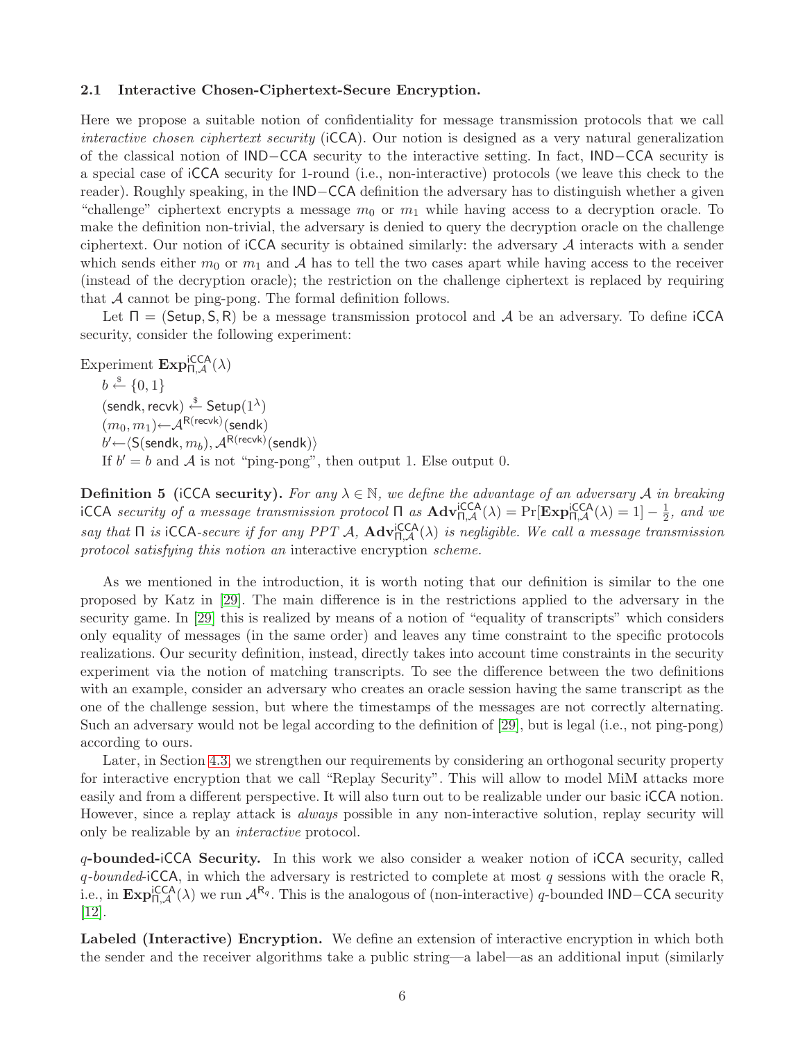### 2.1 Interactive Chosen-Ciphertext-Secure Encryption.

Here we propose a suitable notion of confidentiality for message transmission protocols that we call *interactive chosen ciphertext security* (iCCA). Our notion is designed as a very natural generalization of the classical notion of IND−CCA security to the interactive setting. In fact, IND−CCA security is a special case of iCCA security for 1-round (i.e., non-interactive) protocols (we leave this check to the reader). Roughly speaking, in the IND−CCA definition the adversary has to distinguish whether a given "challenge" ciphertext encrypts a message $m_0$ or $m_1$ while having access to a decryption oracle. To make the definition non-trivial, the adversary is denied to query the decryption oracle on the challenge ciphertext. Our notion of iCCA security is obtained similarly: the adversary $\mathcal{A}$ interacts with a sender which sends either $m_0$ or $m_1$ and $\mathcal{A}$ has to tell the two cases apart while having access to the receiver (instead of the decryption oracle); the restriction on the challenge ciphertext is replaced by requiring that $\mathcal{A}$ cannot be ping-pong. The formal definition follows.

Let $\Pi = (\mathsf{Setup}, \mathsf{S}, \mathsf{R})$ be a message transmission protocol and $\mathcal{A}$ be an adversary. To define iCCA security, consider the following experiment:

Experiment $\mathbf{Exp}^{\mathsf{iCCA}}_{\Pi,\mathcal{A}}(\lambda)$

$b \xleftarrow{\$} \{0,1\}$

$(\mathsf{sendk}, \mathsf{recvk}) \xleftarrow{\$} \mathsf{Setup}(1^\lambda)$

$(m_0, m_1) \leftarrow \mathcal{A}^{\mathsf{R}(\mathsf{recvk})}(\mathsf{sendk})$

$b' \leftarrow \langle \mathsf{S}(\mathsf{sendk}, m_b), \mathcal{A}^{\mathsf{R}(\mathsf{recvk})}(\mathsf{sendk}) \rangle$

If $b' = b$ and $\mathcal{A}$ is not "ping-pong", then output 1. Else output 0.

**Definition 5** (iCCA **security).** *For any $\lambda \in \mathbb{N}$, we define the advantage of an adversary $\mathcal{A}$ in breaking* iCCA *security of a message transmission protocol $\Pi$ as $\mathbf{Adv}^{\mathsf{iCCA}}_{\Pi,\mathcal{A}}(\lambda) = \Pr[\mathbf{Exp}^{\mathsf{iCCA}}_{\Pi,\mathcal{A}}(\lambda) = 1] - \frac{1}{2}$, and we say that $\Pi$ is* iCCA*-secure if for any PPT $\mathcal{A}$, $\mathbf{Adv}^{\mathsf{iCCA}}_{\Pi,\mathcal{A}}(\lambda)$ is negligible. We call a message transmission protocol satisfying this notion an* interactive encryption *scheme.*

As we mentioned in the introduction, it is worth noting that our definition is similar to the one proposed by Katz in [29]. The main difference is in the restrictions applied to the adversary in the security game. In [29] this is realized by means of a notion of "equality of transcripts" which considers only equality of messages (in the same order) and leaves any time constraint to the specific protocols realizations. Our security definition, instead, directly takes into account time constraints in the security experiment via the notion of matching transcripts. To see the difference between the two definitions with an example, consider an adversary who creates an oracle session having the same transcript as the one of the challenge session, but where the timestamps of the messages are not correctly alternating. Such an adversary would not be legal according to the definition of [29], but is legal (i.e., not ping-pong) according to ours.

Later, in Section 4.3, we strengthen our requirements by considering an orthogonal security property for interactive encryption that we call "Replay Security". This will allow to model MiM attacks more easily and from a different perspective. It will also turn out to be realizable under our basic iCCA notion. However, since a replay attack is *always* possible in any non-interactive solution, replay security will only be realizable by an *interactive* protocol.

**$q$-bounded-iCCA Security.** In this work we also consider a weaker notion of iCCA security, called $q$*-bounded*-iCCA, in which the adversary is restricted to complete at most $q$ sessions with the oracle $\mathsf{R}$, i.e., in $\mathbf{Exp}^{\mathsf{iCCA}}_{\Pi,\mathcal{A}}(\lambda)$ we run $\mathcal{A}^{\mathsf{R}_q}$. This is the analogous of (non-interactive) $q$-bounded IND−CCA security [12].

**Labeled (Interactive) Encryption.** We define an extension of interactive encryption in which both the sender and the receiver algorithms take a public string—a label—as an additional input (similarly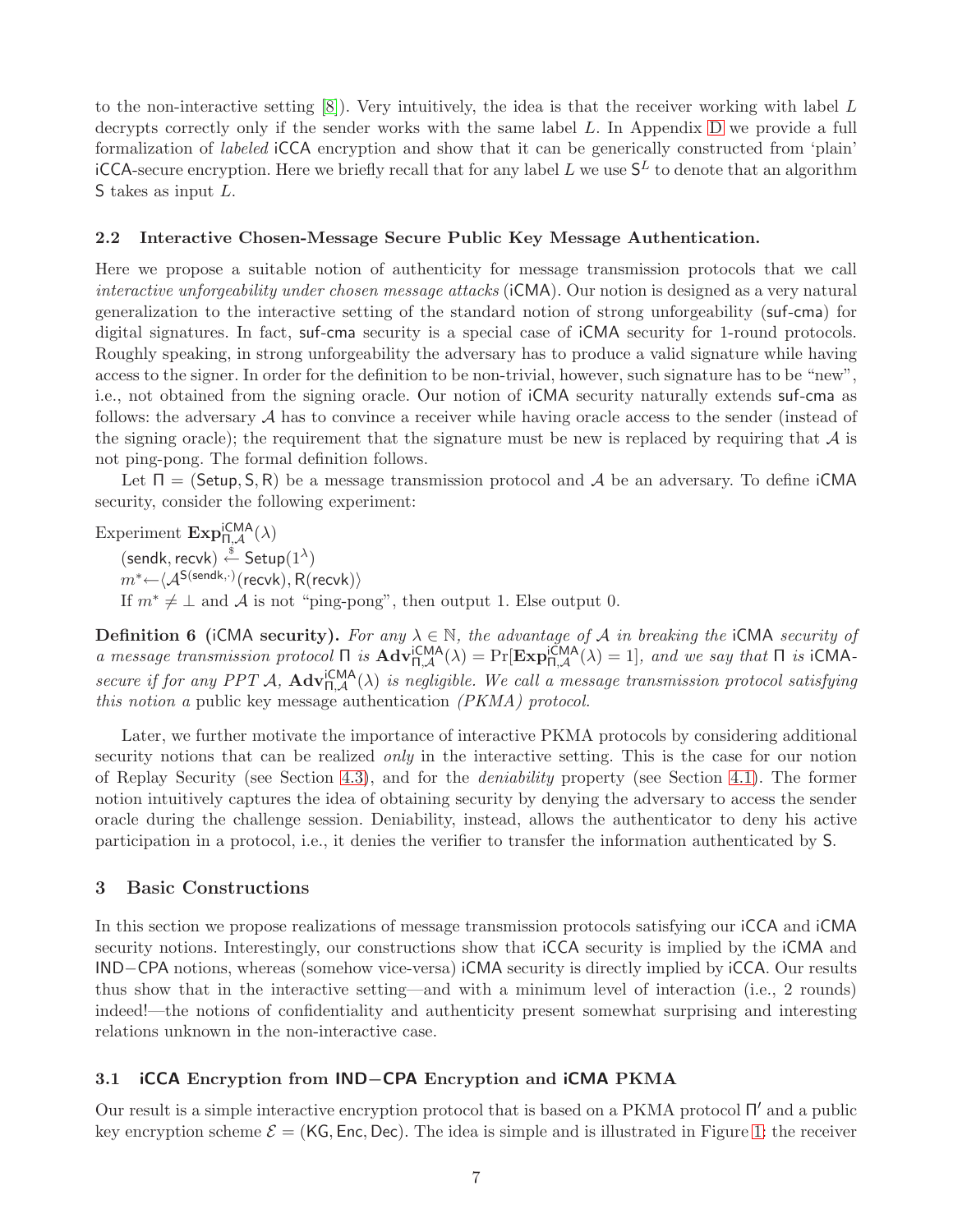to the non-interactive setting [8]). Very intuitively, the idea is that the receiver working with label $L$ decrypts correctly only if the sender works with the same label $L$. In Appendix D we provide a full formalization of *labeled* iCCA encryption and show that it can be generically constructed from 'plain' iCCA-secure encryption. Here we briefly recall that for any label $L$ we use $\mathsf{S}^L$ to denote that an algorithm S takes as input $L$.

### 2.2 Interactive Chosen-Message Secure Public Key Message Authentication.

Here we propose a suitable notion of authenticity for message transmission protocols that we call *interactive unforgeability under chosen message attacks* (iCMA). Our notion is designed as a very natural generalization to the interactive setting of the standard notion of strong unforgeability (suf-cma) for digital signatures. In fact, suf-cma security is a special case of iCMA security for 1-round protocols. Roughly speaking, in strong unforgeability the adversary has to produce a valid signature while having access to the signer. In order for the definition to be non-trivial, however, such signature has to be "new", i.e., not obtained from the signing oracle. Our notion of iCMA security naturally extends suf-cma as follows: the adversary $\mathcal{A}$ has to convince a receiver while having oracle access to the sender (instead of the signing oracle); the requirement that the signature must be new is replaced by requiring that $\mathcal{A}$ is not ping-pong. The formal definition follows.

Let $\Pi = (\mathsf{Setup}, \mathsf{S}, \mathsf{R})$ be a message transmission protocol and $\mathcal{A}$ be an adversary. To define iCMA security, consider the following experiment:

Experiment $\mathbf{Exp}^{\mathsf{iCMA}}_{\Pi,\mathcal{A}}(\lambda)$
$(\mathsf{sendk}, \mathsf{recvk}) \xleftarrow{\$} \mathsf{Setup}(1^\lambda)$
$m^* \leftarrow \langle \mathcal{A}^{\mathsf{S}(\mathsf{sendk},\cdot)}(\mathsf{recvk}), \mathsf{R}(\mathsf{recvk})\rangle$
If $m^* \neq \perp$ and $\mathcal{A}$ is not "ping-pong", then output 1. Else output 0.

**Definition 6 (iCMA security).** *For any $\lambda \in \mathbb{N}$, the advantage of $\mathcal{A}$ in breaking the iCMA security of a message transmission protocol $\Pi$ is $\mathbf{Adv}^{\mathsf{iCMA}}_{\Pi,\mathcal{A}}(\lambda) = \Pr[\mathbf{Exp}^{\mathsf{iCMA}}_{\Pi,\mathcal{A}}(\lambda) = 1]$, and we say that $\Pi$ is iCMA-secure if for any PPT $\mathcal{A}$, $\mathbf{Adv}^{\mathsf{iCMA}}_{\Pi,\mathcal{A}}(\lambda)$ is negligible. We call a message transmission protocol satisfying this notion a* public key message authentication *(PKMA) protocol.*

Later, we further motivate the importance of interactive PKMA protocols by considering additional security notions that can be realized *only* in the interactive setting. This is the case for our notion of Replay Security (see Section 4.3), and for the *deniability* property (see Section 4.1). The former notion intuitively captures the idea of obtaining security by denying the adversary to access the sender oracle during the challenge session. Deniability, instead, allows the authenticator to deny his active participation in a protocol, i.e., it denies the verifier to transfer the information authenticated by S.

## 3 Basic Constructions

In this section we propose realizations of message transmission protocols satisfying our iCCA and iCMA security notions. Interestingly, our constructions show that iCCA security is implied by the iCMA and IND−CPA notions, whereas (somehow vice-versa) iCMA security is directly implied by iCCA. Our results thus show that in the interactive setting—and with a minimum level of interaction (i.e., 2 rounds) indeed!—the notions of confidentiality and authenticity present somewhat surprising and interesting relations unknown in the non-interactive case.

### 3.1 iCCA Encryption from IND−CPA Encryption and iCMA PKMA

Our result is a simple interactive encryption protocol that is based on a PKMA protocol $\Pi'$ and a public key encryption scheme $\mathcal{E} = (\mathsf{KG}, \mathsf{Enc}, \mathsf{Dec})$. The idea is simple and is illustrated in Figure 1: the receiver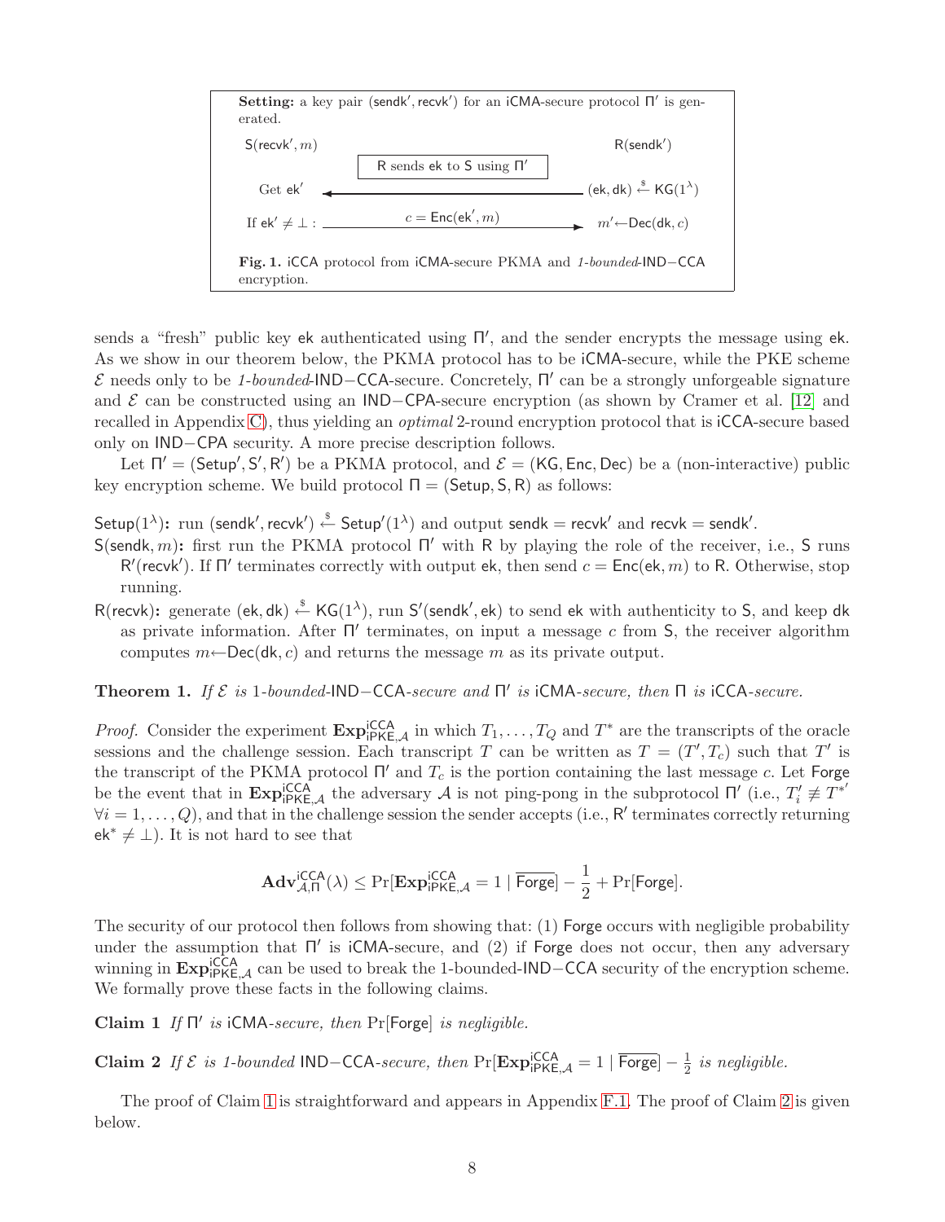**Setting:** a key pair $(\mathsf{sendk}', \mathsf{recvk}')$ for an iCMA-secure protocol $\Pi'$ is generated.

| $\mathsf{S}(\mathsf{recvk}', m)$ | | $\mathsf{R}(\mathsf{sendk}')$ |
|---|---|---|
| | R sends ek to S using $\Pi'$ | |
| Get $\mathsf{ek}'$ | $\longleftarrow$ | $(\mathsf{ek}, \mathsf{dk}) \xleftarrow{\$} \mathsf{KG}(1^\lambda)$ |
| If $\mathsf{ek}' \neq \perp$ : | $c = \mathsf{Enc}(\mathsf{ek}', m)$ $\longrightarrow$ | $m' \leftarrow \mathsf{Dec}(\mathsf{dk}, c)$ |

**Fig. 1.** iCCA protocol from iCMA-secure PKMA and *1-bounded*-IND−CCA encryption.

sends a "fresh" public key ek authenticated using $\Pi'$, and the sender encrypts the message using ek. As we show in our theorem below, the PKMA protocol has to be iCMA-secure, while the PKE scheme $\mathcal{E}$ needs only to be *1-bounded*-IND−CCA-secure. Concretely, $\Pi'$ can be a strongly unforgeable signature and $\mathcal{E}$ can be constructed using an IND−CPA-secure encryption (as shown by Cramer et al. [12] and recalled in Appendix C), thus yielding an *optimal* 2-round encryption protocol that is iCCA-secure based only on IND−CPA security. A more precise description follows.

Let $\Pi' = (\mathsf{Setup}', \mathsf{S}', \mathsf{R}')$ be a PKMA protocol, and $\mathcal{E} = (\mathsf{KG}, \mathsf{Enc}, \mathsf{Dec})$ be a (non-interactive) public key encryption scheme. We build protocol $\Pi = (\mathsf{Setup}, \mathsf{S}, \mathsf{R})$ as follows:

$\mathsf{Setup}(1^\lambda)$**:** run $(\mathsf{sendk}', \mathsf{recvk}') \xleftarrow{\$} \mathsf{Setup}'(1^\lambda)$ and output $\mathsf{sendk} = \mathsf{recvk}'$ and $\mathsf{recvk} = \mathsf{sendk}'$.

$\mathsf{S}(\mathsf{sendk}, m)$**:** first run the PKMA protocol $\Pi'$ with R by playing the role of the receiver, i.e., S runs $\mathsf{R}'(\mathsf{recvk}')$. If $\Pi'$ terminates correctly with output ek, then send $c = \mathsf{Enc}(\mathsf{ek}, m)$ to R. Otherwise, stop running.

$\mathsf{R}(\mathsf{recvk})$**:** generate $(\mathsf{ek}, \mathsf{dk}) \xleftarrow{\$} \mathsf{KG}(1^\lambda)$, run $\mathsf{S}'(\mathsf{sendk}', \mathsf{ek})$ to send ek with authenticity to S, and keep dk as private information. After $\Pi'$ terminates, on input a message $c$ from S, the receiver algorithm computes $m \leftarrow \mathsf{Dec}(\mathsf{dk}, c)$ and returns the message $m$ as its private output.

**Theorem 1.** *If $\mathcal{E}$ is* 1*-bounded*-IND−CCA*-secure and $\Pi'$ is* iCMA*-secure, then $\Pi$ is* iCCA*-secure.*

*Proof.* Consider the experiment $\mathbf{Exp}^{\mathsf{iCCA}}_{\mathsf{iPKE},\mathcal{A}}$ in which $T_1, \ldots, T_Q$ and $T^*$ are the transcripts of the oracle sessions and the challenge session. Each transcript $T$ can be written as $T = (T', T_c)$ such that $T'$ is the transcript of the PKMA protocol $\Pi'$ and $T_c$ is the portion containing the last message $c$. Let Forge be the event that in $\mathbf{Exp}^{\mathsf{iCCA}}_{\mathsf{iPKE},\mathcal{A}}$ the adversary $\mathcal{A}$ is not ping-pong in the subprotocol $\Pi'$ (i.e., $T'_i \not\equiv T^{*'}$ $\forall i = 1, \ldots, Q$), and that in the challenge session the sender accepts (i.e., $\mathsf{R}'$ terminates correctly returning $\mathsf{ek}^* \neq \perp$). It is not hard to see that

$$\mathbf{Adv}^{\mathsf{iCCA}}_{\mathcal{A},\Pi}(\lambda) \leq \Pr[\mathbf{Exp}^{\mathsf{iCCA}}_{\mathsf{iPKE},\mathcal{A}} = 1 \mid \overline{\mathsf{Forge}}] - \frac{1}{2} + \Pr[\mathsf{Forge}].$$

The security of our protocol then follows from showing that: (1) Forge occurs with negligible probability under the assumption that $\Pi'$ is iCMA-secure, and (2) if Forge does not occur, then any adversary winning in $\mathbf{Exp}^{\mathsf{iCCA}}_{\mathsf{iPKE},\mathcal{A}}$ can be used to break the 1-bounded-IND−CCA security of the encryption scheme. We formally prove these facts in the following claims.

**Claim 1** *If $\Pi'$ is* iCMA*-secure, then* $\Pr[\mathsf{Forge}]$ *is negligible.*

**Claim 2** *If $\mathcal{E}$ is 1-bounded* IND−CCA*-secure, then* $\Pr[\mathbf{Exp}^{\mathsf{iCCA}}_{\mathsf{iPKE},\mathcal{A}} = 1 \mid \overline{\mathsf{Forge}}] - \frac{1}{2}$ *is negligible.*

The proof of Claim 1 is straightforward and appears in Appendix F.1. The proof of Claim 2 is given below.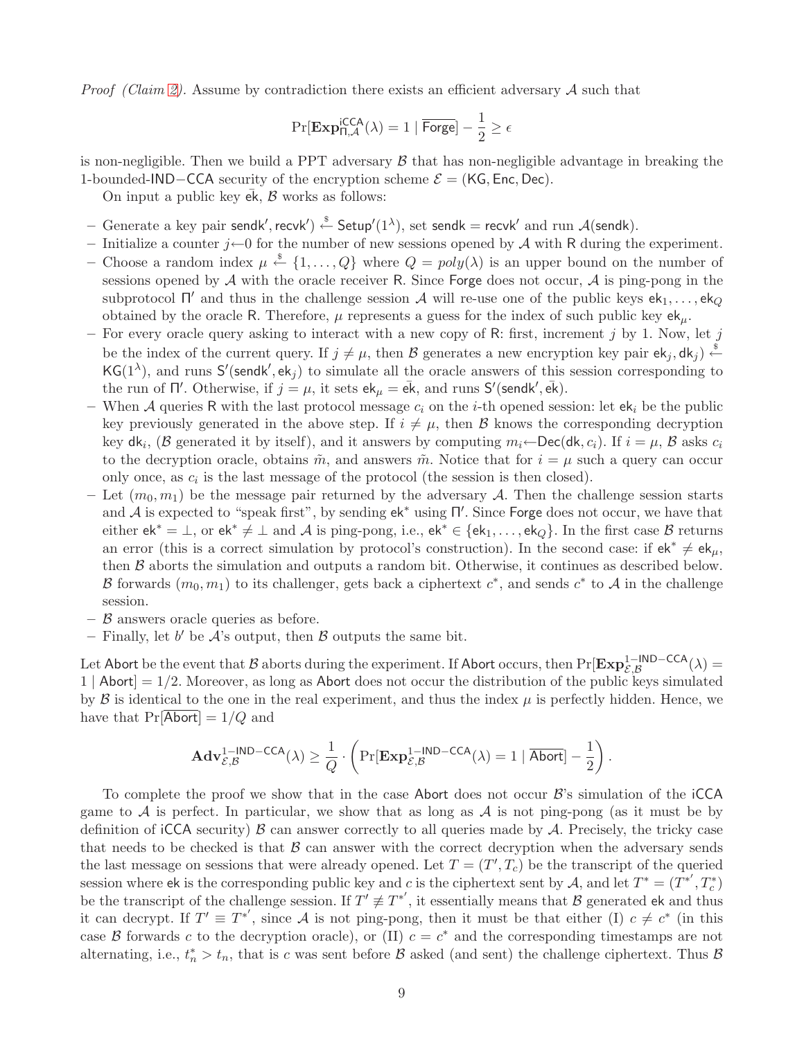*Proof (Claim 2).* Assume by contradiction there exists an efficient adversary $\mathcal{A}$ such that

$$\Pr[\mathbf{Exp}^{\mathsf{iCCA}}_{\Pi,\mathcal{A}}(\lambda) = 1 \mid \overline{\mathsf{Forge}}] - \frac{1}{2} \geq \epsilon$$

is non-negligible. Then we build a PPT adversary $\mathcal{B}$ that has non-negligible advantage in breaking the 1-bounded-IND−CCA security of the encryption scheme $\mathcal{E} = (\mathsf{KG}, \mathsf{Enc}, \mathsf{Dec})$.

On input a public key $\bar{\mathsf{ek}}$, $\mathcal{B}$ works as follows:

- Generate a key pair $\mathsf{sendk}', \mathsf{recvk}') \xleftarrow{\$} \mathsf{Setup}'(1^\lambda)$, set $\mathsf{sendk} = \mathsf{recvk}'$ and run $\mathcal{A}(\mathsf{sendk})$.
- Initialize a counter $j \leftarrow 0$ for the number of new sessions opened by $\mathcal{A}$ with $\mathsf{R}$ during the experiment.
- Choose a random index $\mu \xleftarrow{\$} \{1, \ldots, Q\}$ where $Q = poly(\lambda)$ is an upper bound on the number of sessions opened by $\mathcal{A}$ with the oracle receiver $\mathsf{R}$. Since $\mathsf{Forge}$ does not occur, $\mathcal{A}$ is ping-pong in the subprotocol $\Pi'$ and thus in the challenge session $\mathcal{A}$ will re-use one of the public keys $\mathsf{ek}_1, \ldots, \mathsf{ek}_Q$ obtained by the oracle $\mathsf{R}$. Therefore, $\mu$ represents a guess for the index of such public key $\mathsf{ek}_\mu$.
- For every oracle query asking to interact with a new copy of $\mathsf{R}$: first, increment $j$ by 1. Now, let $j$ be the index of the current query. If $j \neq \mu$, then $\mathcal{B}$ generates a new encryption key pair $\mathsf{ek}_j, \mathsf{dk}_j) \xleftarrow{\$} \mathsf{KG}(1^\lambda)$, and runs $\mathsf{S}'(\mathsf{sendk}', \mathsf{ek}_j)$ to simulate all the oracle answers of this session corresponding to the run of $\Pi'$. Otherwise, if $j = \mu$, it sets $\mathsf{ek}_\mu = \bar{\mathsf{ek}}$, and runs $\mathsf{S}'(\mathsf{sendk}', \bar{\mathsf{ek}})$.
- When $\mathcal{A}$ queries $\mathsf{R}$ with the last protocol message $c_i$ on the $i$-th opened session: let $\mathsf{ek}_i$ be the public key previously generated in the above step. If $i \neq \mu$, then $\mathcal{B}$ knows the corresponding decryption key $\mathsf{dk}_i$, ($\mathcal{B}$ generated it by itself), and it answers by computing $m_i \leftarrow \mathsf{Dec}(\mathsf{dk}, c_i)$. If $i = \mu$, $\mathcal{B}$ asks $c_i$ to the decryption oracle, obtains $\tilde{m}$, and answers $\tilde{m}$. Notice that for $i = \mu$ such a query can occur only once, as $c_i$ is the last message of the protocol (the session is then closed).
- Let $(m_0, m_1)$ be the message pair returned by the adversary $\mathcal{A}$. Then the challenge session starts and $\mathcal{A}$ is expected to "speak first", by sending $\mathsf{ek}^*$ using $\Pi'$. Since $\mathsf{Forge}$ does not occur, we have that either $\mathsf{ek}^* = \perp$, or $\mathsf{ek}^* \neq \perp$ and $\mathcal{A}$ is ping-pong, i.e., $\mathsf{ek}^* \in \{\mathsf{ek}_1, \ldots, \mathsf{ek}_Q\}$. In the first case $\mathcal{B}$ returns an error (this is a correct simulation by protocol's construction). In the second case: if $\mathsf{ek}^* \neq \mathsf{ek}_\mu$, then $\mathcal{B}$ aborts the simulation and outputs a random bit. Otherwise, it continues as described below. $\mathcal{B}$ forwards $(m_0, m_1)$ to its challenger, gets back a ciphertext $c^*$, and sends $c^*$ to $\mathcal{A}$ in the challenge session.
- $\mathcal{B}$ answers oracle queries as before.
- Finally, let $b'$ be $\mathcal{A}$'s output, then $\mathcal{B}$ outputs the same bit.

Let $\mathsf{Abort}$ be the event that $\mathcal{B}$ aborts during the experiment. If $\mathsf{Abort}$ occurs, then $\Pr[\mathbf{Exp}^{1-\mathsf{IND-CCA}}_{\mathcal{E},\mathcal{B}}(\lambda) = 1 \mid \mathsf{Abort}] = 1/2$. Moreover, as long as $\mathsf{Abort}$ does not occur the distribution of the public keys simulated by $\mathcal{B}$ is identical to the one in the real experiment, and thus the index $\mu$ is perfectly hidden. Hence, we have that $\Pr[\overline{\mathsf{Abort}}] = 1/Q$ and

$$\mathbf{Adv}^{1-\mathsf{IND-CCA}}_{\mathcal{E},\mathcal{B}}(\lambda) \geq \frac{1}{Q} \cdot \left( \Pr[\mathbf{Exp}^{1-\mathsf{IND-CCA}}_{\mathcal{E},\mathcal{B}}(\lambda) = 1 \mid \overline{\mathsf{Abort}}] - \frac{1}{2} \right).$$

To complete the proof we show that in the case $\mathsf{Abort}$ does not occur $\mathcal{B}$'s simulation of the $\mathsf{iCCA}$ game to $\mathcal{A}$ is perfect. In particular, we show that as long as $\mathcal{A}$ is not ping-pong (as it must be by definition of $\mathsf{iCCA}$ security) $\mathcal{B}$ can answer correctly to all queries made by $\mathcal{A}$. Precisely, the tricky case that needs to be checked is that $\mathcal{B}$ can answer with the correct decryption when the adversary sends the last message on sessions that were already opened. Let $T = (T', T_c)$ be the transcript of the queried session where $\mathsf{ek}$ is the corresponding public key and $c$ is the ciphertext sent by $\mathcal{A}$, and let $T^* = (T^{*'}, T^*_c)$ be the transcript of the challenge session. If $T' \not\equiv T^{*'}$, it essentially means that $\mathcal{B}$ generated $\mathsf{ek}$ and thus it can decrypt. If $T' \equiv T^{*'}$, since $\mathcal{A}$ is not ping-pong, then it must be that either (I) $c \neq c^*$ (in this case $\mathcal{B}$ forwards $c$ to the decryption oracle), or (II) $c = c^*$ and the corresponding timestamps are not alternating, i.e., $t^*_n > t_n$, that is $c$ was sent before $\mathcal{B}$ asked (and sent) the challenge ciphertext. Thus $\mathcal{B}$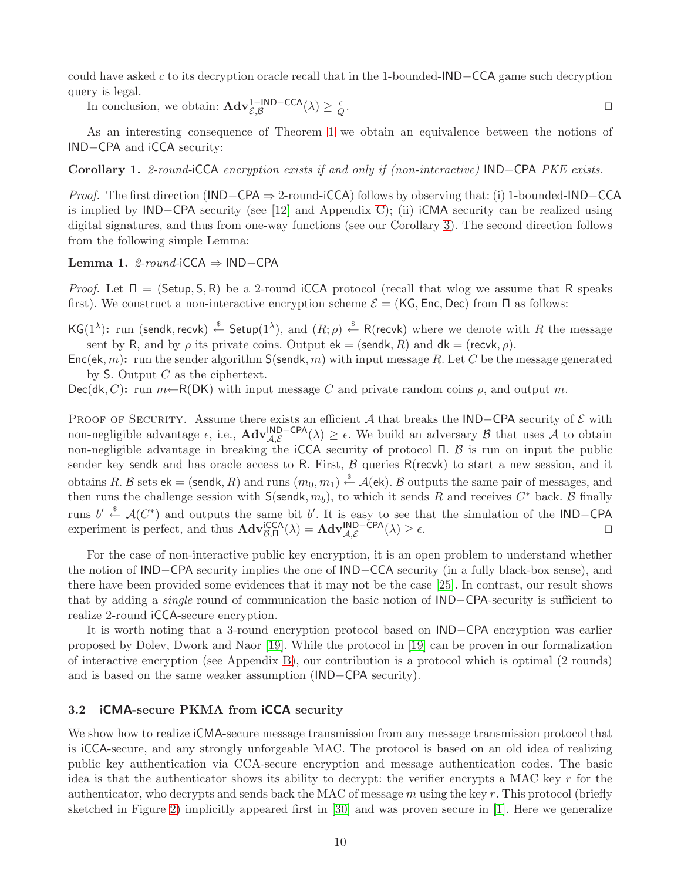could have asked $c$ to its decryption oracle recall that in the 1-bounded-IND−CCA game such decryption query is legal.

In conclusion, we obtain: $\mathbf{Adv}^{1\text{−IND−CCA}}_{\mathcal{E},\mathcal{B}}(\lambda) \geq \frac{\epsilon}{Q}$. ◻

As an interesting consequence of Theorem 1 we obtain an equivalence between the notions of IND−CPA and iCCA security:

**Corollary 1.** *2-round-*iCCA *encryption exists if and only if (non-interactive)* IND−CPA *PKE exists.*

*Proof.* The first direction (IND−CPA ⇒ 2-round-iCCA) follows by observing that: (i) 1-bounded-IND−CCA is implied by IND−CPA security (see [12] and Appendix C); (ii) iCMA security can be realized using digital signatures, and thus from one-way functions (see our Corollary 3). The second direction follows from the following simple Lemma:

**Lemma 1.** *2-round-*iCCA ⇒ IND−CPA

*Proof.* Let $\Pi = (\mathsf{Setup}, \mathsf{S}, \mathsf{R})$ be a 2-round iCCA protocol (recall that wlog we assume that R speaks first). We construct a non-interactive encryption scheme $\mathcal{E} = (\mathsf{KG}, \mathsf{Enc}, \mathsf{Dec})$ from $\Pi$ as follows:

$\mathsf{KG}(1^\lambda)$**:** run $(\mathsf{sendk}, \mathsf{recvk}) \xleftarrow{\$} \mathsf{Setup}(1^\lambda)$, and $(R; \rho) \xleftarrow{\$} \mathsf{R}(\mathsf{recvk})$ where we denote with $R$ the message sent by R, and by $\rho$ its private coins. Output $\mathsf{ek} = (\mathsf{sendk}, R)$ and $\mathsf{dk} = (\mathsf{recvk}, \rho)$.

$\mathsf{Enc}(\mathsf{ek}, m)$**:** run the sender algorithm $\mathsf{S}(\mathsf{sendk}, m)$ with input message $R$. Let $C$ be the message generated by S. Output $C$ as the ciphertext.

$\mathsf{Dec}(\mathsf{dk}, C)$**:** run $m \leftarrow \mathsf{R}(\mathsf{DK})$ with input message $C$ and private random coins $\rho$, and output $m$.

Proof of Security. Assume there exists an efficient $\mathcal{A}$ that breaks the IND−CPA security of $\mathcal{E}$ with non-negligible advantage $\epsilon$, i.e., $\mathbf{Adv}^{\text{IND−CPA}}_{\mathcal{A},\mathcal{E}}(\lambda) \geq \epsilon$. We build an adversary $\mathcal{B}$ that uses $\mathcal{A}$ to obtain non-negligible advantage in breaking the iCCA security of protocol $\Pi$. $\mathcal{B}$ is run on input the public sender key sendk and has oracle access to R. First, $\mathcal{B}$ queries $\mathsf{R}(\mathsf{recvk})$ to start a new session, and it obtains $R$. $\mathcal{B}$ sets $\mathsf{ek} = (\mathsf{sendk}, R)$ and runs $(m_0, m_1) \xleftarrow{\$} \mathcal{A}(\mathsf{ek})$. $\mathcal{B}$ outputs the same pair of messages, and then runs the challenge session with $\mathsf{S}(\mathsf{sendk}, m_b)$, to which it sends $R$ and receives $C^*$ back. $\mathcal{B}$ finally runs $b' \xleftarrow{\$} \mathcal{A}(C^*)$ and outputs the same bit $b'$. It is easy to see that the simulation of the IND−CPA experiment is perfect, and thus $\mathbf{Adv}^{\text{iCCA}}_{\mathcal{B},\Pi}(\lambda) = \mathbf{Adv}^{\text{IND−CPA}}_{\mathcal{A},\mathcal{E}}(\lambda) \geq \epsilon$. ◻

For the case of non-interactive public key encryption, it is an open problem to understand whether the notion of IND−CPA security implies the one of IND−CCA security (in a fully black-box sense), and there have been provided some evidences that it may not be the case [25]. In contrast, our result shows that by adding a *single* round of communication the basic notion of IND−CPA-security is sufficient to realize 2-round iCCA-secure encryption.

It is worth noting that a 3-round encryption protocol based on IND−CPA encryption was earlier proposed by Dolev, Dwork and Naor [19]. While the protocol in [19] can be proven in our formalization of interactive encryption (see Appendix B), our contribution is a protocol which is optimal (2 rounds) and is based on the same weaker assumption (IND−CPA security).

### 3.2 iCMA-secure PKMA from iCCA security

We show how to realize iCMA-secure message transmission from any message transmission protocol that is iCCA-secure, and any strongly unforgeable MAC. The protocol is based on an old idea of realizing public key authentication via CCA-secure encryption and message authentication codes. The basic idea is that the authenticator shows its ability to decrypt: the verifier encrypts a MAC key $r$ for the authenticator, who decrypts and sends back the MAC of message $m$ using the key $r$. This protocol (briefly sketched in Figure 2) implicitly appeared first in [30] and was proven secure in [1]. Here we generalize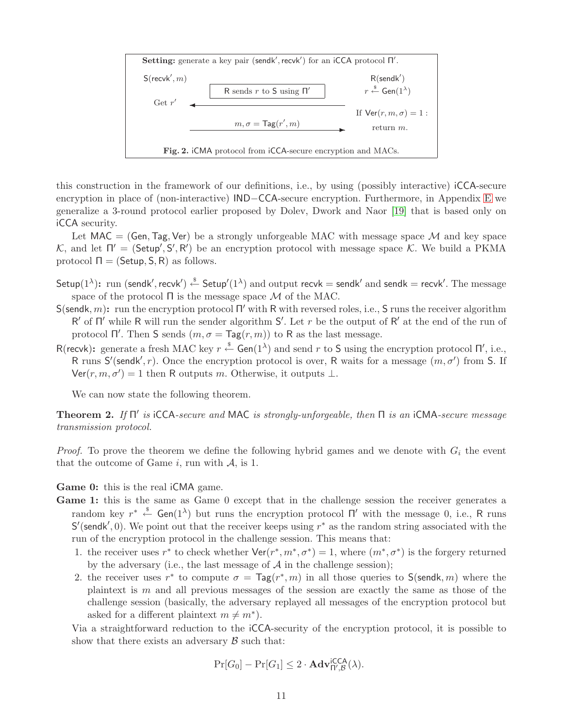**Setting:** generate a key pair $(\mathsf{sendk}', \mathsf{recvk}')$ for an iCCA protocol $\Pi'$.

| $\mathsf{S}(\mathsf{recvk}', m)$ | | $\mathsf{R}(\mathsf{sendk}')$ |
|---|---|---|
| | R sends $r$ to S using $\Pi'$ | $r \xleftarrow{\$} \mathsf{Gen}(1^\lambda)$ |
| Get $r'$ | ← | |
| | | If $\mathsf{Ver}(r, m, \sigma) = 1$ : |
| | $m, \sigma = \mathsf{Tag}(r', m)$ → | return $m$. |

**Fig. 2.** iCMA protocol from iCCA-secure encryption and MACs.

this construction in the framework of our definitions, i.e., by using (possibly interactive) iCCA-secure encryption in place of (non-interactive) IND−CCA-secure encryption. Furthermore, in Appendix E we generalize a 3-round protocol earlier proposed by Dolev, Dwork and Naor [19] that is based only on iCCA security.

Let $\mathsf{MAC} = (\mathsf{Gen}, \mathsf{Tag}, \mathsf{Ver})$ be a strongly unforgeable MAC with message space $\mathcal{M}$ and key space $\mathcal{K}$, and let $\Pi' = (\mathsf{Setup}', \mathsf{S}', \mathsf{R}')$ be an encryption protocol with message space $\mathcal{K}$. We build a PKMA protocol $\Pi = (\mathsf{Setup}, \mathsf{S}, \mathsf{R})$ as follows.

- $\mathsf{Setup}(1^\lambda)$**:** run $(\mathsf{sendk}', \mathsf{recvk}') \xleftarrow{\$} \mathsf{Setup}'(1^\lambda)$ and output $\mathsf{recvk} = \mathsf{sendk}'$ and $\mathsf{sendk} = \mathsf{recvk}'$. The message space of the protocol $\Pi$ is the message space $\mathcal{M}$ of the MAC.
- $\mathsf{S}(\mathsf{sendk}, m)$**:** run the encryption protocol $\Pi'$ with R with reversed roles, i.e., S runs the receiver algorithm $\mathsf{R}'$ of $\Pi'$ while R will run the sender algorithm $\mathsf{S}'$. Let $r$ be the output of $\mathsf{R}'$ at the end of the run of protocol $\Pi'$. Then S sends $(m, \sigma = \mathsf{Tag}(r, m))$ to R as the last message.
- $\mathsf{R}(\mathsf{recvk})$**:** generate a fresh MAC key $r \xleftarrow{\$} \mathsf{Gen}(1^\lambda)$ and send $r$ to S using the encryption protocol $\Pi'$, i.e., R runs $\mathsf{S}'(\mathsf{sendk}', r)$. Once the encryption protocol is over, R waits for a message $(m, \sigma')$ from S. If $\mathsf{Ver}(r, m, \sigma') = 1$ then R outputs $m$. Otherwise, it outputs $\bot$.

We can now state the following theorem.

**Theorem 2.** *If $\Pi'$ is iCCA-secure and MAC is strongly-unforgeable, then $\Pi$ is an iCMA-secure message transmission protocol.*

*Proof.* To prove the theorem we define the following hybrid games and we denote with $G_i$ the event that the outcome of Game $i$, run with $\mathcal{A}$, is 1.

**Game 0:** this is the real iCMA game.

**Game 1:** this is the same as Game 0 except that in the challenge session the receiver generates a random key $r^* \xleftarrow{\$} \mathsf{Gen}(1^\lambda)$ but runs the encryption protocol $\Pi'$ with the message 0, i.e., R runs $\mathsf{S}'(\mathsf{sendk}', 0)$. We point out that the receiver keeps using $r^*$ as the random string associated with the run of the encryption protocol in the challenge session. This means that:

1. the receiver uses $r^*$ to check whether $\mathsf{Ver}(r^*, m^*, \sigma^*) = 1$, where $(m^*, \sigma^*)$ is the forgery returned by the adversary (i.e., the last message of $\mathcal{A}$ in the challenge session);
2. the receiver uses $r^*$ to compute $\sigma = \mathsf{Tag}(r^*, m)$ in all those queries to $\mathsf{S}(\mathsf{sendk}, m)$ where the plaintext is $m$ and all previous messages of the session are exactly the same as those of the challenge session (basically, the adversary replayed all messages of the encryption protocol but asked for a different plaintext $m \neq m^*$).

Via a straightforward reduction to the iCCA-security of the encryption protocol, it is possible to show that there exists an adversary $\mathcal{B}$ such that:

$$\Pr[G_0] - \Pr[G_1] \leq 2 \cdot \mathbf{Adv}^{\mathsf{iCCA}}_{\Pi', \mathcal{B}}(\lambda).$$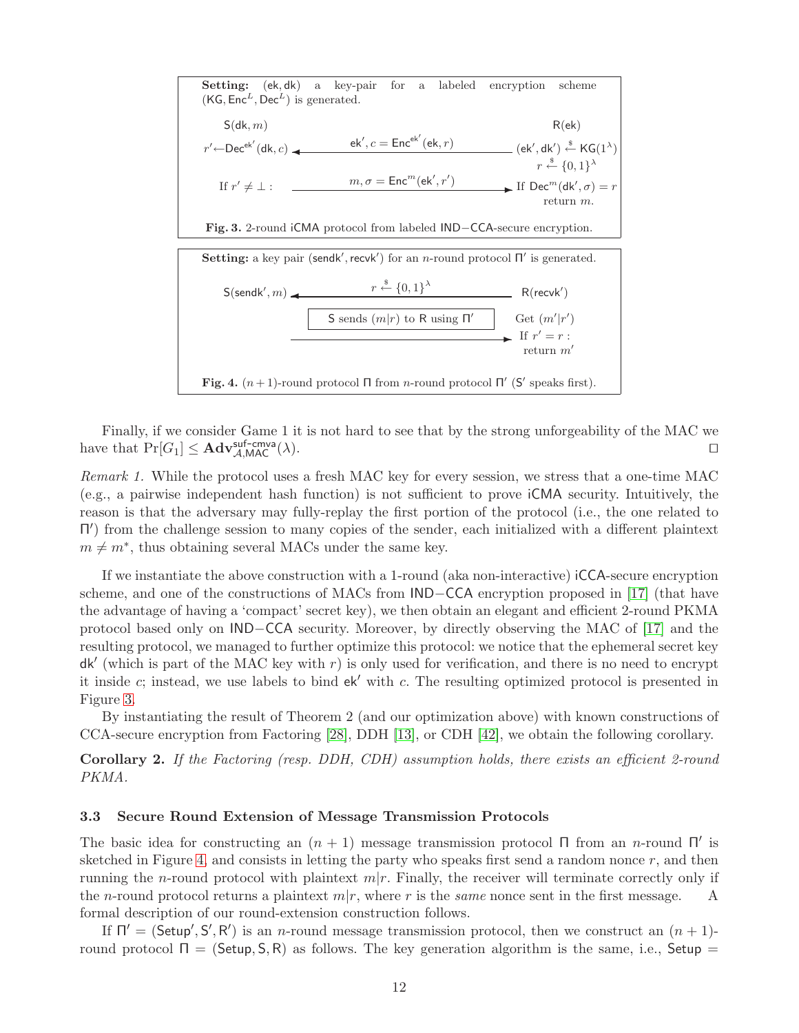**Setting:** $(\mathsf{ek}, \mathsf{dk})$ a key-pair for a labeled encryption scheme $(\mathsf{KG}, \mathsf{Enc}^L, \mathsf{Dec}^L)$ is generated.

| $\mathsf{S}(\mathsf{dk}, m)$ | | $\mathsf{R}(\mathsf{ek})$ |
|---|---|---|
| $r' \leftarrow \mathsf{Dec}^{\mathsf{ek}'}(\mathsf{dk}, c)$ | $\xleftarrow{\mathsf{ek}', c = \mathsf{Enc}^{\mathsf{ek}'}(\mathsf{ek}, r)}$ | $(\mathsf{ek}', \mathsf{dk}') \xleftarrow{\$} \mathsf{KG}(1^\lambda)$ <br> $r \xleftarrow{\$} \{0,1\}^\lambda$ |
| If $r' \neq \bot$ : | $\xrightarrow{m, \sigma = \mathsf{Enc}^m(\mathsf{ek}', r')}$ | If $\mathsf{Dec}^m(\mathsf{dk}', \sigma) = r$ <br> return $m$. |

**Fig. 3.** 2-round iCMA protocol from labeled IND−CCA-secure encryption.

**Setting:** a key pair $(\mathsf{sendk}', \mathsf{recvk}')$ for an $n$-round protocol $\Pi'$ is generated.

| $\mathsf{S}(\mathsf{sendk}', m)$ | | $\mathsf{R}(\mathsf{recvk}')$ |
|---|---|---|
| | $\xleftarrow{r \xleftarrow{\$} \{0,1\}^\lambda}$ | |
| | S sends $(m\|r)$ to R using $\Pi'$ $\longrightarrow$ | Get $(m'\|r')$ <br> If $r' = r$ : <br> return $m'$ |

**Fig. 4.** $(n+1)$-round protocol $\Pi$ from $n$-round protocol $\Pi'$ ($\mathsf{S}'$ speaks first).

Finally, if we consider Game 1 it is not hard to see that by the strong unforgeability of the MAC we have that $\Pr[G_1] \leq \mathbf{Adv}^{\mathsf{suf\text{-}cmva}}_{\mathcal{A},\mathsf{MAC}}(\lambda)$. $\square$

*Remark 1.* While the protocol uses a fresh MAC key for every session, we stress that a one-time MAC (e.g., a pairwise independent hash function) is not sufficient to prove iCMA security. Intuitively, the reason is that the adversary may fully-replay the first portion of the protocol (i.e., the one related to $\Pi'$) from the challenge session to many copies of the sender, each initialized with a different plaintext $m \neq m^*$, thus obtaining several MACs under the same key.

If we instantiate the above construction with a 1-round (aka non-interactive) iCCA-secure encryption scheme, and one of the constructions of MACs from IND−CCA encryption proposed in [17] (that have the advantage of having a 'compact' secret key), we then obtain an elegant and efficient 2-round PKMA protocol based only on IND−CCA security. Moreover, by directly observing the MAC of [17] and the resulting protocol, we managed to further optimize this protocol: we notice that the ephemeral secret key $\mathsf{dk}'$ (which is part of the MAC key with $r$) is only used for verification, and there is no need to encrypt it inside $c$; instead, we use labels to bind $\mathsf{ek}'$ with $c$. The resulting optimized protocol is presented in Figure 3.

By instantiating the result of Theorem 2 (and our optimization above) with known constructions of CCA-secure encryption from Factoring [28], DDH [13], or CDH [42], we obtain the following corollary.

**Corollary 2.** *If the Factoring (resp. DDH, CDH) assumption holds, there exists an efficient 2-round PKMA.*

### 3.3 Secure Round Extension of Message Transmission Protocols

The basic idea for constructing an $(n+1)$ message transmission protocol $\Pi$ from an $n$-round $\Pi'$ is sketched in Figure 4, and consists in letting the party who speaks first send a random nonce $r$, and then running the $n$-round protocol with plaintext $m|r$. Finally, the receiver will terminate correctly only if the $n$-round protocol returns a plaintext $m|r$, where $r$ is the *same* nonce sent in the first message. A formal description of our round-extension construction follows.

If $\Pi' = (\mathsf{Setup}', \mathsf{S}', \mathsf{R}')$ is an $n$-round message transmission protocol, then we construct an $(n+1)$-round protocol $\Pi = (\mathsf{Setup}, \mathsf{S}, \mathsf{R})$ as follows. The key generation algorithm is the same, i.e., $\mathsf{Setup} =$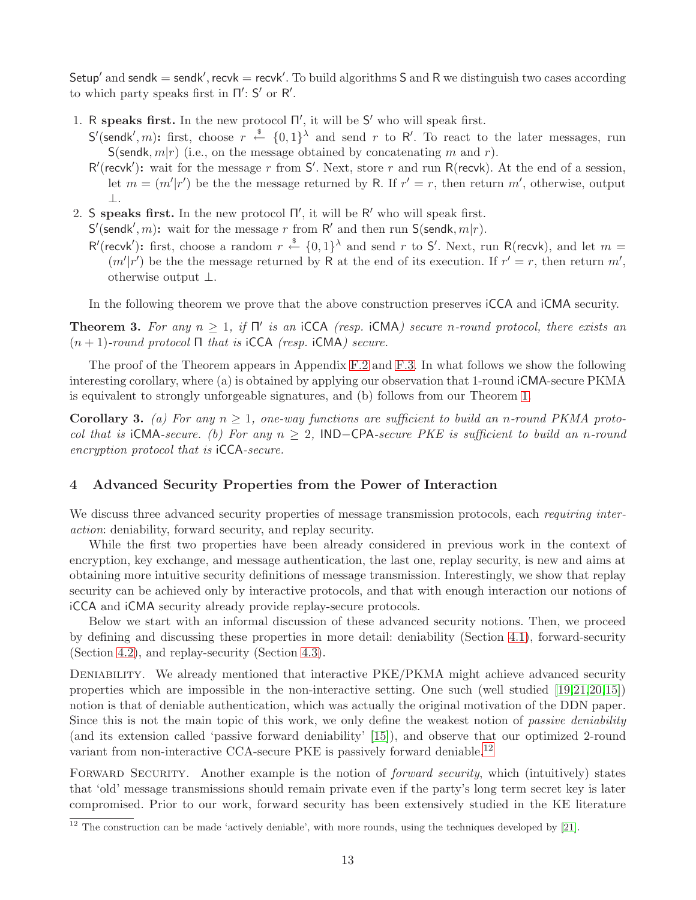$\mathsf{Setup}'$ and $\mathsf{sendk} = \mathsf{sendk}'$, $\mathsf{recvk} = \mathsf{recvk}'$. To build algorithms $\mathsf{S}$ and $\mathsf{R}$ we distinguish two cases according to which party speaks first in $\Pi'$: $\mathsf{S}'$ or $\mathsf{R}'$.

1. **$\mathsf{R}$ speaks first.** In the new protocol $\Pi'$, it will be $\mathsf{S}'$ who will speak first.
   - **$\mathsf{S}'(\mathsf{sendk}', m)$:** first, choose $r \xleftarrow{\$} \{0,1\}^\lambda$ and send $r$ to $\mathsf{R}'$. To react to the later messages, run $\mathsf{S}(\mathsf{sendk}, m|r)$ (i.e., on the message obtained by concatenating $m$ and $r$).
   - **$\mathsf{R}'(\mathsf{recvk}')$:** wait for the message $r$ from $\mathsf{S}'$. Next, store $r$ and run $\mathsf{R}(\mathsf{recvk})$. At the end of a session, let $m = (m'|r')$ be the the message returned by $\mathsf{R}$. If $r' = r$, then return $m'$, otherwise, output $\perp$.
2. **$\mathsf{S}$ speaks first.** In the new protocol $\Pi'$, it will be $\mathsf{R}'$ who will speak first.
   - **$\mathsf{S}'(\mathsf{sendk}', m)$:** wait for the message $r$ from $\mathsf{R}'$ and then run $\mathsf{S}(\mathsf{sendk}, m|r)$.
   - **$\mathsf{R}'(\mathsf{recvk}')$:** first, choose a random $r \xleftarrow{\$} \{0,1\}^\lambda$ and send $r$ to $\mathsf{S}'$. Next, run $\mathsf{R}(\mathsf{recvk})$, and let $m = (m'|r')$ be the the message returned by $\mathsf{R}$ at the end of its execution. If $r' = r$, then return $m'$, otherwise output $\perp$.

In the following theorem we prove that the above construction preserves iCCA and iCMA security.

**Theorem 3.** *For any $n \geq 1$, if $\Pi'$ is an* iCCA *(resp.* iCMA*) secure $n$-round protocol, there exists an $(n+1)$-round protocol $\Pi$ that is* iCCA *(resp.* iCMA*) secure.*

The proof of the Theorem appears in Appendix F.2 and F.3. In what follows we show the following interesting corollary, where (a) is obtained by applying our observation that 1-round iCMA-secure PKMA is equivalent to strongly unforgeable signatures, and (b) follows from our Theorem 1.

**Corollary 3.** *(a) For any $n \geq 1$, one-way functions are sufficient to build an $n$-round PKMA protocol that is* iCMA*-secure. (b) For any $n \geq 2$,* IND−CPA*-secure PKE is sufficient to build an $n$-round encryption protocol that is* iCCA*-secure.*

## 4 Advanced Security Properties from the Power of Interaction

We discuss three advanced security properties of message transmission protocols, each *requiring interaction*: deniability, forward security, and replay security.

While the first two properties have been already considered in previous work in the context of encryption, key exchange, and message authentication, the last one, replay security, is new and aims at obtaining more intuitive security definitions of message transmission. Interestingly, we show that replay security can be achieved only by interactive protocols, and that with enough interaction our notions of iCCA and iCMA security already provide replay-secure protocols.

Below we start with an informal discussion of these advanced security notions. Then, we proceed by defining and discussing these properties in more detail: deniability (Section 4.1), forward-security (Section 4.2), and replay-security (Section 4.3).

Deniability. We already mentioned that interactive PKE/PKMA might achieve advanced security properties which are impossible in the non-interactive setting. One such (well studied [19,21,20,15]) notion is that of deniable authentication, which was actually the original motivation of the DDN paper. Since this is not the main topic of this work, we only define the weakest notion of *passive deniability* (and its extension called 'passive forward deniability' [15]), and observe that our optimized 2-round variant from non-interactive CCA-secure PKE is passively forward deniable.[12]

Forward Security. Another example is the notion of *forward security*, which (intuitively) states that 'old' message transmissions should remain private even if the party's long term secret key is later compromised. Prior to our work, forward security has been extensively studied in the KE literature

[12] The construction can be made 'actively deniable', with more rounds, using the techniques developed by [21].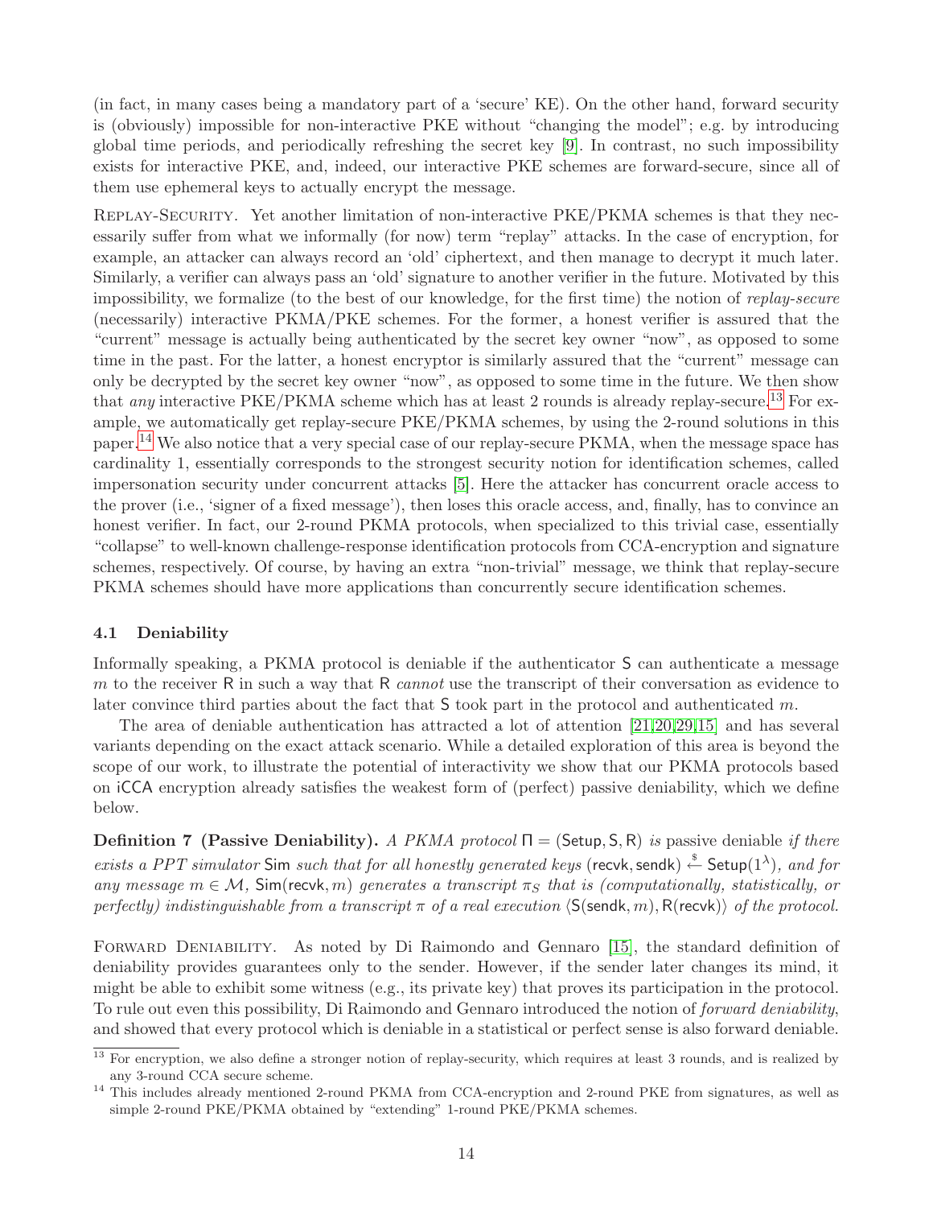(in fact, in many cases being a mandatory part of a 'secure' KE). On the other hand, forward security is (obviously) impossible for non-interactive PKE without "changing the model"; e.g. by introducing global time periods, and periodically refreshing the secret key [9]. In contrast, no such impossibility exists for interactive PKE, and, indeed, our interactive PKE schemes are forward-secure, since all of them use ephemeral keys to actually encrypt the message.

Replay-Security. Yet another limitation of non-interactive PKE/PKMA schemes is that they necessarily suffer from what we informally (for now) term "replay" attacks. In the case of encryption, for example, an attacker can always record an 'old' ciphertext, and then manage to decrypt it much later. Similarly, a verifier can always pass an 'old' signature to another verifier in the future. Motivated by this impossibility, we formalize (to the best of our knowledge, for the first time) the notion of *replay-secure* (necessarily) interactive PKMA/PKE schemes. For the former, a honest verifier is assured that the "current" message is actually being authenticated by the secret key owner "now", as opposed to some time in the past. For the latter, a honest encryptor is similarly assured that the "current" message can only be decrypted by the secret key owner "now", as opposed to some time in the future. We then show that *any* interactive PKE/PKMA scheme which has at least 2 rounds is already replay-secure.[13] For example, we automatically get replay-secure PKE/PKMA schemes, by using the 2-round solutions in this paper.[14] We also notice that a very special case of our replay-secure PKMA, when the message space has cardinality 1, essentially corresponds to the strongest security notion for identification schemes, called impersonation security under concurrent attacks [5]. Here the attacker has concurrent oracle access to the prover (i.e., 'signer of a fixed message'), then loses this oracle access, and, finally, has to convince an honest verifier. In fact, our 2-round PKMA protocols, when specialized to this trivial case, essentially "collapse" to well-known challenge-response identification protocols from CCA-encryption and signature schemes, respectively. Of course, by having an extra "non-trivial" message, we think that replay-secure PKMA schemes should have more applications than concurrently secure identification schemes.

### 4.1 Deniability

Informally speaking, a PKMA protocol is deniable if the authenticator $\mathsf{S}$ can authenticate a message $m$ to the receiver $\mathsf{R}$ in such a way that $\mathsf{R}$ *cannot* use the transcript of their conversation as evidence to later convince third parties about the fact that $\mathsf{S}$ took part in the protocol and authenticated $m$.

The area of deniable authentication has attracted a lot of attention [21,20,29,15] and has several variants depending on the exact attack scenario. While a detailed exploration of this area is beyond the scope of our work, to illustrate the potential of interactivity we show that our PKMA protocols based on iCCA encryption already satisfies the weakest form of (perfect) passive deniability, which we define below.

**Definition 7 (Passive Deniability).** *A PKMA protocol $\Pi = (\mathsf{Setup}, \mathsf{S}, \mathsf{R})$ is* passive deniable *if there exists a PPT simulator* $\mathsf{Sim}$ *such that for all honestly generated keys* $(\mathsf{recvk}, \mathsf{sendk}) \xleftarrow{\$} \mathsf{Setup}(1^\lambda)$*, and for any message* $m \in \mathcal{M}$*,* $\mathsf{Sim}(\mathsf{recvk}, m)$ *generates a transcript* $\pi_S$ *that is (computationally, statistically, or perfectly) indistinguishable from a transcript* $\pi$ *of a real execution* $\langle \mathsf{S}(\mathsf{sendk}, m), \mathsf{R}(\mathsf{recvk}) \rangle$ *of the protocol.*

Forward Deniability. As noted by Di Raimondo and Gennaro [15], the standard definition of deniability provides guarantees only to the sender. However, if the sender later changes its mind, it might be able to exhibit some witness (e.g., its private key) that proves its participation in the protocol. To rule out even this possibility, Di Raimondo and Gennaro introduced the notion of *forward deniability*, and showed that every protocol which is deniable in a statistical or perfect sense is also forward deniable.

[13] For encryption, we also define a stronger notion of replay-security, which requires at least 3 rounds, and is realized by any 3-round CCA secure scheme.

[14] This includes already mentioned 2-round PKMA from CCA-encryption and 2-round PKE from signatures, as well as simple 2-round PKE/PKMA obtained by "extending" 1-round PKE/PKMA schemes.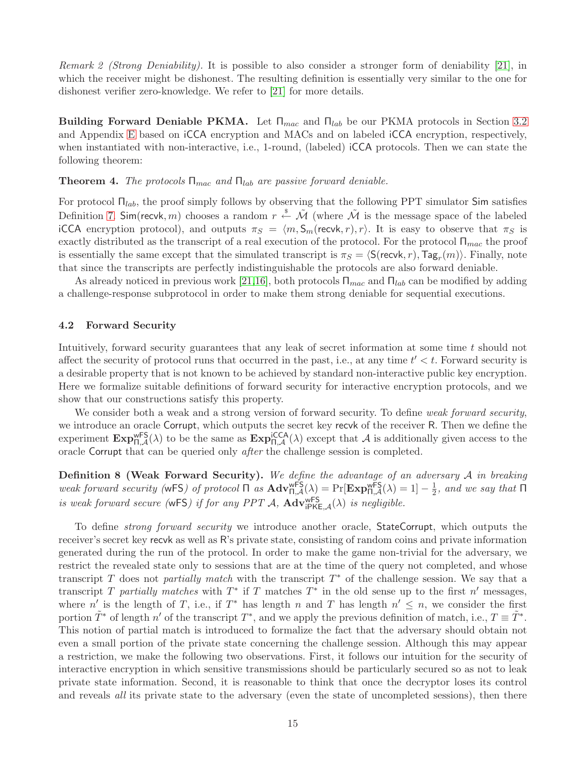*Remark 2 (Strong Deniability).* It is possible to also consider a stronger form of deniability [21], in which the receiver might be dishonest. The resulting definition is essentially very similar to the one for dishonest verifier zero-knowledge. We refer to [21] for more details.

**Building Forward Deniable PKMA.** Let $\Pi_{mac}$ and $\Pi_{lab}$ be our PKMA protocols in Section 3.2 and Appendix E based on iCCA encryption and MACs and on labeled iCCA encryption, respectively, when instantiated with non-interactive, i.e., 1-round, (labeled) iCCA protocols. Then we can state the following theorem:

**Theorem 4.** *The protocols $\Pi_{mac}$ and $\Pi_{lab}$ are passive forward deniable.*

For protocol $\Pi_{lab}$, the proof simply follows by observing that the following PPT simulator Sim satisfies Definition 7. $\mathsf{Sim}(\mathsf{recvk}, m)$ chooses a random $r \xleftarrow{\$} \tilde{\mathcal{M}}$ (where $\tilde{\mathcal{M}}$ is the message space of the labeled iCCA encryption protocol), and outputs $\pi_S = \langle m, \mathsf{S}_m(\mathsf{recvk}, r), r \rangle$. It is easy to observe that $\pi_S$ is exactly distributed as the transcript of a real execution of the protocol. For the protocol $\Pi_{mac}$ the proof is essentially the same except that the simulated transcript is $\pi_S = \langle \mathsf{S}(\mathsf{recvk}, r), \mathsf{Tag}_r(m) \rangle$. Finally, note that since the transcripts are perfectly indistinguishable the protocols are also forward deniable.

As already noticed in previous work [21,16], both protocols $\Pi_{mac}$ and $\Pi_{lab}$ can be modified by adding a challenge-response subprotocol in order to make them strong deniable for sequential executions.

### 4.2 Forward Security

Intuitively, forward security guarantees that any leak of secret information at some time $t$ should not affect the security of protocol runs that occurred in the past, i.e., at any time $t' < t$. Forward security is a desirable property that is not known to be achieved by standard non-interactive public key encryption. Here we formalize suitable definitions of forward security for interactive encryption protocols, and we show that our constructions satisfy this property.

We consider both a weak and a strong version of forward security. To define *weak forward security*, we introduce an oracle Corrupt, which outputs the secret key recvk of the receiver R. Then we define the experiment $\mathbf{Exp}^{\mathsf{wFS}}_{\Pi,\mathcal{A}}(\lambda)$ to be the same as $\mathbf{Exp}^{\mathsf{iCCA}}_{\Pi,\mathcal{A}}(\lambda)$ except that $\mathcal{A}$ is additionally given access to the oracle Corrupt that can be queried only *after* the challenge session is completed.

**Definition 8 (Weak Forward Security).** *We define the advantage of an adversary $\mathcal{A}$ in breaking weak forward security (wFS) of protocol $\Pi$ as $\mathbf{Adv}^{\mathsf{wFS}}_{\Pi,\mathcal{A}}(\lambda) = \Pr[\mathbf{Exp}^{\mathsf{wFS}}_{\Pi,\mathcal{A}}(\lambda) = 1] - \frac{1}{2}$, and we say that $\Pi$ is weak forward secure (wFS) if for any PPT $\mathcal{A}$, $\mathbf{Adv}^{\mathsf{wFS}}_{\mathsf{iPKE},\mathcal{A}}(\lambda)$ is negligible.*

To define *strong forward security* we introduce another oracle, StateCorrupt, which outputs the receiver's secret key recvk as well as R's private state, consisting of random coins and private information generated during the run of the protocol. In order to make the game non-trivial for the adversary, we restrict the revealed state only to sessions that are at the time of the query not completed, and whose transcript $T$ does not *partially match* with the transcript $T^*$ of the challenge session. We say that a transcript $T$ *partially matches* with $T^*$ if $T$ matches $T^*$ in the old sense up to the first $n'$ messages, where $n'$ is the length of $T$, i.e., if $T^*$ has length $n$ and $T$ has length $n' \leq n$, we consider the first portion $\tilde{T}^*$ of length $n'$ of the transcript $T^*$, and we apply the previous definition of match, i.e., $T \equiv \tilde{T}^*$. This notion of partial match is introduced to formalize the fact that the adversary should obtain not even a small portion of the private state concerning the challenge session. Although this may appear a restriction, we make the following two observations. First, it follows our intuition for the security of interactive encryption in which sensitive transmissions should be particularly secured so as not to leak private state information. Second, it is reasonable to think that once the decryptor loses its control and reveals *all* its private state to the adversary (even the state of uncompleted sessions), then there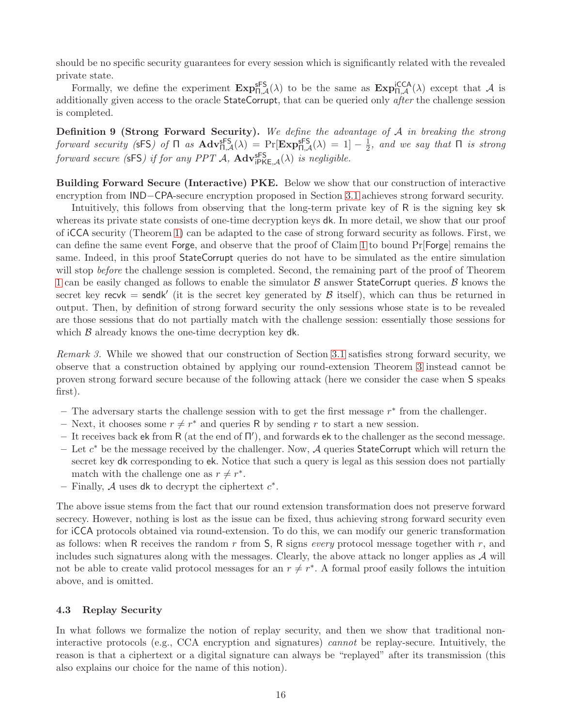should be no specific security guarantees for every session which is significantly related with the revealed private state.

Formally, we define the experiment $\mathbf{Exp}^{\mathsf{sFS}}_{\Pi,\mathcal{A}}(\lambda)$ to be the same as $\mathbf{Exp}^{\mathsf{iCCA}}_{\Pi,\mathcal{A}}(\lambda)$ except that $\mathcal{A}$ is additionally given access to the oracle StateCorrupt, that can be queried only *after* the challenge session is completed.

**Definition 9 (Strong Forward Security).** *We define the advantage of $\mathcal{A}$ in breaking the strong forward security (sFS) of $\Pi$ as $\mathbf{Adv}^{\mathsf{sFS}}_{\Pi,\mathcal{A}}(\lambda) = \Pr[\mathbf{Exp}^{\mathsf{sFS}}_{\Pi,\mathcal{A}}(\lambda) = 1] - \frac{1}{2}$, and we say that $\Pi$ is strong forward secure (sFS) if for any PPT $\mathcal{A}$, $\mathbf{Adv}^{\mathsf{sFS}}_{\mathsf{iPKE},\mathcal{A}}(\lambda)$ is negligible.*

**Building Forward Secure (Interactive) PKE.** Below we show that our construction of interactive encryption from IND−CPA-secure encryption proposed in Section 3.1 achieves strong forward security.

Intuitively, this follows from observing that the long-term private key of R is the signing key sk whereas its private state consists of one-time decryption keys dk. In more detail, we show that our proof of iCCA security (Theorem 1) can be adapted to the case of strong forward security as follows. First, we can define the same event Forge, and observe that the proof of Claim 1 to bound Pr[Forge] remains the same. Indeed, in this proof StateCorrupt queries do not have to be simulated as the entire simulation will stop *before* the challenge session is completed. Second, the remaining part of the proof of Theorem 1 can be easily changed as follows to enable the simulator $\mathcal{B}$ answer StateCorrupt queries. $\mathcal{B}$ knows the secret key recvk = sendk$'$ (it is the secret key generated by $\mathcal{B}$ itself), which can thus be returned in output. Then, by definition of strong forward security the only sessions whose state is to be revealed are those sessions that do not partially match with the challenge session: essentially those sessions for which $\mathcal{B}$ already knows the one-time decryption key dk.

*Remark 3.* While we showed that our construction of Section 3.1 satisfies strong forward security, we observe that a construction obtained by applying our round-extension Theorem 3 instead cannot be proven strong forward secure because of the following attack (here we consider the case when S speaks first).

- The adversary starts the challenge session with to get the first message $r^*$ from the challenger.
- Next, it chooses some $r \neq r^*$ and queries R by sending $r$ to start a new session.
- It receives back ek from R (at the end of $\Pi'$), and forwards ek to the challenger as the second message.
- Let $c^*$ be the message received by the challenger. Now, $\mathcal{A}$ queries StateCorrupt which will return the secret key dk corresponding to ek. Notice that such a query is legal as this session does not partially match with the challenge one as $r \neq r^*$.
- Finally, $\mathcal{A}$ uses dk to decrypt the ciphertext $c^*$.

The above issue stems from the fact that our round extension transformation does not preserve forward secrecy. However, nothing is lost as the issue can be fixed, thus achieving strong forward security even for iCCA protocols obtained via round-extension. To do this, we can modify our generic transformation as follows: when R receives the random $r$ from S, R signs *every* protocol message together with $r$, and includes such signatures along with the messages. Clearly, the above attack no longer applies as $\mathcal{A}$ will not be able to create valid protocol messages for an $r \neq r^*$. A formal proof easily follows the intuition above, and is omitted.

### 4.3 Replay Security

In what follows we formalize the notion of replay security, and then we show that traditional non-interactive protocols (e.g., CCA encryption and signatures) *cannot* be replay-secure. Intuitively, the reason is that a ciphertext or a digital signature can always be "replayed" after its transmission (this also explains our choice for the name of this notion).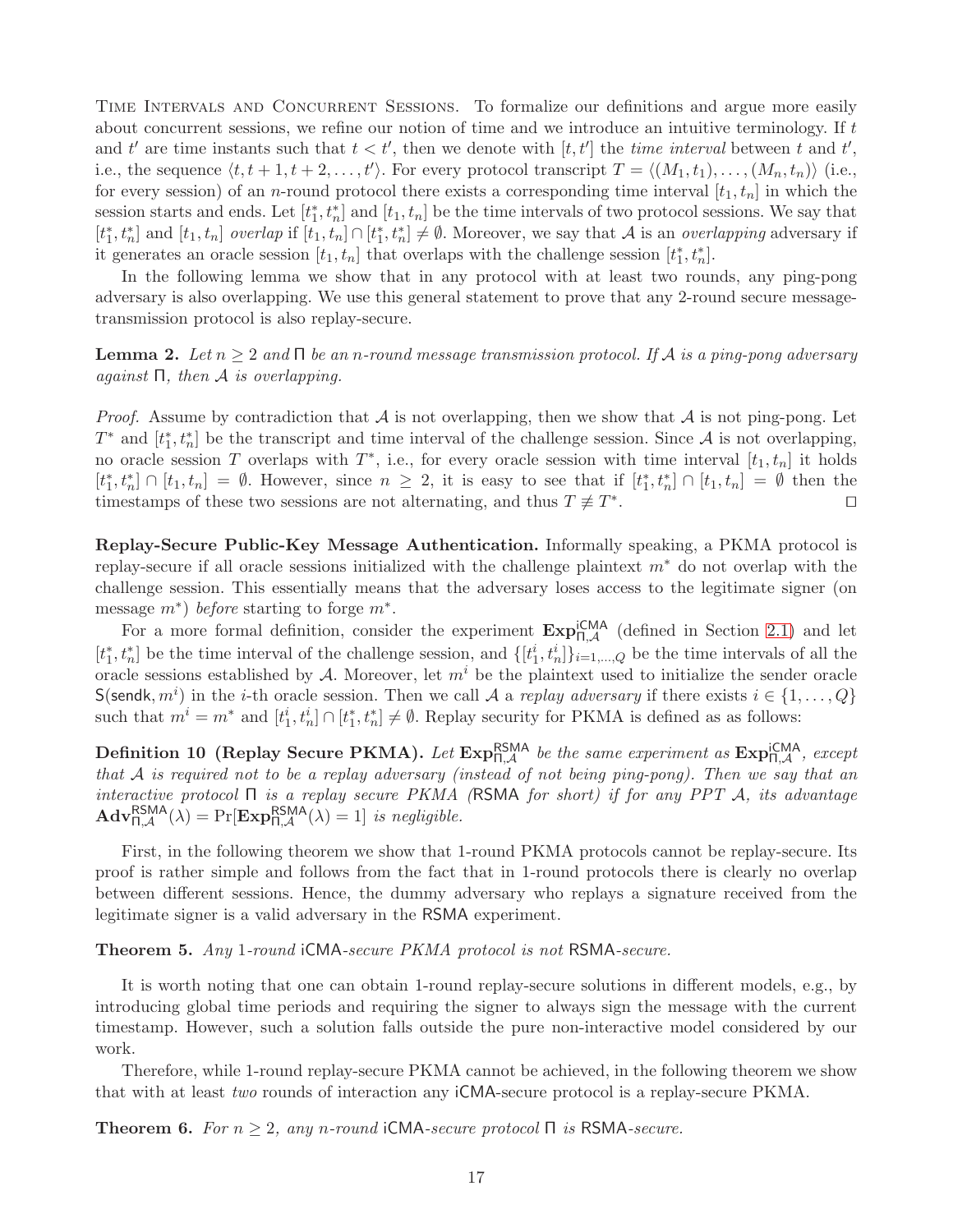**Time Intervals and Concurrent Sessions.** To formalize our definitions and argue more easily about concurrent sessions, we refine our notion of time and we introduce an intuitive terminology. If $t$ and $t'$ are time instants such that $t < t'$, then we denote with $[t, t']$ the *time interval* between $t$ and $t'$, i.e., the sequence $\langle t, t+1, t+2, \ldots, t' \rangle$. For every protocol transcript $T = \langle (M_1, t_1), \ldots, (M_n, t_n) \rangle$ (i.e., for every session) of an $n$-round protocol there exists a corresponding time interval $[t_1, t_n]$ in which the session starts and ends. Let $[t_1^*, t_n^*]$ and $[t_1, t_n]$ be the time intervals of two protocol sessions. We say that $[t_1^*, t_n^*]$ and $[t_1, t_n]$ *overlap* if $[t_1, t_n] \cap [t_1^*, t_n^*] \neq \emptyset$. Moreover, we say that $\mathcal{A}$ is an *overlapping* adversary if it generates an oracle session $[t_1, t_n]$ that overlaps with the challenge session $[t_1^*, t_n^*]$.

In the following lemma we show that in any protocol with at least two rounds, any ping-pong adversary is also overlapping. We use this general statement to prove that any 2-round secure message-transmission protocol is also replay-secure.

**Lemma 2.** *Let $n \geq 2$ and $\Pi$ be an $n$-round message transmission protocol. If $\mathcal{A}$ is a ping-pong adversary against $\Pi$, then $\mathcal{A}$ is overlapping.*

*Proof.* Assume by contradiction that $\mathcal{A}$ is not overlapping, then we show that $\mathcal{A}$ is not ping-pong. Let $T^*$ and $[t_1^*, t_n^*]$ be the transcript and time interval of the challenge session. Since $\mathcal{A}$ is not overlapping, no oracle session $T$ overlaps with $T^*$, i.e., for every oracle session with time interval $[t_1, t_n]$ it holds $[t_1^*, t_n^*] \cap [t_1, t_n] = \emptyset$. However, since $n \geq 2$, it is easy to see that if $[t_1^*, t_n^*] \cap [t_1, t_n] = \emptyset$ then the timestamps of these two sessions are not alternating, and thus $T \not\equiv T^*$. $\square$

**Replay-Secure Public-Key Message Authentication.** Informally speaking, a PKMA protocol is replay-secure if all oracle sessions initialized with the challenge plaintext $m^*$ do not overlap with the challenge session. This essentially means that the adversary loses access to the legitimate signer (on message $m^*$) *before* starting to forge $m^*$.

For a more formal definition, consider the experiment $\mathbf{Exp}_{\Pi,\mathcal{A}}^{\mathsf{iCMA}}$ (defined in Section 2.1) and let $[t_1^*, t_n^*]$ be the time interval of the challenge session, and $\{[t_1^i, t_n^i]\}_{i=1,\ldots,Q}$ be the time intervals of all the oracle sessions established by $\mathcal{A}$. Moreover, let $m^i$ be the plaintext used to initialize the sender oracle $\mathsf{S}(\mathsf{sendk}, m^i)$ in the $i$-th oracle session. Then we call $\mathcal{A}$ a *replay adversary* if there exists $i \in \{1, \ldots, Q\}$ such that $m^i = m^*$ and $[t_1^i, t_n^i] \cap [t_1^*, t_n^*] \neq \emptyset$. Replay security for PKMA is defined as as follows:

**Definition 10 (Replay Secure PKMA).** *Let $\mathbf{Exp}_{\Pi,\mathcal{A}}^{\mathsf{RSMA}}$ be the same experiment as $\mathbf{Exp}_{\Pi,\mathcal{A}}^{\mathsf{iCMA}}$, except that $\mathcal{A}$ is required not to be a replay adversary (instead of not being ping-pong). Then we say that an interactive protocol $\Pi$ is a replay secure PKMA (*RSMA *for short) if for any PPT $\mathcal{A}$, its advantage $\mathbf{Adv}_{\Pi,\mathcal{A}}^{\mathsf{RSMA}}(\lambda) = \Pr[\mathbf{Exp}_{\Pi,\mathcal{A}}^{\mathsf{RSMA}}(\lambda) = 1]$ is negligible.*

First, in the following theorem we show that 1-round PKMA protocols cannot be replay-secure. Its proof is rather simple and follows from the fact that in 1-round protocols there is clearly no overlap between different sessions. Hence, the dummy adversary who replays a signature received from the legitimate signer is a valid adversary in the RSMA experiment.

**Theorem 5.** *Any 1-round iCMA-secure PKMA protocol is not RSMA-secure.*

It is worth noting that one can obtain 1-round replay-secure solutions in different models, e.g., by introducing global time periods and requiring the signer to always sign the message with the current timestamp. However, such a solution falls outside the pure non-interactive model considered by our work.

Therefore, while 1-round replay-secure PKMA cannot be achieved, in the following theorem we show that with at least *two* rounds of interaction any iCMA-secure protocol is a replay-secure PKMA.

**Theorem 6.** *For $n \geq 2$, any $n$-round iCMA-secure protocol $\Pi$ is RSMA-secure.*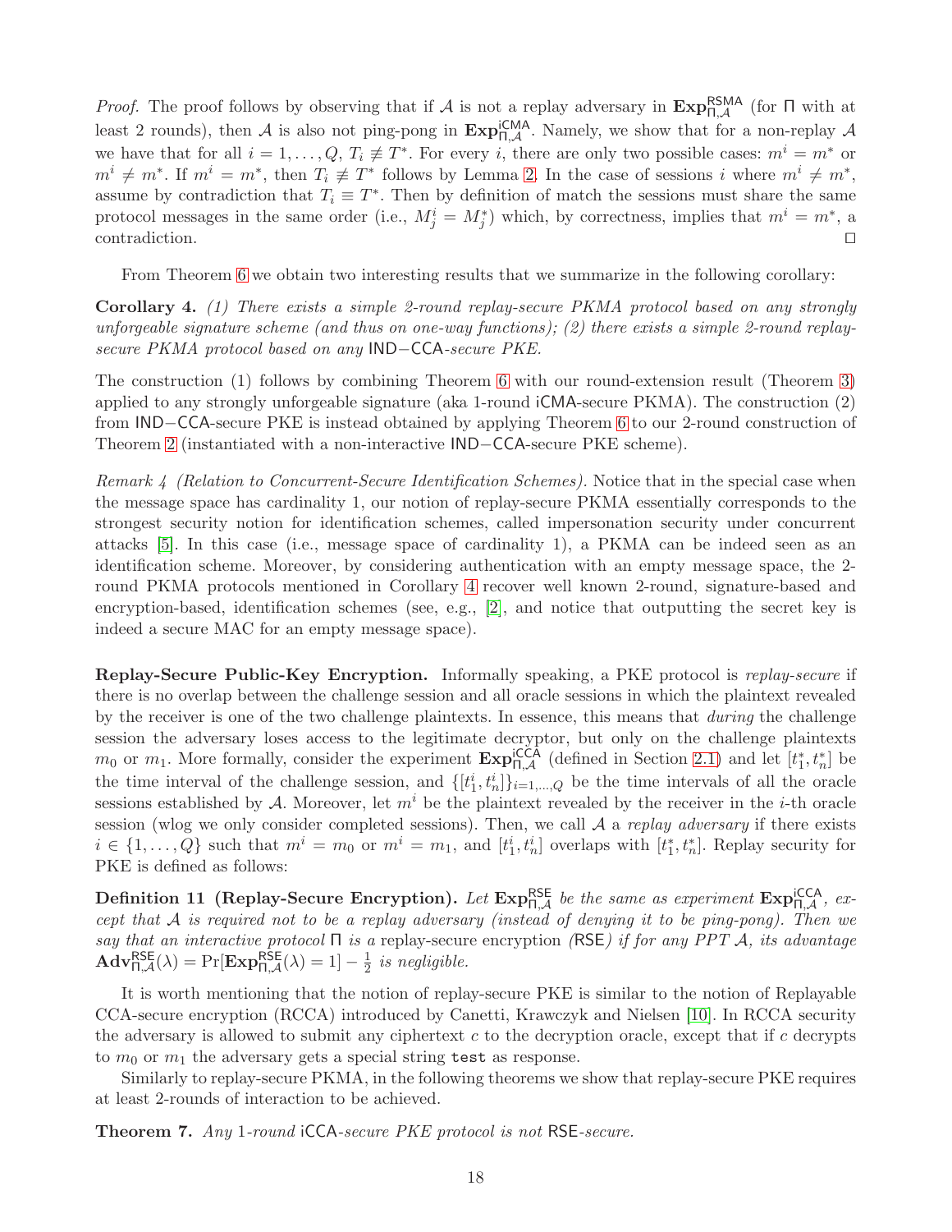*Proof.* The proof follows by observing that if $\mathcal{A}$ is not a replay adversary in $\mathbf{Exp}^{\mathsf{RSMA}}_{\Pi,\mathcal{A}}$ (for $\Pi$ with at least 2 rounds), then $\mathcal{A}$ is also not ping-pong in $\mathbf{Exp}^{\mathsf{iCMA}}_{\Pi,\mathcal{A}}$. Namely, we show that for a non-replay $\mathcal{A}$ we have that for all $i = 1, \ldots, Q$, $T_i \not\equiv T^*$. For every $i$, there are only two possible cases: $m^i = m^*$ or $m^i \neq m^*$. If $m^i = m^*$, then $T_i \not\equiv T^*$ follows by Lemma 2. In the case of sessions $i$ where $m^i \neq m^*$, assume by contradiction that $T_i \equiv T^*$. Then by definition of match the sessions must share the same protocol messages in the same order (i.e., $M^i_j = M^*_j$) which, by correctness, implies that $m^i = m^*$, a contradiction. ◻

From Theorem 6 we obtain two interesting results that we summarize in the following corollary:

**Corollary 4.** *(1) There exists a simple 2-round replay-secure PKMA protocol based on any strongly unforgeable signature scheme (and thus on one-way functions); (2) there exists a simple 2-round replay-secure PKMA protocol based on any* $\mathsf{IND-CCA}$*-secure PKE.*

The construction (1) follows by combining Theorem 6 with our round-extension result (Theorem 3) applied to any strongly unforgeable signature (aka 1-round $\mathsf{iCMA}$-secure PKMA). The construction (2) from $\mathsf{IND-CCA}$-secure PKE is instead obtained by applying Theorem 6 to our 2-round construction of Theorem 2 (instantiated with a non-interactive $\mathsf{IND-CCA}$-secure PKE scheme).

*Remark 4 (Relation to Concurrent-Secure Identification Schemes).* Notice that in the special case when the message space has cardinality 1, our notion of replay-secure PKMA essentially corresponds to the strongest security notion for identification schemes, called impersonation security under concurrent attacks [5]. In this case (i.e., message space of cardinality 1), a PKMA can be indeed seen as an identification scheme. Moreover, by considering authentication with an empty message space, the 2-round PKMA protocols mentioned in Corollary 4 recover well known 2-round, signature-based and encryption-based, identification schemes (see, e.g., [2], and notice that outputting the secret key is indeed a secure MAC for an empty message space).

**Replay-Secure Public-Key Encryption.** Informally speaking, a PKE protocol is *replay-secure* if there is no overlap between the challenge session and all oracle sessions in which the plaintext revealed by the receiver is one of the two challenge plaintexts. In essence, this means that *during* the challenge session the adversary loses access to the legitimate decryptor, but only on the challenge plaintexts $m_0$ or $m_1$. More formally, consider the experiment $\mathbf{Exp}^{\mathsf{iCCA}}_{\Pi,\mathcal{A}}$ (defined in Section 2.1) and let $[t^*_1, t^*_n]$ be the time interval of the challenge session, and $\{[t^i_1, t^i_n]\}_{i=1,\ldots,Q}$ be the time intervals of all the oracle sessions established by $\mathcal{A}$. Moreover, let $m^i$ be the plaintext revealed by the receiver in the $i$-th oracle session (wlog we only consider completed sessions). Then, we call $\mathcal{A}$ a *replay adversary* if there exists $i \in \{1, \ldots, Q\}$ such that $m^i = m_0$ or $m^i = m_1$, and $[t^i_1, t^i_n]$ overlaps with $[t^*_1, t^*_n]$. Replay security for PKE is defined as follows:

**Definition 11 (Replay-Secure Encryption).** *Let* $\mathbf{Exp}^{\mathsf{RSE}}_{\Pi,\mathcal{A}}$ *be the same as experiment* $\mathbf{Exp}^{\mathsf{iCCA}}_{\Pi,\mathcal{A}}$*, except that* $\mathcal{A}$ *is required not to be a replay adversary (instead of denying it to be ping-pong). Then we say that an interactive protocol* $\Pi$ *is a* replay-secure encryption *(*$\mathsf{RSE}$*) if for any PPT* $\mathcal{A}$*, its advantage* $\mathbf{Adv}^{\mathsf{RSE}}_{\Pi,\mathcal{A}}(\lambda) = \Pr[\mathbf{Exp}^{\mathsf{RSE}}_{\Pi,\mathcal{A}}(\lambda) = 1] - \frac{1}{2}$ *is negligible.*

It is worth mentioning that the notion of replay-secure PKE is similar to the notion of Replayable CCA-secure encryption (RCCA) introduced by Canetti, Krawczyk and Nielsen [10]. In RCCA security the adversary is allowed to submit any ciphertext $c$ to the decryption oracle, except that if $c$ decrypts to $m_0$ or $m_1$ the adversary gets a special string `test` as response.

Similarly to replay-secure PKMA, in the following theorems we show that replay-secure PKE requires at least 2-rounds of interaction to be achieved.

**Theorem 7.** *Any 1-round* $\mathsf{iCCA}$*-secure PKE protocol is not* $\mathsf{RSE}$*-secure.*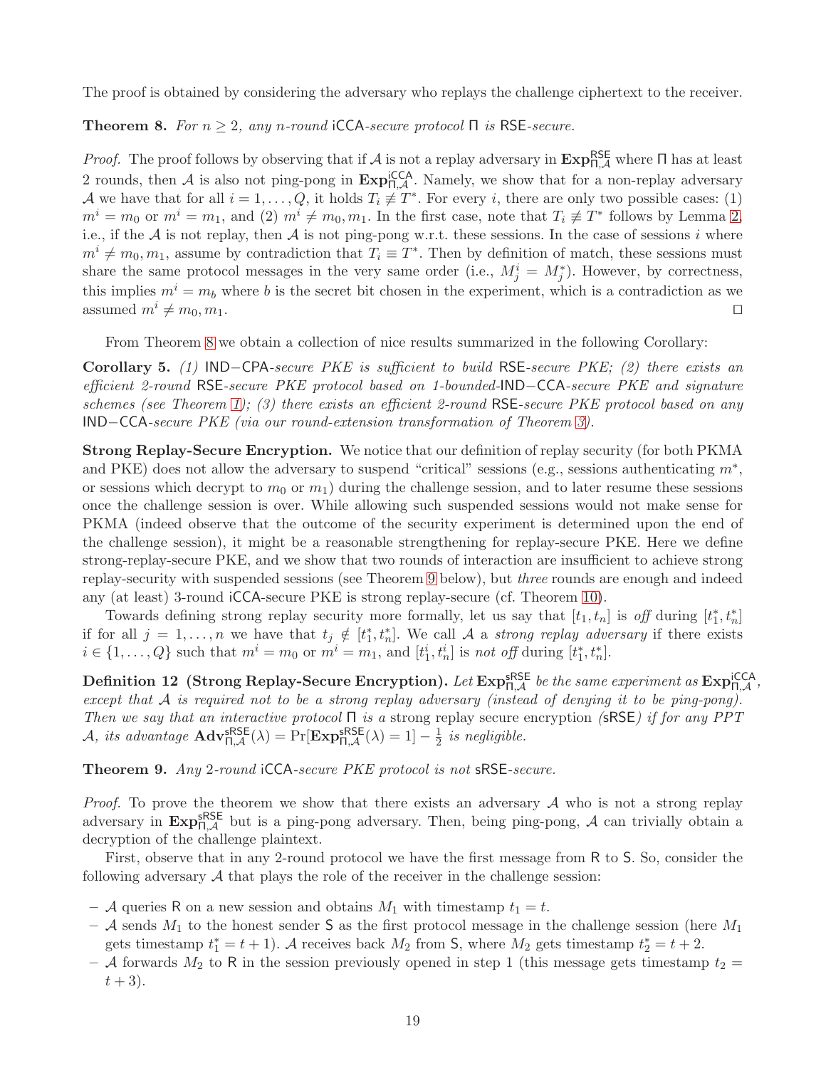The proof is obtained by considering the adversary who replays the challenge ciphertext to the receiver.

**Theorem 8.** *For $n \geq 2$, any $n$-round* iCCA*-secure protocol* $\Pi$ *is* RSE*-secure.*

*Proof.* The proof follows by observing that if $\mathcal{A}$ is not a replay adversary in $\mathbf{Exp}^{\mathsf{RSE}}_{\Pi,\mathcal{A}}$ where $\Pi$ has at least 2 rounds, then $\mathcal{A}$ is also not ping-pong in $\mathbf{Exp}^{\mathsf{iCCA}}_{\Pi,\mathcal{A}}$. Namely, we show that for a non-replay adversary $\mathcal{A}$ we have that for all $i = 1, \ldots, Q$, it holds $T_i \not\equiv T^*$. For every $i$, there are only two possible cases: (1) $m^i = m_0$ or $m^i = m_1$, and (2) $m^i \neq m_0, m_1$. In the first case, note that $T_i \not\equiv T^*$ follows by Lemma 2, i.e., if the $\mathcal{A}$ is not replay, then $\mathcal{A}$ is not ping-pong w.r.t. these sessions. In the case of sessions $i$ where $m^i \neq m_0, m_1$, assume by contradiction that $T_i \equiv T^*$. Then by definition of match, these sessions must share the same protocol messages in the very same order (i.e., $M^i_j = M^*_j$). However, by correctness, this implies $m^i = m_b$ where $b$ is the secret bit chosen in the experiment, which is a contradiction as we assumed $m^i \neq m_0, m_1$. □

From Theorem 8 we obtain a collection of nice results summarized in the following Corollary:

**Corollary 5.** *(1)* IND−CPA*-secure PKE is sufficient to build* RSE*-secure PKE; (2) there exists an efficient 2-round* RSE*-secure PKE protocol based on 1-bounded-*IND−CCA*-secure PKE and signature schemes (see Theorem 1); (3) there exists an efficient 2-round* RSE*-secure PKE protocol based on any* IND−CCA*-secure PKE (via our round-extension transformation of Theorem 3).*

**Strong Replay-Secure Encryption.** We notice that our definition of replay security (for both PKMA and PKE) does not allow the adversary to suspend "critical" sessions (e.g., sessions authenticating $m^*$, or sessions which decrypt to $m_0$ or $m_1$) during the challenge session, and to later resume these sessions once the challenge session is over. While allowing such suspended sessions would not make sense for PKMA (indeed observe that the outcome of the security experiment is determined upon the end of the challenge session), it might be a reasonable strengthening for replay-secure PKE. Here we define strong-replay-secure PKE, and we show that two rounds of interaction are insufficient to achieve strong replay-security with suspended sessions (see Theorem 9 below), but *three* rounds are enough and indeed any (at least) 3-round iCCA-secure PKE is strong replay-secure (cf. Theorem 10).

Towards defining strong replay security more formally, let us say that $[t_1, t_n]$ is *off* during $[t^*_1, t^*_n]$ if for all $j = 1, \ldots, n$ we have that $t_j \notin [t^*_1, t^*_n]$. We call $\mathcal{A}$ a *strong replay adversary* if there exists $i \in \{1, \ldots, Q\}$ such that $m^i = m_0$ or $m^i = m_1$, and $[t^i_1, t^i_n]$ is *not off* during $[t^*_1, t^*_n]$.

**Definition 12 (Strong Replay-Secure Encryption).** *Let* $\mathbf{Exp}^{\mathsf{sRSE}}_{\Pi,\mathcal{A}}$ *be the same experiment as* $\mathbf{Exp}^{\mathsf{iCCA}}_{\Pi,\mathcal{A}}$*, except that* $\mathcal{A}$ *is required not to be a strong replay adversary (instead of denying it to be ping-pong). Then we say that an interactive protocol* $\Pi$ *is a* strong replay secure encryption *(*sRSE*) if for any PPT* $\mathcal{A}$*, its advantage* $\mathbf{Adv}^{\mathsf{sRSE}}_{\Pi,\mathcal{A}}(\lambda) = \Pr[\mathbf{Exp}^{\mathsf{sRSE}}_{\Pi,\mathcal{A}}(\lambda) = 1] - \frac{1}{2}$ *is negligible.*

**Theorem 9.** *Any 2-round* iCCA*-secure PKE protocol is not* sRSE*-secure.*

*Proof.* To prove the theorem we show that there exists an adversary $\mathcal{A}$ who is not a strong replay adversary in $\mathbf{Exp}^{\mathsf{sRSE}}_{\Pi,\mathcal{A}}$ but is a ping-pong adversary. Then, being ping-pong, $\mathcal{A}$ can trivially obtain a decryption of the challenge plaintext.

First, observe that in any 2-round protocol we have the first message from R to S. So, consider the following adversary $\mathcal{A}$ that plays the role of the receiver in the challenge session:

- $\mathcal{A}$ queries R on a new session and obtains $M_1$ with timestamp $t_1 = t$.
- $\mathcal{A}$ sends $M_1$ to the honest sender S as the first protocol message in the challenge session (here $M_1$ gets timestamp $t^*_1 = t + 1$). $\mathcal{A}$ receives back $M_2$ from S, where $M_2$ gets timestamp $t^*_2 = t + 2$.
- $\mathcal{A}$ forwards $M_2$ to R in the session previously opened in step 1 (this message gets timestamp $t_2 = t + 3$).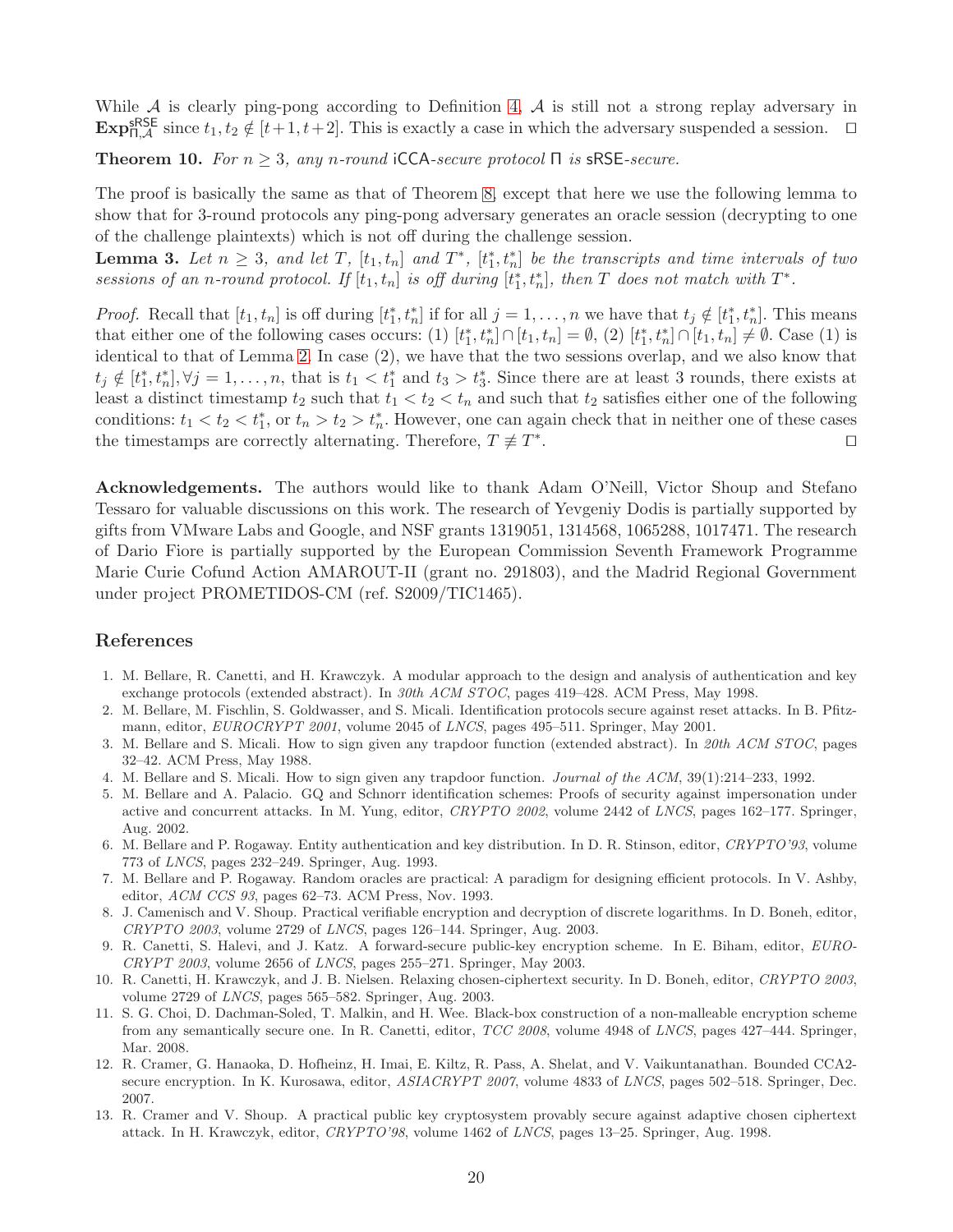While $\mathcal{A}$ is clearly ping-pong according to Definition 4, $\mathcal{A}$ is still not a strong replay adversary in $\mathbf{Exp}^{\mathsf{sRSE}}_{\Pi,\mathcal{A}}$ since $t_1, t_2 \notin [t+1, t+2]$. This is exactly a case in which the adversary suspended a session. $\square$

**Theorem 10.** *For $n \geq 3$, any $n$-round* iCCA*-secure protocol $\Pi$ is* sRSE*-secure.*

The proof is basically the same as that of Theorem 8, except that here we use the following lemma to show that for 3-round protocols any ping-pong adversary generates an oracle session (decrypting to one of the challenge plaintexts) which is not off during the challenge session.

**Lemma 3.** *Let $n \geq 3$, and let $T$, $[t_1, t_n]$ and $T^*$, $[t_1^*, t_n^*]$ be the transcripts and time intervals of two sessions of an $n$-round protocol. If $[t_1, t_n]$ is off during $[t_1^*, t_n^*]$, then $T$ does not match with $T^*$.*

*Proof.* Recall that $[t_1, t_n]$ is off during $[t_1^*, t_n^*]$ if for all $j = 1, \ldots, n$ we have that $t_j \notin [t_1^*, t_n^*]$. This means that either one of the following cases occurs: (1) $[t_1^*, t_n^*] \cap [t_1, t_n] = \emptyset$, (2) $[t_1^*, t_n^*] \cap [t_1, t_n] \neq \emptyset$. Case (1) is identical to that of Lemma 2. In case (2), we have that the two sessions overlap, and we also know that $t_j \notin [t_1^*, t_n^*], \forall j = 1, \ldots, n$, that is $t_1 < t_1^*$ and $t_3 > t_3^*$. Since there are at least 3 rounds, there exists at least a distinct timestamp $t_2$ such that $t_1 < t_2 < t_n$ and such that $t_2$ satisfies either one of the following conditions: $t_1 < t_2 < t_1^*$, or $t_n > t_2 > t_n^*$. However, one can again check that in neither one of these cases the timestamps are correctly alternating. Therefore, $T \not\equiv T^*$. $\square$

**Acknowledgements.** The authors would like to thank Adam O'Neill, Victor Shoup and Stefano Tessaro for valuable discussions on this work. The research of Yevgeniy Dodis is partially supported by gifts from VMware Labs and Google, and NSF grants 1319051, 1314568, 1065288, 1017471. The research of Dario Fiore is partially supported by the European Commission Seventh Framework Programme Marie Curie Cofund Action AMAROUT-II (grant no. 291803), and the Madrid Regional Government under project PROMETIDOS-CM (ref. S2009/TIC1465).

## References

1. M. Bellare, R. Canetti, and H. Krawczyk. A modular approach to the design and analysis of authentication and key exchange protocols (extended abstract). In *30th ACM STOC*, pages 419–428. ACM Press, May 1998.
2. M. Bellare, M. Fischlin, S. Goldwasser, and S. Micali. Identification protocols secure against reset attacks. In B. Pfitzmann, editor, *EUROCRYPT 2001*, volume 2045 of *LNCS*, pages 495–511. Springer, May 2001.
3. M. Bellare and S. Micali. How to sign given any trapdoor function (extended abstract). In *20th ACM STOC*, pages 32–42. ACM Press, May 1988.
4. M. Bellare and S. Micali. How to sign given any trapdoor function. *Journal of the ACM*, 39(1):214–233, 1992.
5. M. Bellare and A. Palacio. GQ and Schnorr identification schemes: Proofs of security against impersonation under active and concurrent attacks. In M. Yung, editor, *CRYPTO 2002*, volume 2442 of *LNCS*, pages 162–177. Springer, Aug. 2002.
6. M. Bellare and P. Rogaway. Entity authentication and key distribution. In D. R. Stinson, editor, *CRYPTO'93*, volume 773 of *LNCS*, pages 232–249. Springer, Aug. 1993.
7. M. Bellare and P. Rogaway. Random oracles are practical: A paradigm for designing efficient protocols. In V. Ashby, editor, *ACM CCS 93*, pages 62–73. ACM Press, Nov. 1993.
8. J. Camenisch and V. Shoup. Practical verifiable encryption and decryption of discrete logarithms. In D. Boneh, editor, *CRYPTO 2003*, volume 2729 of *LNCS*, pages 126–144. Springer, Aug. 2003.
9. R. Canetti, S. Halevi, and J. Katz. A forward-secure public-key encryption scheme. In E. Biham, editor, *EUROCRYPT 2003*, volume 2656 of *LNCS*, pages 255–271. Springer, May 2003.
10. R. Canetti, H. Krawczyk, and J. B. Nielsen. Relaxing chosen-ciphertext security. In D. Boneh, editor, *CRYPTO 2003*, volume 2729 of *LNCS*, pages 565–582. Springer, Aug. 2003.
11. S. G. Choi, D. Dachman-Soled, T. Malkin, and H. Wee. Black-box construction of a non-malleable encryption scheme from any semantically secure one. In R. Canetti, editor, *TCC 2008*, volume 4948 of *LNCS*, pages 427–444. Springer, Mar. 2008.
12. R. Cramer, G. Hanaoka, D. Hofheinz, H. Imai, E. Kiltz, R. Pass, A. Shelat, and V. Vaikuntanathan. Bounded CCA2-secure encryption. In K. Kurosawa, editor, *ASIACRYPT 2007*, volume 4833 of *LNCS*, pages 502–518. Springer, Dec. 2007.
13. R. Cramer and V. Shoup. A practical public key cryptosystem provably secure against adaptive chosen ciphertext attack. In H. Krawczyk, editor, *CRYPTO'98*, volume 1462 of *LNCS*, pages 13–25. Springer, Aug. 1998.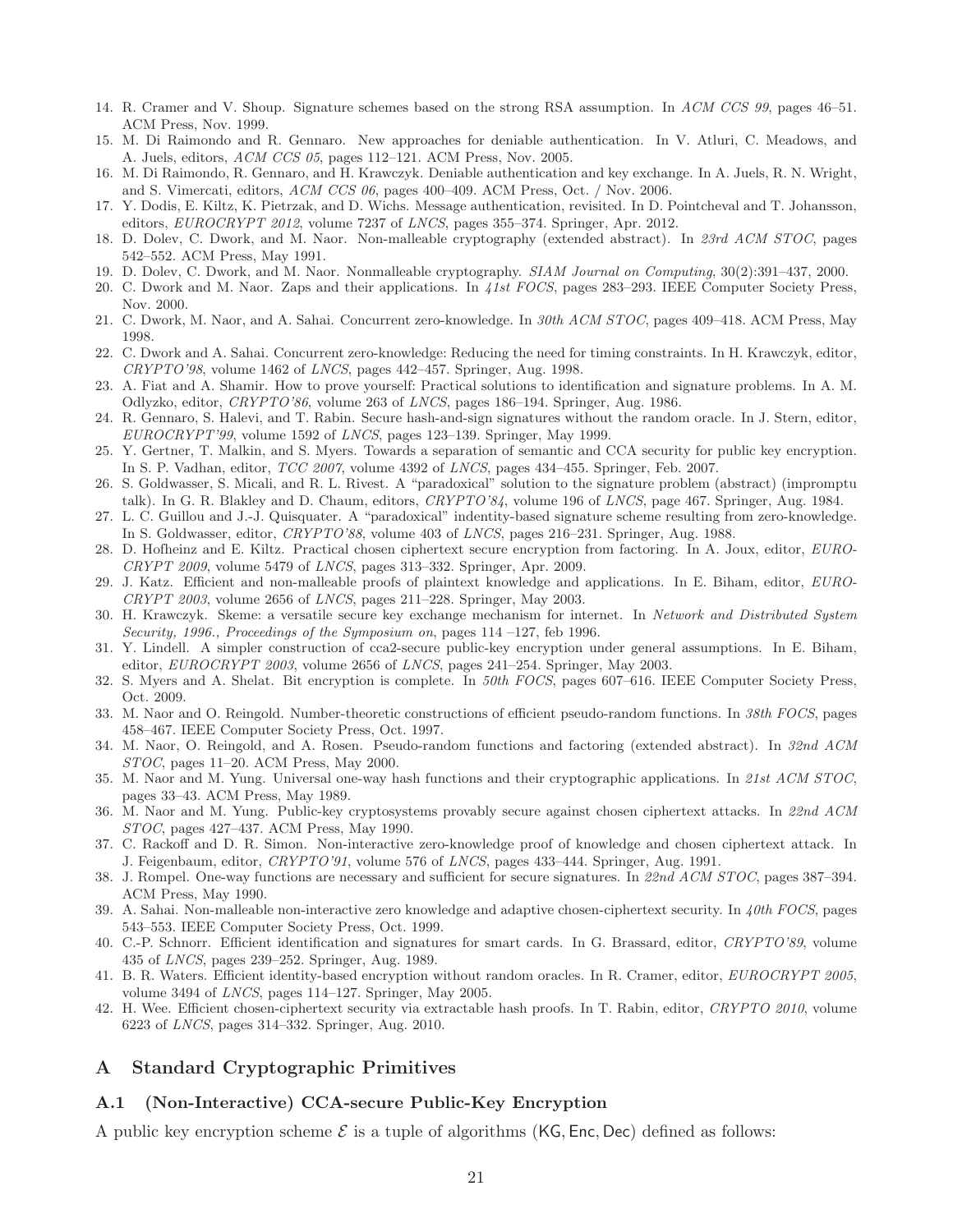14. R. Cramer and V. Shoup. Signature schemes based on the strong RSA assumption. In *ACM CCS 99*, pages 46–51. ACM Press, Nov. 1999.
15. M. Di Raimondo and R. Gennaro. New approaches for deniable authentication. In V. Atluri, C. Meadows, and A. Juels, editors, *ACM CCS 05*, pages 112–121. ACM Press, Nov. 2005.
16. M. Di Raimondo, R. Gennaro, and H. Krawczyk. Deniable authentication and key exchange. In A. Juels, R. N. Wright, and S. Vimercati, editors, *ACM CCS 06*, pages 400–409. ACM Press, Oct. / Nov. 2006.
17. Y. Dodis, E. Kiltz, K. Pietrzak, and D. Wichs. Message authentication, revisited. In D. Pointcheval and T. Johansson, editors, *EUROCRYPT 2012*, volume 7237 of *LNCS*, pages 355–374. Springer, Apr. 2012.
18. D. Dolev, C. Dwork, and M. Naor. Non-malleable cryptography (extended abstract). In *23rd ACM STOC*, pages 542–552. ACM Press, May 1991.
19. D. Dolev, C. Dwork, and M. Naor. Nonmalleable cryptography. *SIAM Journal on Computing*, 30(2):391–437, 2000.
20. C. Dwork and M. Naor. Zaps and their applications. In *41st FOCS*, pages 283–293. IEEE Computer Society Press, Nov. 2000.
21. C. Dwork, M. Naor, and A. Sahai. Concurrent zero-knowledge. In *30th ACM STOC*, pages 409–418. ACM Press, May 1998.
22. C. Dwork and A. Sahai. Concurrent zero-knowledge: Reducing the need for timing constraints. In H. Krawczyk, editor, *CRYPTO'98*, volume 1462 of *LNCS*, pages 442–457. Springer, Aug. 1998.
23. A. Fiat and A. Shamir. How to prove yourself: Practical solutions to identification and signature problems. In A. M. Odlyzko, editor, *CRYPTO'86*, volume 263 of *LNCS*, pages 186–194. Springer, Aug. 1986.
24. R. Gennaro, S. Halevi, and T. Rabin. Secure hash-and-sign signatures without the random oracle. In J. Stern, editor, *EUROCRYPT'99*, volume 1592 of *LNCS*, pages 123–139. Springer, May 1999.
25. Y. Gertner, T. Malkin, and S. Myers. Towards a separation of semantic and CCA security for public key encryption. In S. P. Vadhan, editor, *TCC 2007*, volume 4392 of *LNCS*, pages 434–455. Springer, Feb. 2007.
26. S. Goldwasser, S. Micali, and R. L. Rivest. A "paradoxical" solution to the signature problem (abstract) (impromptu talk). In G. R. Blakley and D. Chaum, editors, *CRYPTO'84*, volume 196 of *LNCS*, page 467. Springer, Aug. 1984.
27. L. C. Guillou and J.-J. Quisquater. A "paradoxical" indentity-based signature scheme resulting from zero-knowledge. In S. Goldwasser, editor, *CRYPTO'88*, volume 403 of *LNCS*, pages 216–231. Springer, Aug. 1988.
28. D. Hofheinz and E. Kiltz. Practical chosen ciphertext secure encryption from factoring. In A. Joux, editor, *EUROCRYPT 2009*, volume 5479 of *LNCS*, pages 313–332. Springer, Apr. 2009.
29. J. Katz. Efficient and non-malleable proofs of plaintext knowledge and applications. In E. Biham, editor, *EUROCRYPT 2003*, volume 2656 of *LNCS*, pages 211–228. Springer, May 2003.
30. H. Krawczyk. Skeme: a versatile secure key exchange mechanism for internet. In *Network and Distributed System Security, 1996., Proceedings of the Symposium on*, pages 114 –127, feb 1996.
31. Y. Lindell. A simpler construction of cca2-secure public-key encryption under general assumptions. In E. Biham, editor, *EUROCRYPT 2003*, volume 2656 of *LNCS*, pages 241–254. Springer, May 2003.
32. S. Myers and A. Shelat. Bit encryption is complete. In *50th FOCS*, pages 607–616. IEEE Computer Society Press, Oct. 2009.
33. M. Naor and O. Reingold. Number-theoretic constructions of efficient pseudo-random functions. In *38th FOCS*, pages 458–467. IEEE Computer Society Press, Oct. 1997.
34. M. Naor, O. Reingold, and A. Rosen. Pseudo-random functions and factoring (extended abstract). In *32nd ACM STOC*, pages 11–20. ACM Press, May 2000.
35. M. Naor and M. Yung. Universal one-way hash functions and their cryptographic applications. In *21st ACM STOC*, pages 33–43. ACM Press, May 1989.
36. M. Naor and M. Yung. Public-key cryptosystems provably secure against chosen ciphertext attacks. In *22nd ACM STOC*, pages 427–437. ACM Press, May 1990.
37. C. Rackoff and D. R. Simon. Non-interactive zero-knowledge proof of knowledge and chosen ciphertext attack. In J. Feigenbaum, editor, *CRYPTO'91*, volume 576 of *LNCS*, pages 433–444. Springer, Aug. 1991.
38. J. Rompel. One-way functions are necessary and sufficient for secure signatures. In *22nd ACM STOC*, pages 387–394. ACM Press, May 1990.
39. A. Sahai. Non-malleable non-interactive zero knowledge and adaptive chosen-ciphertext security. In *40th FOCS*, pages 543–553. IEEE Computer Society Press, Oct. 1999.
40. C.-P. Schnorr. Efficient identification and signatures for smart cards. In G. Brassard, editor, *CRYPTO'89*, volume 435 of *LNCS*, pages 239–252. Springer, Aug. 1989.
41. B. R. Waters. Efficient identity-based encryption without random oracles. In R. Cramer, editor, *EUROCRYPT 2005*, volume 3494 of *LNCS*, pages 114–127. Springer, May 2005.
42. H. Wee. Efficient chosen-ciphertext security via extractable hash proofs. In T. Rabin, editor, *CRYPTO 2010*, volume 6223 of *LNCS*, pages 314–332. Springer, Aug. 2010.

## A Standard Cryptographic Primitives

### A.1 (Non-Interactive) CCA-secure Public-Key Encryption

A public key encryption scheme $\mathcal{E}$ is a tuple of algorithms $(\mathsf{KG}, \mathsf{Enc}, \mathsf{Dec})$ defined as follows: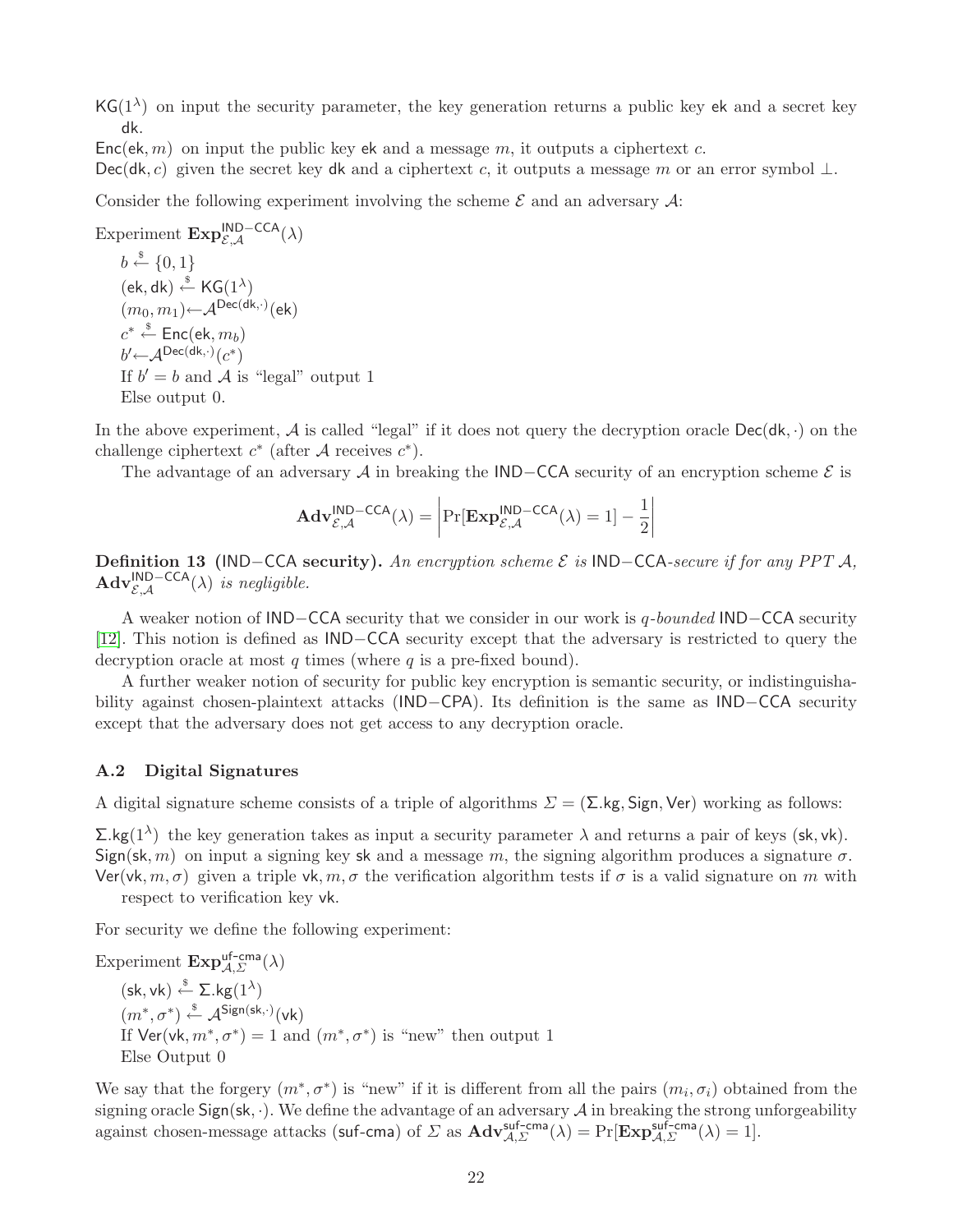$\mathsf{KG}(1^\lambda)$ on input the security parameter, the key generation returns a public key $\mathsf{ek}$ and a secret key $\mathsf{dk}$.

$\mathsf{Enc}(\mathsf{ek}, m)$ on input the public key $\mathsf{ek}$ and a message $m$, it outputs a ciphertext $c$.

$\mathsf{Dec}(\mathsf{dk}, c)$ given the secret key $\mathsf{dk}$ and a ciphertext $c$, it outputs a message $m$ or an error symbol $\perp$.

Consider the following experiment involving the scheme $\mathcal{E}$ and an adversary $\mathcal{A}$:

Experiment $\mathbf{Exp}^{\mathsf{IND-CCA}}_{\mathcal{E},\mathcal{A}}(\lambda)$

$b \xleftarrow{\$} \{0,1\}$
$(\mathsf{ek}, \mathsf{dk}) \xleftarrow{\$} \mathsf{KG}(1^\lambda)$
$(m_0, m_1) \leftarrow \mathcal{A}^{\mathsf{Dec}(\mathsf{dk},\cdot)}(\mathsf{ek})$
$c^* \xleftarrow{\$} \mathsf{Enc}(\mathsf{ek}, m_b)$
$b' \leftarrow \mathcal{A}^{\mathsf{Dec}(\mathsf{dk},\cdot)}(c^*)$
If $b' = b$ and $\mathcal{A}$ is "legal" output 1
Else output 0.

In the above experiment, $\mathcal{A}$ is called "legal" if it does not query the decryption oracle $\mathsf{Dec}(\mathsf{dk}, \cdot)$ on the challenge ciphertext $c^*$ (after $\mathcal{A}$ receives $c^*$).

The advantage of an adversary $\mathcal{A}$ in breaking the IND−CCA security of an encryption scheme $\mathcal{E}$ is

$$\mathbf{Adv}^{\mathsf{IND-CCA}}_{\mathcal{E},\mathcal{A}}(\lambda) = \left| \Pr[\mathbf{Exp}^{\mathsf{IND-CCA}}_{\mathcal{E},\mathcal{A}}(\lambda) = 1] - \frac{1}{2} \right|$$

**Definition 13 (IND−CCA security).** *An encryption scheme $\mathcal{E}$ is IND−CCA-secure if for any PPT $\mathcal{A}$, $\mathbf{Adv}^{\mathsf{IND-CCA}}_{\mathcal{E},\mathcal{A}}(\lambda)$ is negligible.*

A weaker notion of IND−CCA security that we consider in our work is *q-bounded* IND−CCA security [12]. This notion is defined as IND−CCA security except that the adversary is restricted to query the decryption oracle at most $q$ times (where $q$ is a pre-fixed bound).

A further weaker notion of security for public key encryption is semantic security, or indistinguishability against chosen-plaintext attacks (IND−CPA). Its definition is the same as IND−CCA security except that the adversary does not get access to any decryption oracle.

### A.2 Digital Signatures

A digital signature scheme consists of a triple of algorithms $\Sigma = (\Sigma.\mathsf{kg}, \mathsf{Sign}, \mathsf{Ver})$ working as follows:

$\Sigma.\mathsf{kg}(1^\lambda)$ the key generation takes as input a security parameter $\lambda$ and returns a pair of keys $(\mathsf{sk}, \mathsf{vk})$.

$\mathsf{Sign}(\mathsf{sk}, m)$ on input a signing key $\mathsf{sk}$ and a message $m$, the signing algorithm produces a signature $\sigma$.

$\mathsf{Ver}(\mathsf{vk}, m, \sigma)$ given a triple $\mathsf{vk}, m, \sigma$ the verification algorithm tests if $\sigma$ is a valid signature on $m$ with respect to verification key $\mathsf{vk}$.

For security we define the following experiment:

Experiment $\mathbf{Exp}^{\mathsf{uf\text{-}cma}}_{\mathcal{A},\Sigma}(\lambda)$

$(\mathsf{sk}, \mathsf{vk}) \xleftarrow{\$} \Sigma.\mathsf{kg}(1^\lambda)$
$(m^*, \sigma^*) \xleftarrow{\$} \mathcal{A}^{\mathsf{Sign}(\mathsf{sk},\cdot)}(\mathsf{vk})$
If $\mathsf{Ver}(\mathsf{vk}, m^*, \sigma^*) = 1$ and $(m^*, \sigma^*)$ is "new" then output 1
Else Output 0

We say that the forgery $(m^*, \sigma^*)$ is "new" if it is different from all the pairs $(m_i, \sigma_i)$ obtained from the signing oracle $\mathsf{Sign}(\mathsf{sk}, \cdot)$. We define the advantage of an adversary $\mathcal{A}$ in breaking the strong unforgeability against chosen-message attacks (suf-cma) of $\Sigma$ as $\mathbf{Adv}^{\mathsf{suf\text{-}cma}}_{\mathcal{A},\Sigma}(\lambda) = \Pr[\mathbf{Exp}^{\mathsf{suf\text{-}cma}}_{\mathcal{A},\Sigma}(\lambda) = 1]$.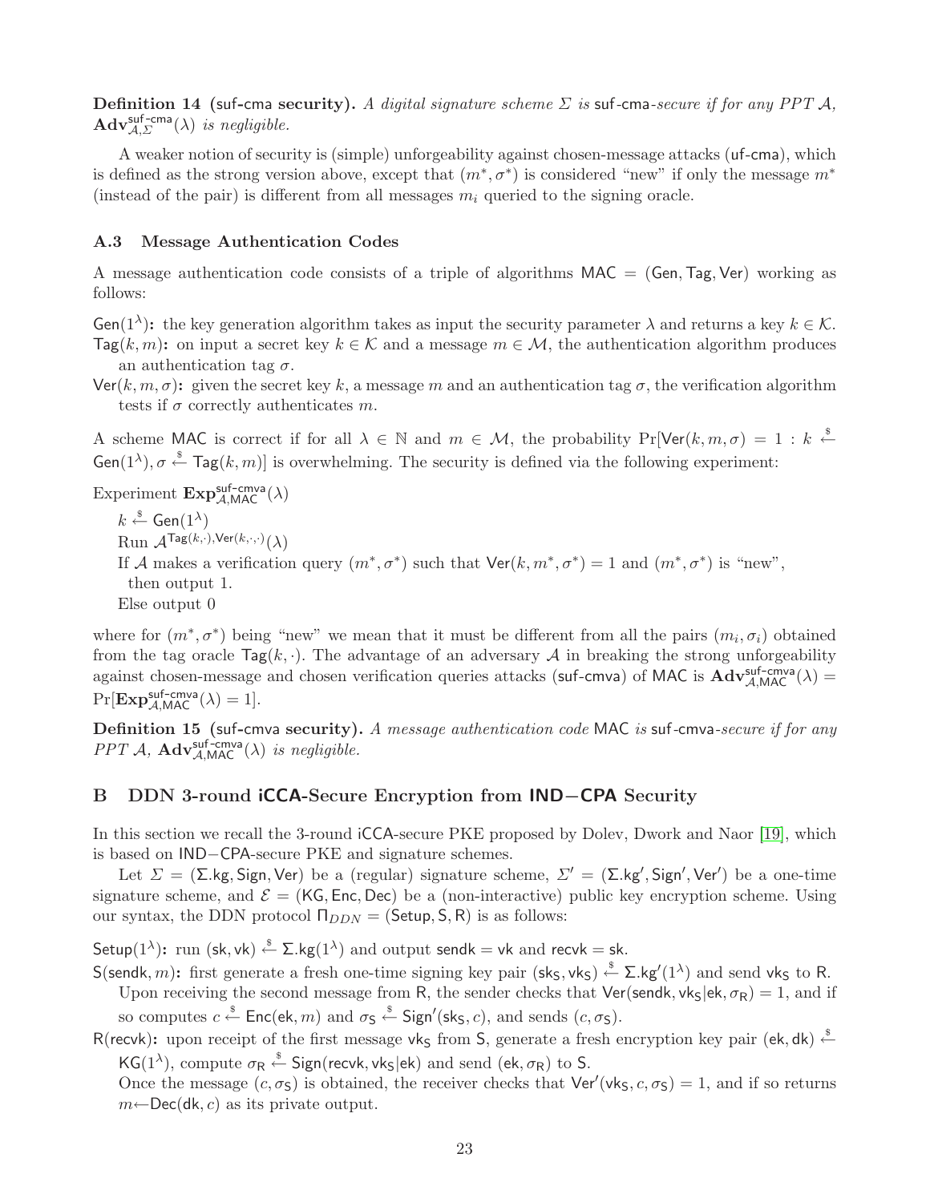**Definition 14 (suf-cma security).** *A digital signature scheme $\Sigma$ is* suf-cma*-secure if for any PPT $\mathcal{A}$, $\mathbf{Adv}^{\mathsf{suf\text{-}cma}}_{\mathcal{A},\Sigma}(\lambda)$ is negligible.*

A weaker notion of security is (simple) unforgeability against chosen-message attacks (uf-cma), which is defined as the strong version above, except that $(m^*, \sigma^*)$ is considered "new" if only the message $m^*$ (instead of the pair) is different from all messages $m_i$ queried to the signing oracle.

### A.3 Message Authentication Codes

A message authentication code consists of a triple of algorithms $\mathsf{MAC} = (\mathsf{Gen}, \mathsf{Tag}, \mathsf{Ver})$ working as follows:

$\mathsf{Gen}(1^\lambda)$**:** the key generation algorithm takes as input the security parameter $\lambda$ and returns a key $k \in \mathcal{K}$.

$\mathsf{Tag}(k, m)$**:** on input a secret key $k \in \mathcal{K}$ and a message $m \in \mathcal{M}$, the authentication algorithm produces an authentication tag $\sigma$.

$\mathsf{Ver}(k, m, \sigma)$**:** given the secret key $k$, a message $m$ and an authentication tag $\sigma$, the verification algorithm tests if $\sigma$ correctly authenticates $m$.

A scheme MAC is correct if for all $\lambda \in \mathbb{N}$ and $m \in \mathcal{M}$, the probability $\Pr[\mathsf{Ver}(k, m, \sigma) = 1 : k \xleftarrow{\$} \mathsf{Gen}(1^\lambda), \sigma \xleftarrow{\$} \mathsf{Tag}(k, m)]$ is overwhelming. The security is defined via the following experiment:

Experiment $\mathbf{Exp}^{\mathsf{suf\text{-}cmva}}_{\mathcal{A},\mathsf{MAC}}(\lambda)$

$k \xleftarrow{\$} \mathsf{Gen}(1^\lambda)$
Run $\mathcal{A}^{\mathsf{Tag}(k,\cdot),\mathsf{Ver}(k,\cdot,\cdot)}(\lambda)$
If $\mathcal{A}$ makes a verification query $(m^*, \sigma^*)$ such that $\mathsf{Ver}(k, m^*, \sigma^*) = 1$ and $(m^*, \sigma^*)$ is "new",
then output 1.
Else output 0

where for $(m^*, \sigma^*)$ being "new" we mean that it must be different from all the pairs $(m_i, \sigma_i)$ obtained from the tag oracle $\mathsf{Tag}(k, \cdot)$. The advantage of an adversary $\mathcal{A}$ in breaking the strong unforgeability against chosen-message and chosen verification queries attacks (suf-cmva) of MAC is $\mathbf{Adv}^{\mathsf{suf\text{-}cmva}}_{\mathcal{A},\mathsf{MAC}}(\lambda) = \Pr[\mathbf{Exp}^{\mathsf{suf\text{-}cmva}}_{\mathcal{A},\mathsf{MAC}}(\lambda) = 1]$.

**Definition 15 (suf-cmva security).** *A message authentication code* MAC *is* suf-cmva*-secure if for any PPT $\mathcal{A}$, $\mathbf{Adv}^{\mathsf{suf\text{-}cmva}}_{\mathcal{A},\mathsf{MAC}}(\lambda)$ is negligible.*

## B DDN 3-round iCCA-Secure Encryption from IND−CPA Security

In this section we recall the 3-round iCCA-secure PKE proposed by Dolev, Dwork and Naor [19], which is based on IND−CPA-secure PKE and signature schemes.

Let $\Sigma = (\Sigma.\mathsf{kg}, \mathsf{Sign}, \mathsf{Ver})$ be a (regular) signature scheme, $\Sigma' = (\Sigma.\mathsf{kg}', \mathsf{Sign}', \mathsf{Ver}')$ be a one-time signature scheme, and $\mathcal{E} = (\mathsf{KG}, \mathsf{Enc}, \mathsf{Dec})$ be a (non-interactive) public key encryption scheme. Using our syntax, the DDN protocol $\Pi_{DDN} = (\mathsf{Setup}, \mathsf{S}, \mathsf{R})$ is as follows:

$\mathsf{Setup}(1^\lambda)$**:** run $(\mathsf{sk}, \mathsf{vk}) \xleftarrow{\$} \Sigma.\mathsf{kg}(1^\lambda)$ and output $\mathsf{sendk} = \mathsf{vk}$ and $\mathsf{recvk} = \mathsf{sk}$.

$\mathsf{S}(\mathsf{sendk}, m)$**:** first generate a fresh one-time signing key pair $(\mathsf{sk_S}, \mathsf{vk_S}) \xleftarrow{\$} \Sigma.\mathsf{kg}'(1^\lambda)$ and send $\mathsf{vk_S}$ to R. Upon receiving the second message from R, the sender checks that $\mathsf{Ver}(\mathsf{sendk}, \mathsf{vk_S}|\mathsf{ek}, \sigma_\mathsf{R}) = 1$, and if so computes $c \xleftarrow{\$} \mathsf{Enc}(\mathsf{ek}, m)$ and $\sigma_\mathsf{S} \xleftarrow{\$} \mathsf{Sign}'(\mathsf{sk_S}, c)$, and sends $(c, \sigma_\mathsf{S})$.

$\mathsf{R}(\mathsf{recvk})$**:** upon receipt of the first message $\mathsf{vk_S}$ from S, generate a fresh encryption key pair $(\mathsf{ek}, \mathsf{dk}) \xleftarrow{\$} \mathsf{KG}(1^\lambda)$, compute $\sigma_\mathsf{R} \xleftarrow{\$} \mathsf{Sign}(\mathsf{recvk}, \mathsf{vk_S}|\mathsf{ek})$ and send $(\mathsf{ek}, \sigma_\mathsf{R})$ to S.
Once the message $(c, \sigma_\mathsf{S})$ is obtained, the receiver checks that $\mathsf{Ver}'(\mathsf{vk_S}, c, \sigma_\mathsf{S}) = 1$, and if so returns $m \leftarrow \mathsf{Dec}(\mathsf{dk}, c)$ as its private output.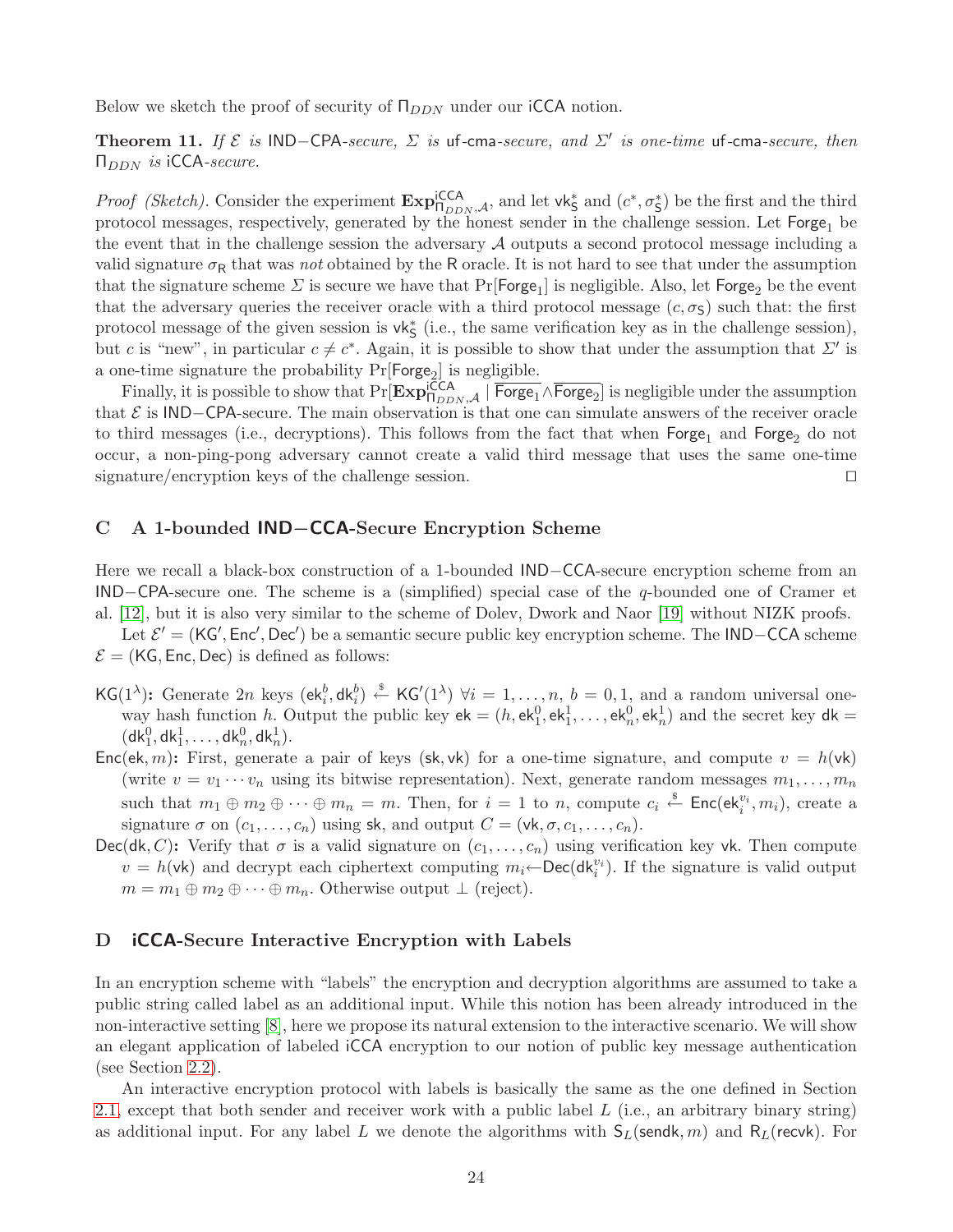Below we sketch the proof of security of $\Pi_{DDN}$ under our iCCA notion.

**Theorem 11.** *If $\mathcal{E}$ is* IND−CPA*-secure, $\Sigma$ is* uf-cma*-secure, and $\Sigma'$ is one-time* uf-cma*-secure, then $\Pi_{DDN}$ is* iCCA*-secure.*

*Proof (Sketch).* Consider the experiment $\mathbf{Exp}^{\mathsf{iCCA}}_{\Pi_{DDN},\mathcal{A}}$, and let $\mathsf{vk}^*_{\mathsf{S}}$ and $(c^*, \sigma^*_{\mathsf{S}})$ be the first and the third protocol messages, respectively, generated by the honest sender in the challenge session. Let $\mathsf{Forge}_1$ be the event that in the challenge session the adversary $\mathcal{A}$ outputs a second protocol message including a valid signature $\sigma_{\mathsf{R}}$ that was *not* obtained by the R oracle. It is not hard to see that under the assumption that the signature scheme $\Sigma$ is secure we have that $\Pr[\mathsf{Forge}_1]$ is negligible. Also, let $\mathsf{Forge}_2$ be the event that the adversary queries the receiver oracle with a third protocol message $(c, \sigma_{\mathsf{S}})$ such that: the first protocol message of the given session is $\mathsf{vk}^*_{\mathsf{S}}$ (i.e., the same verification key as in the challenge session), but $c$ is "new", in particular $c \neq c^*$. Again, it is possible to show that under the assumption that $\Sigma'$ is a one-time signature the probability $\Pr[\mathsf{Forge}_2]$ is negligible.

Finally, it is possible to show that $\Pr[\mathbf{Exp}^{\mathsf{iCCA}}_{\Pi_{DDN},\mathcal{A}} \mid \overline{\mathsf{Forge}_1} \wedge \overline{\mathsf{Forge}_2}]$ is negligible under the assumption that $\mathcal{E}$ is IND−CPA-secure. The main observation is that one can simulate answers of the receiver oracle to third messages (i.e., decryptions). This follows from the fact that when $\mathsf{Forge}_1$ and $\mathsf{Forge}_2$ do not occur, a non-ping-pong adversary cannot create a valid third message that uses the same one-time signature/encryption keys of the challenge session. □

## C A 1-bounded IND−CCA-Secure Encryption Scheme

Here we recall a black-box construction of a 1-bounded IND−CCA-secure encryption scheme from an IND−CPA-secure one. The scheme is a (simplified) special case of the $q$-bounded one of Cramer et al. [12], but it is also very similar to the scheme of Dolev, Dwork and Naor [19] without NIZK proofs.

Let $\mathcal{E}' = (\mathsf{KG}', \mathsf{Enc}', \mathsf{Dec}')$ be a semantic secure public key encryption scheme. The IND−CCA scheme $\mathcal{E} = (\mathsf{KG}, \mathsf{Enc}, \mathsf{Dec})$ is defined as follows:

- $\mathsf{KG}(1^\lambda)$**:** Generate $2n$ keys $(\mathsf{ek}^b_i, \mathsf{dk}^b_i) \xleftarrow{\$} \mathsf{KG}'(1^\lambda)$ $\forall i = 1, \ldots, n$, $b = 0, 1$, and a random universal one-way hash function $h$. Output the public key $\mathsf{ek} = (h, \mathsf{ek}^0_1, \mathsf{ek}^1_1, \ldots, \mathsf{ek}^0_n, \mathsf{ek}^1_n)$ and the secret key $\mathsf{dk} = (\mathsf{dk}^0_1, \mathsf{dk}^1_1, \ldots, \mathsf{dk}^0_n, \mathsf{dk}^1_n)$.
- $\mathsf{Enc}(\mathsf{ek}, m)$**:** First, generate a pair of keys $(\mathsf{sk}, \mathsf{vk})$ for a one-time signature, and compute $v = h(\mathsf{vk})$ (write $v = v_1 \cdots v_n$ using its bitwise representation). Next, generate random messages $m_1, \ldots, m_n$ such that $m_1 \oplus m_2 \oplus \cdots \oplus m_n = m$. Then, for $i = 1$ to $n$, compute $c_i \xleftarrow{\$} \mathsf{Enc}(\mathsf{ek}^{v_i}_i, m_i)$, create a signature $\sigma$ on $(c_1, \ldots, c_n)$ using $\mathsf{sk}$, and output $C = (\mathsf{vk}, \sigma, c_1, \ldots, c_n)$.
- $\mathsf{Dec}(\mathsf{dk}, C)$**:** Verify that $\sigma$ is a valid signature on $(c_1, \ldots, c_n)$ using verification key $\mathsf{vk}$. Then compute $v = h(\mathsf{vk})$ and decrypt each ciphertext computing $m_i \leftarrow \mathsf{Dec}(\mathsf{dk}^{v_i}_i)$. If the signature is valid output $m = m_1 \oplus m_2 \oplus \cdots \oplus m_n$. Otherwise output $\perp$ (reject).

## D iCCA-Secure Interactive Encryption with Labels

In an encryption scheme with "labels" the encryption and decryption algorithms are assumed to take a public string called label as an additional input. While this notion has been already introduced in the non-interactive setting [8], here we propose its natural extension to the interactive scenario. We will show an elegant application of labeled iCCA encryption to our notion of public key message authentication (see Section 2.2).

An interactive encryption protocol with labels is basically the same as the one defined in Section 2.1, except that both sender and receiver work with a public label $L$ (i.e., an arbitrary binary string) as additional input. For any label $L$ we denote the algorithms with $\mathsf{S}_L(\mathsf{sendk}, m)$ and $\mathsf{R}_L(\mathsf{recvk})$. For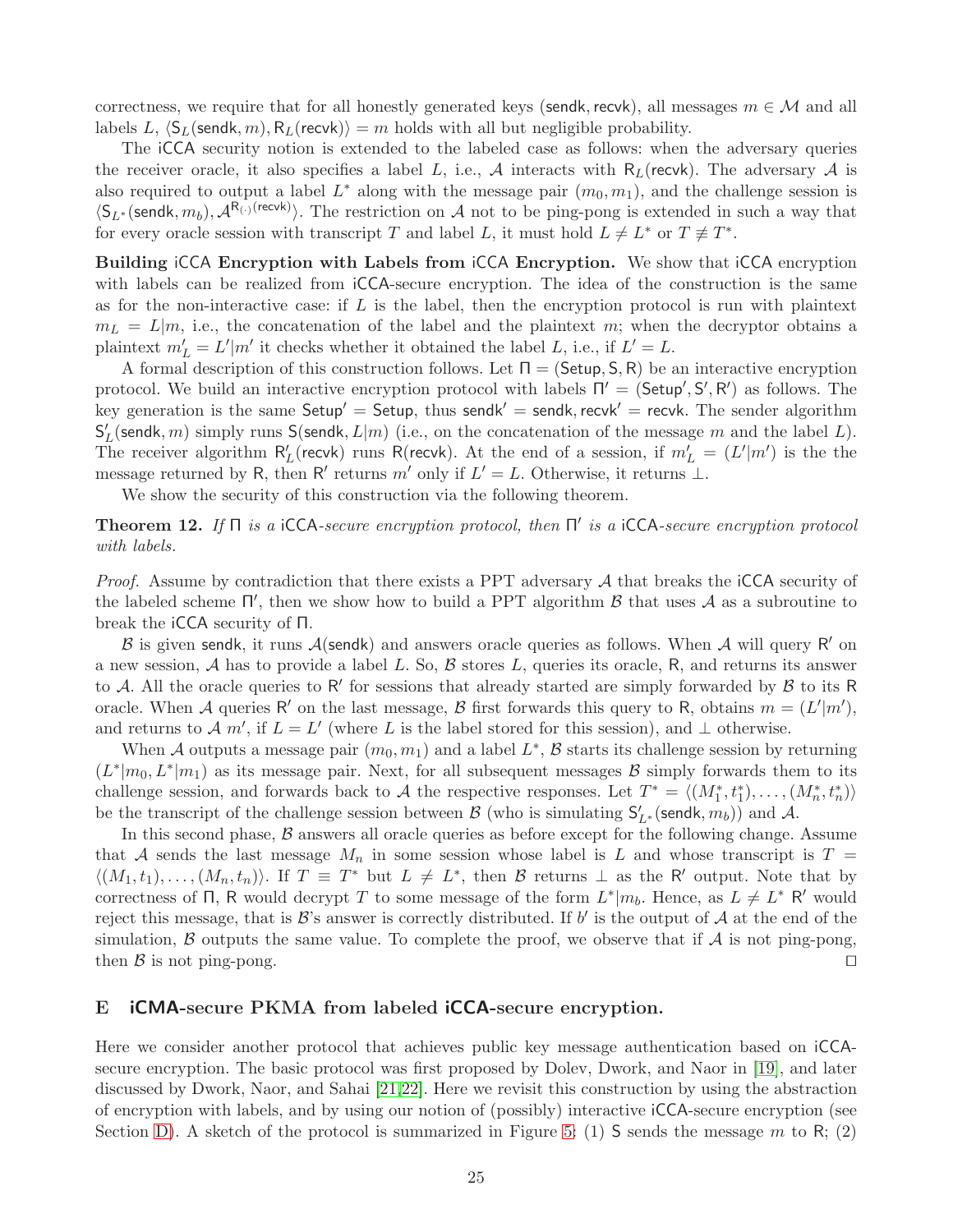correctness, we require that for all honestly generated keys (sendk, recvk), all messages $m \in \mathcal{M}$ and all labels $L$, $\langle \mathsf{S}_L(\mathsf{sendk}, m), \mathsf{R}_L(\mathsf{recvk})\rangle = m$ holds with all but negligible probability.

The iCCA security notion is extended to the labeled case as follows: when the adversary queries the receiver oracle, it also specifies a label $L$, i.e., $\mathcal{A}$ interacts with $\mathsf{R}_L(\mathsf{recvk})$. The adversary $\mathcal{A}$ is also required to output a label $L^*$ along with the message pair $(m_0, m_1)$, and the challenge session is $\langle \mathsf{S}_{L^*}(\mathsf{sendk}, m_b), \mathcal{A}^{\mathsf{R}_{(\cdot)}(\mathsf{recvk})}\rangle$. The restriction on $\mathcal{A}$ not to be ping-pong is extended in such a way that for every oracle session with transcript $T$ and label $L$, it must hold $L \neq L^*$ or $T \not\equiv T^*$.

**Building iCCA Encryption with Labels from iCCA Encryption.** We show that iCCA encryption with labels can be realized from iCCA-secure encryption. The idea of the construction is the same as for the non-interactive case: if $L$ is the label, then the encryption protocol is run with plaintext $m_L = L|m$, i.e., the concatenation of the label and the plaintext $m$; when the decryptor obtains a plaintext $m'_L = L'|m'$ it checks whether it obtained the label $L$, i.e., if $L' = L$.

A formal description of this construction follows. Let $\Pi = (\mathsf{Setup}, \mathsf{S}, \mathsf{R})$ be an interactive encryption protocol. We build an interactive encryption protocol with labels $\Pi' = (\mathsf{Setup}', \mathsf{S}', \mathsf{R}')$ as follows. The key generation is the same $\mathsf{Setup}' = \mathsf{Setup}$, thus $\mathsf{sendk}' = \mathsf{sendk}, \mathsf{recvk}' = \mathsf{recvk}$. The sender algorithm $\mathsf{S}'_L(\mathsf{sendk}, m)$ simply runs $\mathsf{S}(\mathsf{sendk}, L|m)$ (i.e., on the concatenation of the message $m$ and the label $L$). The receiver algorithm $\mathsf{R}'_L(\mathsf{recvk})$ runs $\mathsf{R}(\mathsf{recvk})$. At the end of a session, if $m'_L = (L'|m')$ is the the message returned by $\mathsf{R}$, then $\mathsf{R}'$ returns $m'$ only if $L' = L$. Otherwise, it returns $\perp$.

We show the security of this construction via the following theorem.

**Theorem 12.** *If $\Pi$ is a iCCA-secure encryption protocol, then $\Pi'$ is a iCCA-secure encryption protocol with labels.*

*Proof.* Assume by contradiction that there exists a PPT adversary $\mathcal{A}$ that breaks the iCCA security of the labeled scheme $\Pi'$, then we show how to build a PPT algorithm $\mathcal{B}$ that uses $\mathcal{A}$ as a subroutine to break the iCCA security of $\Pi$.

$\mathcal{B}$ is given sendk, it runs $\mathcal{A}(\mathsf{sendk})$ and answers oracle queries as follows. When $\mathcal{A}$ will query $\mathsf{R}'$ on a new session, $\mathcal{A}$ has to provide a label $L$. So, $\mathcal{B}$ stores $L$, queries its oracle, $\mathsf{R}$, and returns its answer to $\mathcal{A}$. All the oracle queries to $\mathsf{R}'$ for sessions that already started are simply forwarded by $\mathcal{B}$ to its $\mathsf{R}$ oracle. When $\mathcal{A}$ queries $\mathsf{R}'$ on the last message, $\mathcal{B}$ first forwards this query to $\mathsf{R}$, obtains $m = (L'|m')$, and returns to $\mathcal{A}$ $m'$, if $L = L'$ (where $L$ is the label stored for this session), and $\perp$ otherwise.

When $\mathcal{A}$ outputs a message pair $(m_0, m_1)$ and a label $L^*$, $\mathcal{B}$ starts its challenge session by returning $(L^*|m_0, L^*|m_1)$ as its message pair. Next, for all subsequent messages $\mathcal{B}$ simply forwards them to its challenge session, and forwards back to $\mathcal{A}$ the respective responses. Let $T^* = \langle (M_1^*, t_1^*), \ldots, (M_n^*, t_n^*)\rangle$ be the transcript of the challenge session between $\mathcal{B}$ (who is simulating $\mathsf{S}'_{L^*}(\mathsf{sendk}, m_b)$) and $\mathcal{A}$.

In this second phase, $\mathcal{B}$ answers all oracle queries as before except for the following change. Assume that $\mathcal{A}$ sends the last message $M_n$ in some session whose label is $L$ and whose transcript is $T = \langle (M_1, t_1), \ldots, (M_n, t_n)\rangle$. If $T \equiv T^*$ but $L \neq L^*$, then $\mathcal{B}$ returns $\perp$ as the $\mathsf{R}'$ output. Note that by correctness of $\Pi$, $\mathsf{R}$ would decrypt $T$ to some message of the form $L^*|m_b$. Hence, as $L \neq L^*$ $\mathsf{R}'$ would reject this message, that is $\mathcal{B}$'s answer is correctly distributed. If $b'$ is the output of $\mathcal{A}$ at the end of the simulation, $\mathcal{B}$ outputs the same value. To complete the proof, we observe that if $\mathcal{A}$ is not ping-pong, then $\mathcal{B}$ is not ping-pong. $\square$

## E iCMA-secure PKMA from labeled iCCA-secure encryption.

Here we consider another protocol that achieves public key message authentication based on iCCA-secure encryption. The basic protocol was first proposed by Dolev, Dwork, and Naor in [19], and later discussed by Dwork, Naor, and Sahai [21,22]. Here we revisit this construction by using the abstraction of encryption with labels, and by using our notion of (possibly) interactive iCCA-secure encryption (see Section D). A sketch of the protocol is summarized in Figure 5: (1) S sends the message $m$ to R; (2)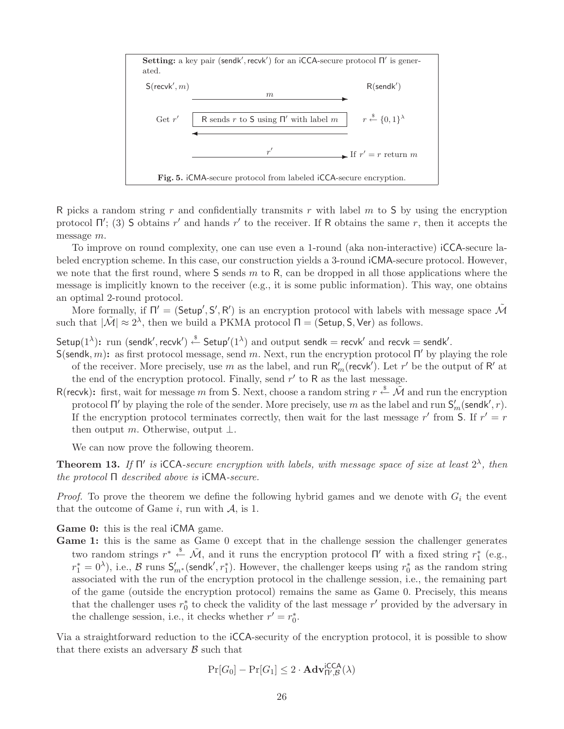**Setting:** a key pair $(\mathsf{sendk}', \mathsf{recvk}')$ for an iCCA-secure protocol $\Pi'$ is generated.

| $\mathsf{S}(\mathsf{recvk}', m)$ | | $\mathsf{R}(\mathsf{sendk}')$ |
|---|---|---|
| | $m$ $\longrightarrow$ | |
| Get $r'$ | R sends $r$ to S using $\Pi'$ with label $m$ $\longleftarrow$ | $r \xleftarrow{\$} \{0,1\}^\lambda$ |
| | $r'$ $\longrightarrow$ | If $r' = r$ return $m$ |

**Fig. 5.** iCMA-secure protocol from labeled iCCA-secure encryption.

R picks a random string $r$ and confidentially transmits $r$ with label $m$ to S by using the encryption protocol $\Pi'$; (3) S obtains $r'$ and hands $r'$ to the receiver. If R obtains the same $r$, then it accepts the message $m$.

To improve on round complexity, one can use even a 1-round (aka non-interactive) iCCA-secure labeled encryption scheme. In this case, our construction yields a 3-round iCMA-secure protocol. However, we note that the first round, where S sends $m$ to R, can be dropped in all those applications where the message is implicitly known to the receiver (e.g., it is some public information). This way, one obtains an optimal 2-round protocol.

More formally, if $\Pi' = (\mathsf{Setup}', \mathsf{S}', \mathsf{R}')$ is an encryption protocol with labels with message space $\tilde{\mathcal{M}}$ such that $|\tilde{\mathcal{M}}| \approx 2^\lambda$, then we build a PKMA protocol $\Pi = (\mathsf{Setup}, \mathsf{S}, \mathsf{Ver})$ as follows.

$\mathsf{Setup}(1^\lambda)$**:** run $(\mathsf{sendk}', \mathsf{recvk}') \xleftarrow{\$} \mathsf{Setup}'(1^\lambda)$ and output $\mathsf{sendk} = \mathsf{recvk}'$ and $\mathsf{recvk} = \mathsf{sendk}'$.

$\mathsf{S}(\mathsf{sendk}, m)$**:** as first protocol message, send $m$. Next, run the encryption protocol $\Pi'$ by playing the role of the receiver. More precisely, use $m$ as the label, and run $\mathsf{R}'_m(\mathsf{recvk}')$. Let $r'$ be the output of $\mathsf{R}'$ at the end of the encryption protocol. Finally, send $r'$ to R as the last message.

$\mathsf{R}(\mathsf{recvk})$**:** first, wait for message $m$ from S. Next, choose a random string $r \xleftarrow{\$} \tilde{\mathcal{M}}$ and run the encryption protocol $\Pi'$ by playing the role of the sender. More precisely, use $m$ as the label and run $\mathsf{S}'_m(\mathsf{sendk}', r)$. If the encryption protocol terminates correctly, then wait for the last message $r'$ from S. If $r' = r$ then output $m$. Otherwise, output $\perp$.

We can now prove the following theorem.

**Theorem 13.** *If $\Pi'$ is iCCA-secure encryption with labels, with message space of size at least $2^\lambda$, then the protocol $\Pi$ described above is iCMA-secure.*

*Proof.* To prove the theorem we define the following hybrid games and we denote with $G_i$ the event that the outcome of Game $i$, run with $\mathcal{A}$, is 1.

**Game 0:** this is the real iCMA game.

**Game 1:** this is the same as Game 0 except that in the challenge session the challenger generates two random strings $r^* \xleftarrow{\$} \tilde{\mathcal{M}}$, and it runs the encryption protocol $\Pi'$ with a fixed string $r_1^*$ (e.g., $r_1^* = 0^\lambda$), i.e., $\mathcal{B}$ runs $\mathsf{S}'_{m^*}(\mathsf{sendk}', r_1^*)$. However, the challenger keeps using $r_0^*$ as the random string associated with the run of the encryption protocol in the challenge session, i.e., the remaining part of the game (outside the encryption protocol) remains the same as Game 0. Precisely, this means that the challenger uses $r_0^*$ to check the validity of the last message $r'$ provided by the adversary in the challenge session, i.e., it checks whether $r' = r_0^*$.

Via a straightforward reduction to the iCCA-security of the encryption protocol, it is possible to show that there exists an adversary $\mathcal{B}$ such that

$$\Pr[G_0] - \Pr[G_1] \leq 2 \cdot \mathbf{Adv}^{\mathsf{iCCA}}_{\Pi', \mathcal{B}}(\lambda)$$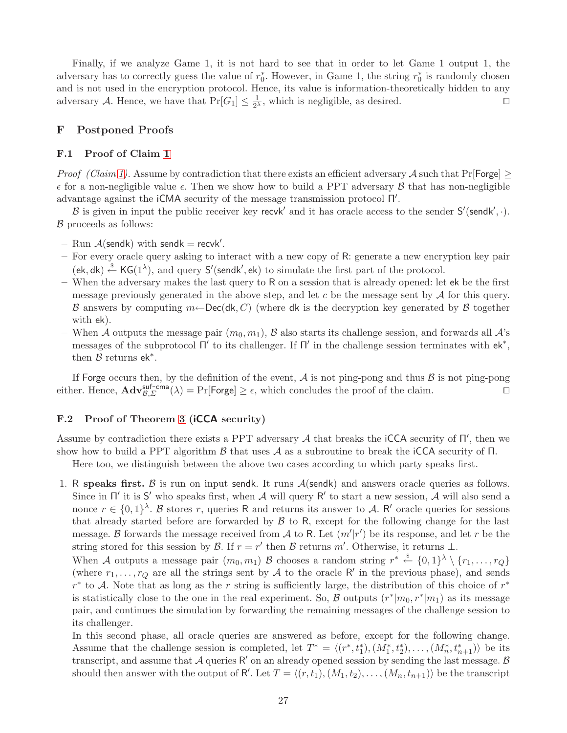Finally, if we analyze Game 1, it is not hard to see that in order to let Game 1 output 1, the adversary has to correctly guess the value of $r_0^*$. However, in Game 1, the string $r_0^*$ is randomly chosen and is not used in the encryption protocol. Hence, its value is information-theoretically hidden to any adversary $\mathcal{A}$. Hence, we have that $\Pr[G_1] \leq \frac{1}{2^\lambda}$, which is negligible, as desired. ◻

## F Postponed Proofs

### F.1 Proof of Claim 1

*Proof (Claim 1).* Assume by contradiction that there exists an efficient adversary $\mathcal{A}$ such that $\Pr[\mathsf{Forge}] \geq \epsilon$ for a non-negligible value $\epsilon$. Then we show how to build a PPT adversary $\mathcal{B}$ that has non-negligible advantage against the iCMA security of the message transmission protocol $\Pi'$.

$\mathcal{B}$ is given in input the public receiver key $\mathsf{recvk}'$ and it has oracle access to the sender $\mathsf{S}'(\mathsf{sendk}', \cdot)$. $\mathcal{B}$ proceeds as follows:

- Run $\mathcal{A}(\mathsf{sendk})$ with $\mathsf{sendk} = \mathsf{recvk}'$.
- For every oracle query asking to interact with a new copy of $\mathsf{R}$: generate a new encryption key pair $(\mathsf{ek}, \mathsf{dk}) \xleftarrow{\$} \mathsf{KG}(1^\lambda)$, and query $\mathsf{S}'(\mathsf{sendk}', \mathsf{ek})$ to simulate the first part of the protocol.
- When the adversary makes the last query to $\mathsf{R}$ on a session that is already opened: let $\mathsf{ek}$ be the first message previously generated in the above step, and let $c$ be the message sent by $\mathcal{A}$ for this query. $\mathcal{B}$ answers by computing $m \leftarrow \mathsf{Dec}(\mathsf{dk}, C)$ (where $\mathsf{dk}$ is the decryption key generated by $\mathcal{B}$ together with $\mathsf{ek}$).
- When $\mathcal{A}$ outputs the message pair $(m_0, m_1)$, $\mathcal{B}$ also starts its challenge session, and forwards all $\mathcal{A}$'s messages of the subprotocol $\Pi'$ to its challenger. If $\Pi'$ in the challenge session terminates with $\mathsf{ek}^*$, then $\mathcal{B}$ returns $\mathsf{ek}^*$.

If $\mathsf{Forge}$ occurs then, by the definition of the event, $\mathcal{A}$ is not ping-pong and thus $\mathcal{B}$ is not ping-pong either. Hence, $\mathbf{Adv}^{\mathsf{suf\text{-}cma}}_{\mathcal{B},\Sigma}(\lambda) = \Pr[\mathsf{Forge}] \geq \epsilon$, which concludes the proof of the claim. ◻

### F.2 Proof of Theorem 3 (iCCA security)

Assume by contradiction there exists a PPT adversary $\mathcal{A}$ that breaks the iCCA security of $\Pi'$, then we show how to build a PPT algorithm $\mathcal{B}$ that uses $\mathcal{A}$ as a subroutine to break the iCCA security of $\Pi$.

Here too, we distinguish between the above two cases according to which party speaks first.

1. **$\mathsf{R}$ speaks first.** $\mathcal{B}$ is run on input $\mathsf{sendk}$. It runs $\mathcal{A}(\mathsf{sendk})$ and answers oracle queries as follows. Since in $\Pi'$ it is $\mathsf{S}'$ who speaks first, when $\mathcal{A}$ will query $\mathsf{R}'$ to start a new session, $\mathcal{A}$ will also send a nonce $r \in \{0,1\}^\lambda$. $\mathcal{B}$ stores $r$, queries $\mathsf{R}$ and returns its answer to $\mathcal{A}$. $\mathsf{R}'$ oracle queries for sessions that already started before are forwarded by $\mathcal{B}$ to $\mathsf{R}$, except for the following change for the last message. $\mathcal{B}$ forwards the message received from $\mathcal{A}$ to $\mathsf{R}$. Let $(m'|r')$ be its response, and let $r$ be the string stored for this session by $\mathcal{B}$. If $r = r'$ then $\mathcal{B}$ returns $m'$. Otherwise, it returns $\perp$.
   When $\mathcal{A}$ outputs a message pair $(m_0, m_1)$ $\mathcal{B}$ chooses a random string $r^* \xleftarrow{\$} \{0,1\}^\lambda \setminus \{r_1, \ldots, r_Q\}$ (where $r_1, \ldots, r_Q$ are all the strings sent by $\mathcal{A}$ to the oracle $\mathsf{R}'$ in the previous phase), and sends $r^*$ to $\mathcal{A}$. Note that as long as the $r$ string is sufficiently large, the distribution of this choice of $r^*$ is statistically close to the one in the real experiment. So, $\mathcal{B}$ outputs $(r^*|m_0, r^*|m_1)$ as its message pair, and continues the simulation by forwarding the remaining messages of the challenge session to its challenger.
   In this second phase, all oracle queries are answered as before, except for the following change. Assume that the challenge session is completed, let $T^* = \langle (r^*, t_1^*), (M_1^*, t_2^*), \ldots, (M_n^*, t_{n+1}^*) \rangle$ be its transcript, and assume that $\mathcal{A}$ queries $\mathsf{R}'$ on an already opened session by sending the last message. $\mathcal{B}$ should then answer with the output of $\mathsf{R}'$. Let $T = \langle (r, t_1), (M_1, t_2), \ldots, (M_n, t_{n+1}) \rangle$ be the transcript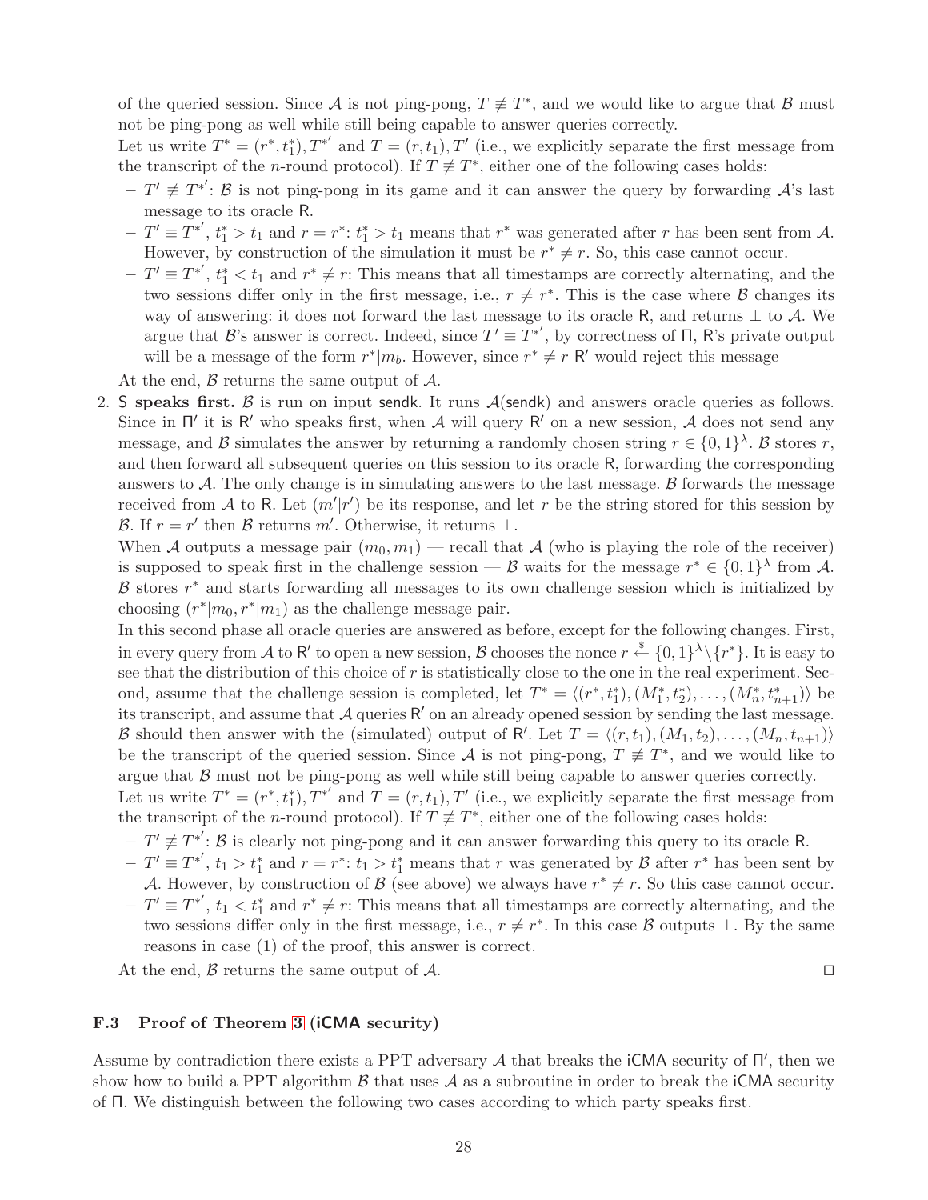of the queried session. Since $\mathcal{A}$ is not ping-pong, $T \not\equiv T^*$, and we would like to argue that $\mathcal{B}$ must not be ping-pong as well while still being capable to answer queries correctly.

Let us write $T^* = (r^*, t_1^*), T^{*'}$ and $T = (r, t_1), T'$ (i.e., we explicitly separate the first message from the transcript of the $n$-round protocol). If $T \not\equiv T^*$, either one of the following cases holds:

- $T' \not\equiv T^{*'}$: $\mathcal{B}$ is not ping-pong in its game and it can answer the query by forwarding $\mathcal{A}$'s last message to its oracle $\mathsf{R}$.
- $T' \equiv T^{*'}$, $t_1^* > t_1$ and $r = r^*$: $t_1^* > t_1$ means that $r^*$ was generated after $r$ has been sent from $\mathcal{A}$. However, by construction of the simulation it must be $r^* \neq r$. So, this case cannot occur.
- $T' \equiv T^{*'}$, $t_1^* < t_1$ and $r^* \neq r$: This means that all timestamps are correctly alternating, and the two sessions differ only in the first message, i.e., $r \neq r^*$. This is the case where $\mathcal{B}$ changes its way of answering: it does not forward the last message to its oracle $\mathsf{R}$, and returns $\perp$ to $\mathcal{A}$. We argue that $\mathcal{B}$'s answer is correct. Indeed, since $T' \equiv T^{*'}$, by correctness of $\Pi$, $\mathsf{R}$'s private output will be a message of the form $r^*|m_b$. However, since $r^* \neq r$ $\mathsf{R}'$ would reject this message

At the end, $\mathcal{B}$ returns the same output of $\mathcal{A}$.

2. **$\mathsf{S}$ speaks first.** $\mathcal{B}$ is run on input $\mathsf{sendk}$. It runs $\mathcal{A}(\mathsf{sendk})$ and answers oracle queries as follows. Since in $\Pi'$ it is $\mathsf{R}'$ who speaks first, when $\mathcal{A}$ will query $\mathsf{R}'$ on a new session, $\mathcal{A}$ does not send any message, and $\mathcal{B}$ simulates the answer by returning a randomly chosen string $r \in \{0,1\}^\lambda$. $\mathcal{B}$ stores $r$, and then forward all subsequent queries on this session to its oracle $\mathsf{R}$, forwarding the corresponding answers to $\mathcal{A}$. The only change is in simulating answers to the last message. $\mathcal{B}$ forwards the message received from $\mathcal{A}$ to $\mathsf{R}$. Let $(m'|r')$ be its response, and let $r$ be the string stored for this session by $\mathcal{B}$. If $r = r'$ then $\mathcal{B}$ returns $m'$. Otherwise, it returns $\perp$.

   When $\mathcal{A}$ outputs a message pair $(m_0, m_1)$ — recall that $\mathcal{A}$ (who is playing the role of the receiver) is supposed to speak first in the challenge session — $\mathcal{B}$ waits for the message $r^* \in \{0,1\}^\lambda$ from $\mathcal{A}$. $\mathcal{B}$ stores $r^*$ and starts forwarding all messages to its own challenge session which is initialized by choosing $(r^*|m_0, r^*|m_1)$ as the challenge message pair.

   In this second phase all oracle queries are answered as before, except for the following changes. First, in every query from $\mathcal{A}$ to $\mathsf{R}'$ to open a new session, $\mathcal{B}$ chooses the nonce $r \xleftarrow{\$} \{0,1\}^\lambda \setminus \{r^*\}$. It is easy to see that the distribution of this choice of $r$ is statistically close to the one in the real experiment. Second, assume that the challenge session is completed, let $T^* = \langle (r^*, t_1^*), (M_1^*, t_2^*), \ldots, (M_n^*, t_{n+1}^*) \rangle$ be its transcript, and assume that $\mathcal{A}$ queries $\mathsf{R}'$ on an already opened session by sending the last message. $\mathcal{B}$ should then answer with the (simulated) output of $\mathsf{R}'$. Let $T = \langle (r, t_1), (M_1, t_2), \ldots, (M_n, t_{n+1}) \rangle$ be the transcript of the queried session. Since $\mathcal{A}$ is not ping-pong, $T \not\equiv T^*$, and we would like to argue that $\mathcal{B}$ must not be ping-pong as well while still being capable to answer queries correctly.

   Let us write $T^* = (r^*, t_1^*), T^{*'}$ and $T = (r, t_1), T'$ (i.e., we explicitly separate the first message from the transcript of the $n$-round protocol). If $T \not\equiv T^*$, either one of the following cases holds:

   - $T' \not\equiv T^{*'}$: $\mathcal{B}$ is clearly not ping-pong and it can answer forwarding this query to its oracle $\mathsf{R}$.
   - $T' \equiv T^{*'}$, $t_1 > t_1^*$ and $r = r^*$: $t_1 > t_1^*$ means that $r$ was generated by $\mathcal{B}$ after $r^*$ has been sent by $\mathcal{A}$. However, by construction of $\mathcal{B}$ (see above) we always have $r^* \neq r$. So this case cannot occur.
   - $T' \equiv T^{*'}$, $t_1 < t_1^*$ and $r^* \neq r$: This means that all timestamps are correctly alternating, and the two sessions differ only in the first message, i.e., $r \neq r^*$. In this case $\mathcal{B}$ outputs $\perp$. By the same reasons in case (1) of the proof, this answer is correct.

   At the end, $\mathcal{B}$ returns the same output of $\mathcal{A}$. ◻

### F.3 Proof of Theorem 3 (iCMA security)

Assume by contradiction there exists a PPT adversary $\mathcal{A}$ that breaks the iCMA security of $\Pi'$, then we show how to build a PPT algorithm $\mathcal{B}$ that uses $\mathcal{A}$ as a subroutine in order to break the iCMA security of $\Pi$. We distinguish between the following two cases according to which party speaks first.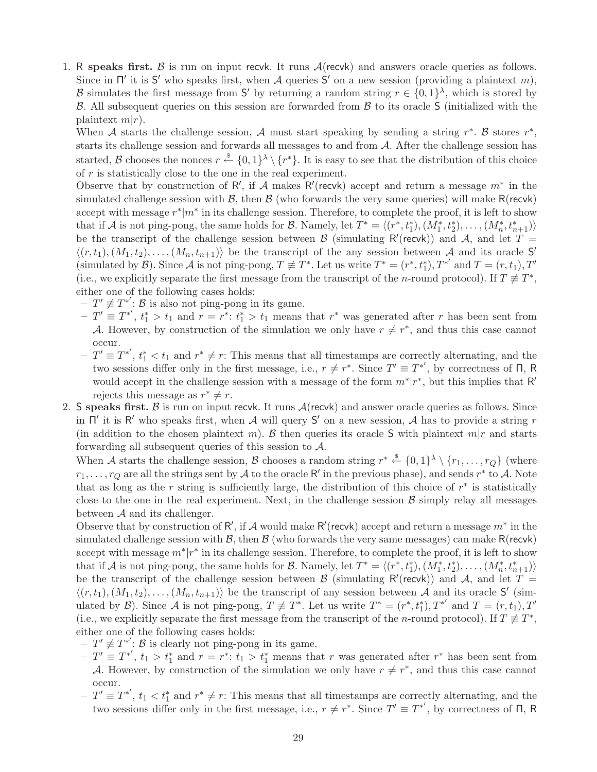1. **R speaks first.** $\mathcal{B}$ is run on input $\mathsf{recvk}$. It runs $\mathcal{A}(\mathsf{recvk})$ and answers oracle queries as follows. Since in $\Pi'$ it is $\mathsf{S}'$ who speaks first, when $\mathcal{A}$ queries $\mathsf{S}'$ on a new session (providing a plaintext $m$), $\mathcal{B}$ simulates the first message from $\mathsf{S}'$ by returning a random string $r \in \{0,1\}^\lambda$, which is stored by $\mathcal{B}$. All subsequent queries on this session are forwarded from $\mathcal{B}$ to its oracle $\mathsf{S}$ (initialized with the plaintext $m|r$).

   When $\mathcal{A}$ starts the challenge session, $\mathcal{A}$ must start speaking by sending a string $r^*$. $\mathcal{B}$ stores $r^*$, starts its challenge session and forwards all messages to and from $\mathcal{A}$. After the challenge session has started, $\mathcal{B}$ chooses the nonces $r \xleftarrow{\$} \{0,1\}^\lambda \setminus \{r^*\}$. It is easy to see that the distribution of this choice of $r$ is statistically close to the one in the real experiment.

   Observe that by construction of $\mathsf{R}'$, if $\mathcal{A}$ makes $\mathsf{R}'(\mathsf{recvk})$ accept and return a message $m^*$ in the simulated challenge session with $\mathcal{B}$, then $\mathcal{B}$ (who forwards the very same queries) will make $\mathsf{R}(\mathsf{recvk})$ accept with message $r^*|m^*$ in its challenge session. Therefore, to complete the proof, it is left to show that if $\mathcal{A}$ is not ping-pong, the same holds for $\mathcal{B}$. Namely, let $T^* = \langle (r^*, t_1^*), (M_1^*, t_2^*), \ldots, (M_n^*, t_{n+1}^*) \rangle$ be the transcript of the challenge session between $\mathcal{B}$ (simulating $\mathsf{R}'(\mathsf{recvk})$) and $\mathcal{A}$, and let $T = \langle (r, t_1), (M_1, t_2), \ldots, (M_n, t_{n+1}) \rangle$ be the transcript of the any session between $\mathcal{A}$ and its oracle $\mathsf{S}'$ (simulated by $\mathcal{B}$). Since $\mathcal{A}$ is not ping-pong, $T \not\equiv T^*$. Let us write $T^* = (r^*, t_1^*), T^{*'}$ and $T = (r, t_1), T'$ (i.e., we explicitly separate the first message from the transcript of the $n$-round protocol). If $T \not\equiv T^*$, either one of the following cases holds:
   - $T' \not\equiv T^{*'}$: $\mathcal{B}$ is also not ping-pong in its game.
   - $T' \equiv T^{*'}$, $t_1^* > t_1$ and $r = r^*$: $t_1^* > t_1$ means that $r^*$ was generated after $r$ has been sent from $\mathcal{A}$. However, by construction of the simulation we only have $r \neq r^*$, and thus this case cannot occur.
   - $T' \equiv T^{*'}$, $t_1^* < t_1$ and $r^* \neq r$: This means that all timestamps are correctly alternating, and the two sessions differ only in the first message, i.e., $r \neq r^*$. Since $T' \equiv T^{*'}$, by correctness of $\Pi$, $\mathsf{R}$ would accept in the challenge session with a message of the form $m^*|r^*$, but this implies that $\mathsf{R}'$ rejects this message as $r^* \neq r$.

2. **S speaks first.** $\mathcal{B}$ is run on input $\mathsf{recvk}$. It runs $\mathcal{A}(\mathsf{recvk})$ and answer oracle queries as follows. Since in $\Pi'$ it is $\mathsf{R}'$ who speaks first, when $\mathcal{A}$ will query $\mathsf{S}'$ on a new session, $\mathcal{A}$ has to provide a string $r$ (in addition to the chosen plaintext $m$). $\mathcal{B}$ then queries its oracle $\mathsf{S}$ with plaintext $m|r$ and starts forwarding all subsequent queries of this session to $\mathcal{A}$.

   When $\mathcal{A}$ starts the challenge session, $\mathcal{B}$ chooses a random string $r^* \xleftarrow{\$} \{0,1\}^\lambda \setminus \{r_1, \ldots, r_Q\}$ (where $r_1, \ldots, r_Q$ are all the strings sent by $\mathcal{A}$ to the oracle $\mathsf{R}'$ in the previous phase), and sends $r^*$ to $\mathcal{A}$. Note that as long as the $r$ string is sufficiently large, the distribution of this choice of $r^*$ is statistically close to the one in the real experiment. Next, in the challenge session $\mathcal{B}$ simply relay all messages between $\mathcal{A}$ and its challenger.

   Observe that by construction of $\mathsf{R}'$, if $\mathcal{A}$ would make $\mathsf{R}'(\mathsf{recvk})$ accept and return a message $m^*$ in the simulated challenge session with $\mathcal{B}$, then $\mathcal{B}$ (who forwards the very same messages) can make $\mathsf{R}(\mathsf{recvk})$ accept with message $m^*|r^*$ in its challenge session. Therefore, to complete the proof, it is left to show that if $\mathcal{A}$ is not ping-pong, the same holds for $\mathcal{B}$. Namely, let $T^* = \langle (r^*, t_1^*), (M_1^*, t_2^*), \ldots, (M_n^*, t_{n+1}^*) \rangle$ be the transcript of the challenge session between $\mathcal{B}$ (simulating $\mathsf{R}'(\mathsf{recvk})$) and $\mathcal{A}$, and let $T = \langle (r, t_1), (M_1, t_2), \ldots, (M_n, t_{n+1}) \rangle$ be the transcript of any session between $\mathcal{A}$ and its oracle $\mathsf{S}'$ (simulated by $\mathcal{B}$). Since $\mathcal{A}$ is not ping-pong, $T \not\equiv T^*$. Let us write $T^* = (r^*, t_1^*), T^{*'}$ and $T = (r, t_1), T'$ (i.e., we explicitly separate the first message from the transcript of the $n$-round protocol). If $T \not\equiv T^*$, either one of the following cases holds:
   - $T' \not\equiv T^{*'}$: $\mathcal{B}$ is clearly not ping-pong in its game.
   - $T' \equiv T^{*'}$, $t_1 > t_1^*$ and $r = r^*$: $t_1 > t_1^*$ means that $r$ was generated after $r^*$ has been sent from $\mathcal{A}$. However, by construction of the simulation we only have $r \neq r^*$, and thus this case cannot occur.
   - $T' \equiv T^{*'}$, $t_1 < t_1^*$ and $r^* \neq r$: This means that all timestamps are correctly alternating, and the two sessions differ only in the first message, i.e., $r \neq r^*$. Since $T' \equiv T^{*'}$, by correctness of $\Pi$, $\mathsf{R}$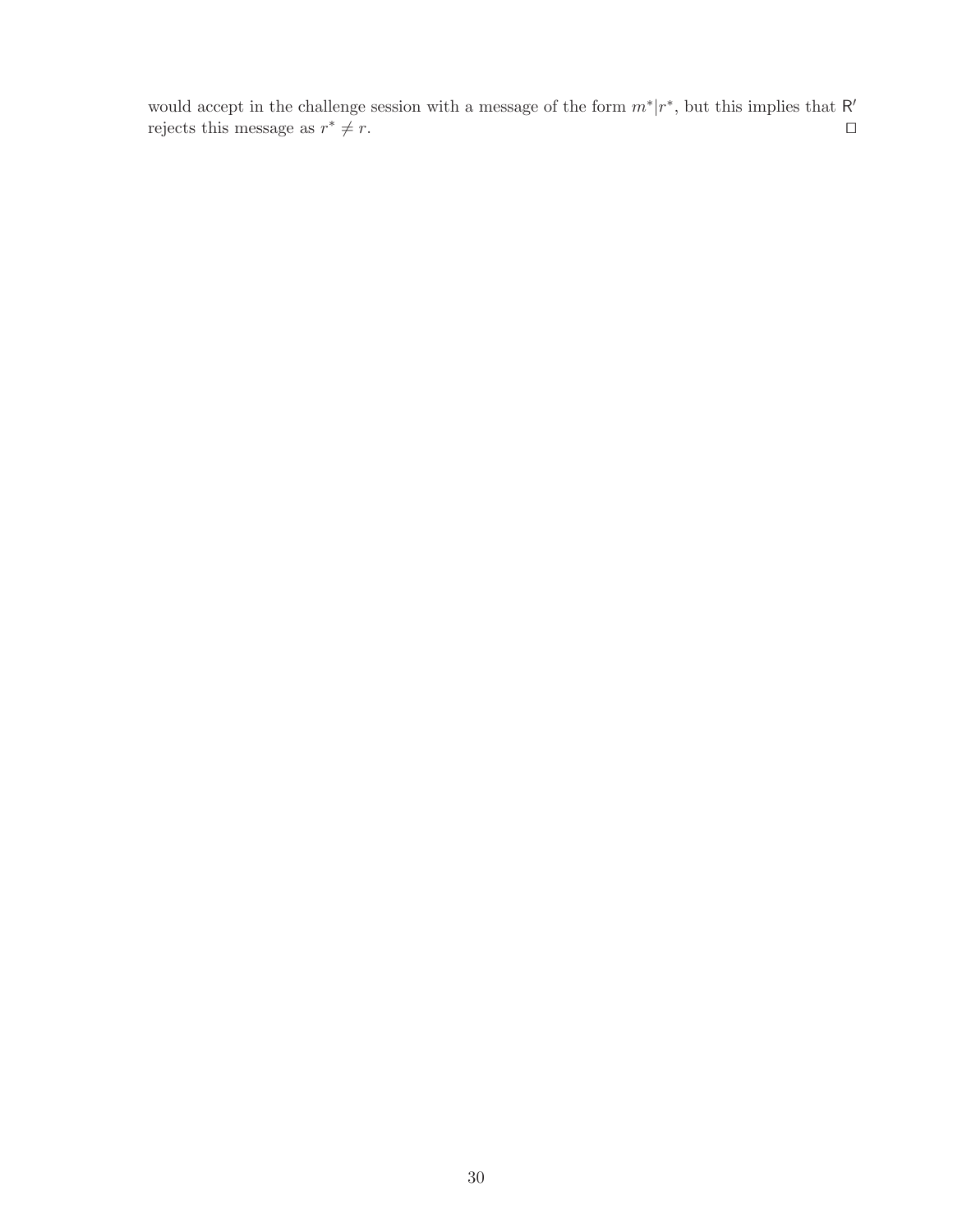would accept in the challenge session with a message of the form $m^*|r^*$, but this implies that $\mathsf{R}'$ rejects this message as $r^* \neq r$. $\square$